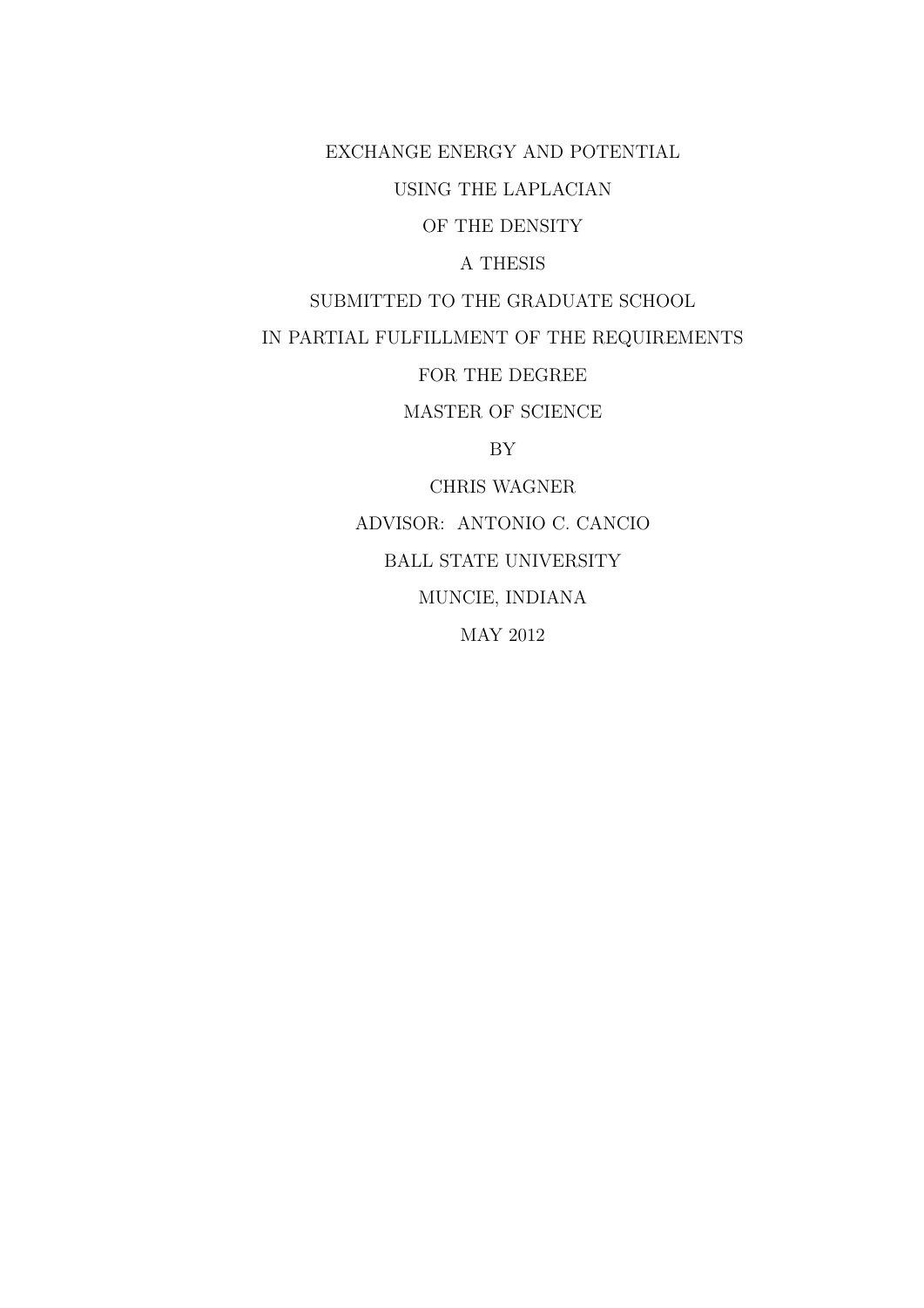# EXCHANGE ENERGY AND POTENTIAL USING THE LAPLACIAN OF THE DENSITY

A THESIS

SUBMITTED TO THE GRADUATE SCHOOL

IN PARTIAL FULFILLMENT OF THE REQUIREMENTS

FOR THE DEGREE

MASTER OF SCIENCE

BY

CHRIS WAGNER

ADVISOR: ANTONIO C. CANCIO

BALL STATE UNIVERSITY

MUNCIE, INDIANA

MAY 2012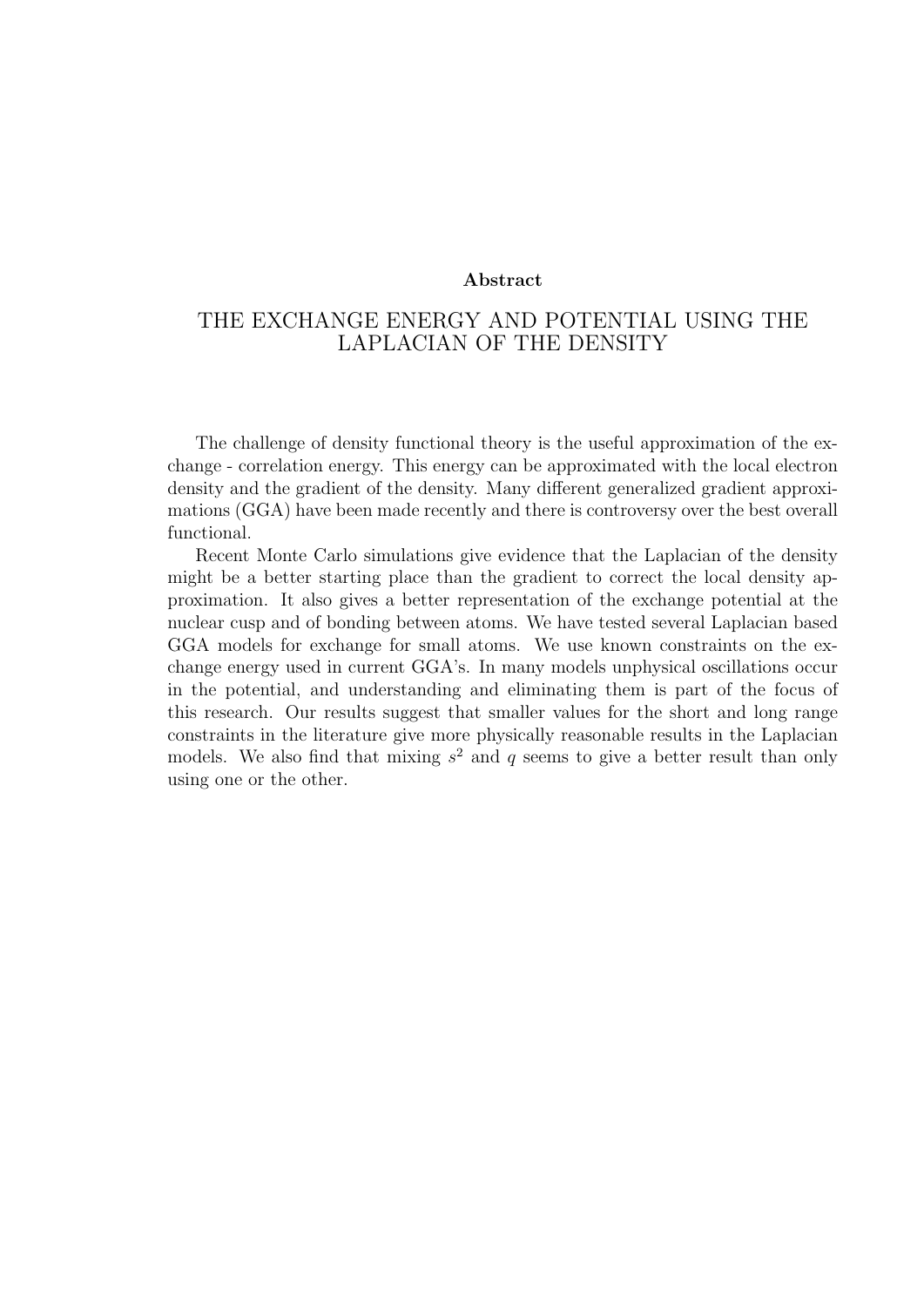## Abstract

### THE EXCHANGE ENERGY AND POTENTIAL USING THE LAPLACIAN OF THE DENSITY

The challenge of density functional theory is the useful approximation of the exchange - correlation energy. This energy can be approximated with the local electron density and the gradient of the density. Many different generalized gradient approximations (GGA) have been made recently and there is controversy over the best overall functional.

Recent Monte Carlo simulations give evidence that the Laplacian of the density might be a better starting place than the gradient to correct the local density approximation. It also gives a better representation of the exchange potential at the nuclear cusp and of bonding between atoms. We have tested several Laplacian based GGA models for exchange for small atoms. We use known constraints on the exchange energy used in current GGA's. In many models unphysical oscillations occur in the potential, and understanding and eliminating them is part of the focus of this research. Our results suggest that smaller values for the short and long range constraints in the literature give more physically reasonable results in the Laplacian models. We also find that mixing $s^2$ and $q$ seems to give a better result than only using one or the other.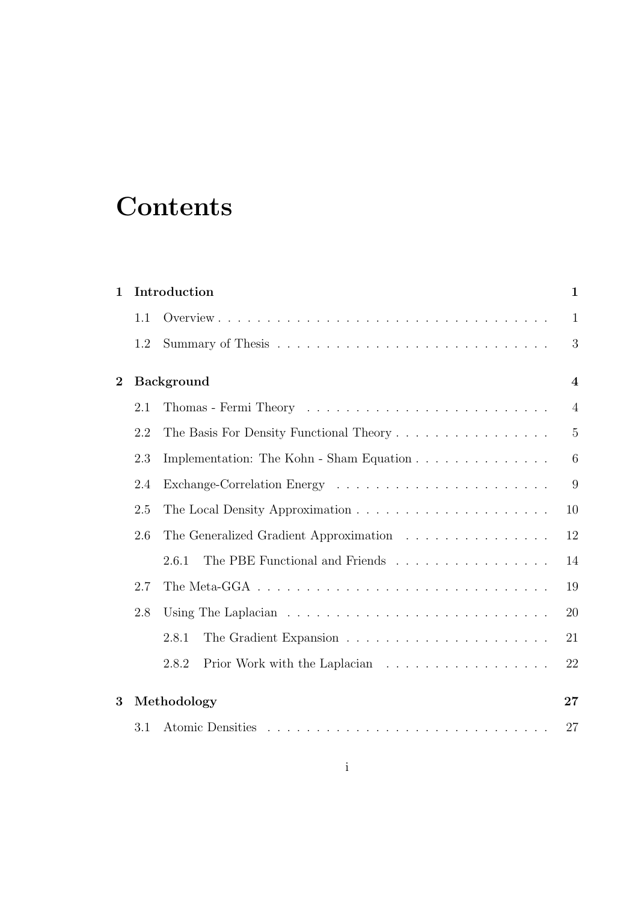# Contents

**1 Introduction** **1**

- 1.1 Overview 1
- 1.2 Summary of Thesis 3

**2 Background** **4**

- 2.1 Thomas - Fermi Theory 4
- 2.2 The Basis For Density Functional Theory 5
- 2.3 Implementation: The Kohn - Sham Equation 6
- 2.4 Exchange-Correlation Energy 9
- 2.5 The Local Density Approximation 10
- 2.6 The Generalized Gradient Approximation 12
  - 2.6.1 The PBE Functional and Friends 14
- 2.7 The Meta-GGA 19
- 2.8 Using The Laplacian 20
  - 2.8.1 The Gradient Expansion 21
  - 2.8.2 Prior Work with the Laplacian 22

**3 Methodology** **27**

- 3.1 Atomic Densities 27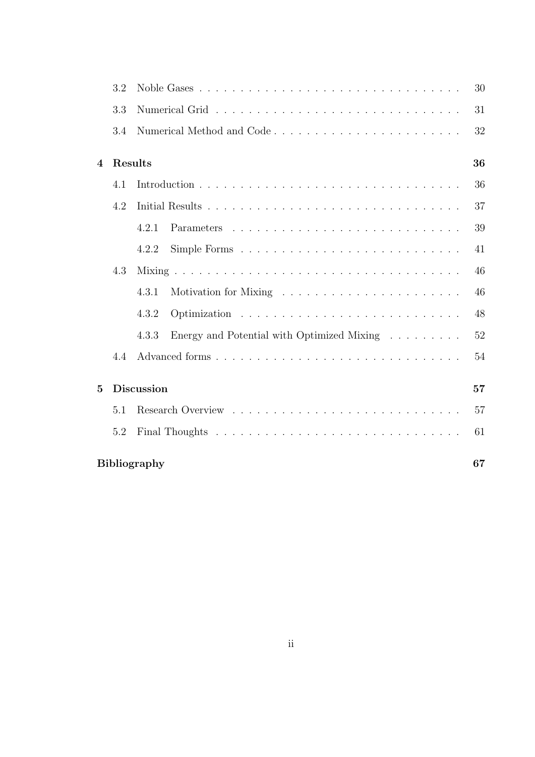| | | |
|---|---|---|
| 3.2 | Noble Gases | 30 |
| 3.3 | Numerical Grid | 31 |
| 3.4 | Numerical Method and Code | 32 |
| **4** | **Results** | **36** |
| 4.1 | Introduction | 36 |
| 4.2 | Initial Results | 37 |
| 4.2.1 | Parameters | 39 |
| 4.2.2 | Simple Forms | 41 |
| 4.3 | Mixing | 46 |
| 4.3.1 | Motivation for Mixing | 46 |
| 4.3.2 | Optimization | 48 |
| 4.3.3 | Energy and Potential with Optimized Mixing | 52 |
| 4.4 | Advanced forms | 54 |
| **5** | **Discussion** | **57** |
| 5.1 | Research Overview | 57 |
| 5.2 | Final Thoughts | 61 |
| | **Bibliography** | **67** |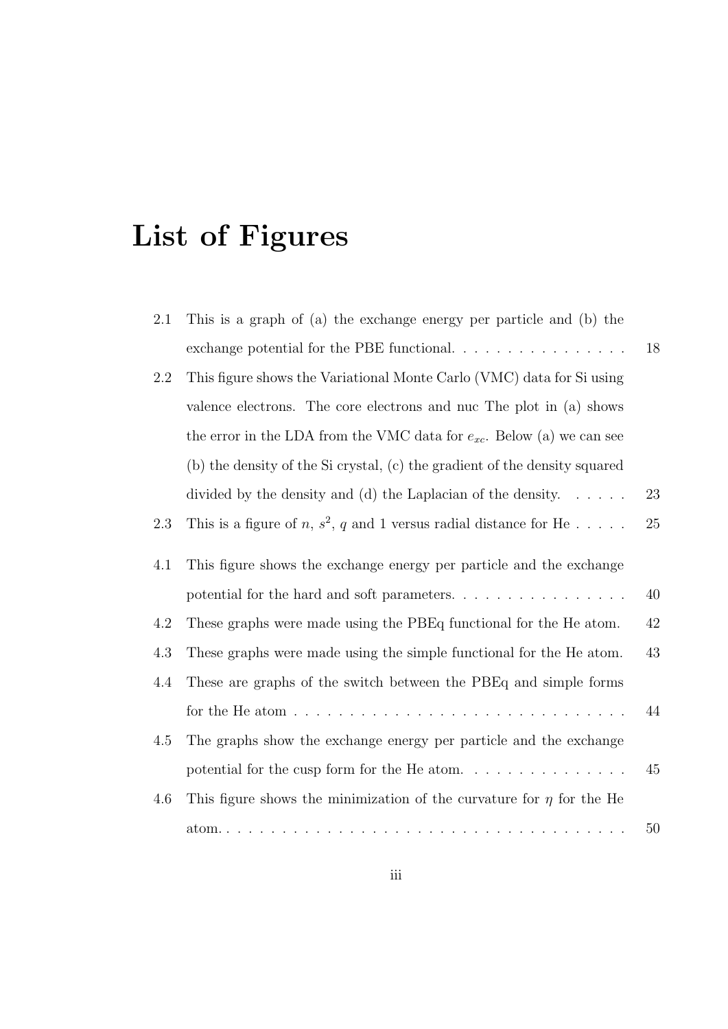# List of Figures

2.1 This is a graph of (a) the exchange energy per particle and (b) the exchange potential for the PBE functional. . . . . . . . . . . . . . . . 18

2.2 This figure shows the Variational Monte Carlo (VMC) data for Si using valence electrons. The core electrons and nuc The plot in (a) shows the error in the LDA from the VMC data for $e_{xc}$. Below (a) we can see (b) the density of the Si crystal, (c) the gradient of the density squared divided by the density and (d) the Laplacian of the density. . . . . . 23

2.3 This is a figure of $n$, $s^2$, $q$ and 1 versus radial distance for He . . . . . 25

4.1 This figure shows the exchange energy per particle and the exchange potential for the hard and soft parameters. . . . . . . . . . . . . . . . 40

4.2 These graphs were made using the PBEq functional for the He atom. 42

4.3 These graphs were made using the simple functional for the He atom. 43

4.4 These are graphs of the switch between the PBEq and simple forms for the He atom . . . . . . . . . . . . . . . . . . . . . . . . . . . . . . 44

4.5 The graphs show the exchange energy per particle and the exchange potential for the cusp form for the He atom. . . . . . . . . . . . . . . 45

4.6 This figure shows the minimization of the curvature for $\eta$ for the He atom. . . . . . . . . . . . . . . . . . . . . . . . . . . . . . . . . . . . . 50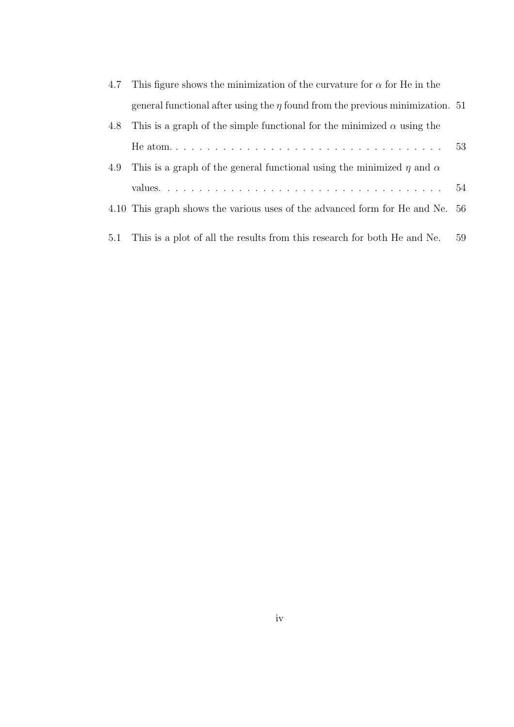| | | |
|---|---|---|
| 4.7 | This figure shows the minimization of the curvature for $\alpha$ for He in the general functional after using the $\eta$ found from the previous minimization. | 51 |
| 4.8 | This is a graph of the simple functional for the minimized $\alpha$ using the He atom. | 53 |
| 4.9 | This is a graph of the general functional using the minimized $\eta$ and $\alpha$ values. | 54 |
| 4.10 | This graph shows the various uses of the advanced form for He and Ne. | 56 |
| 5.1 | This is a plot of all the results from this research for both He and Ne. | 59 |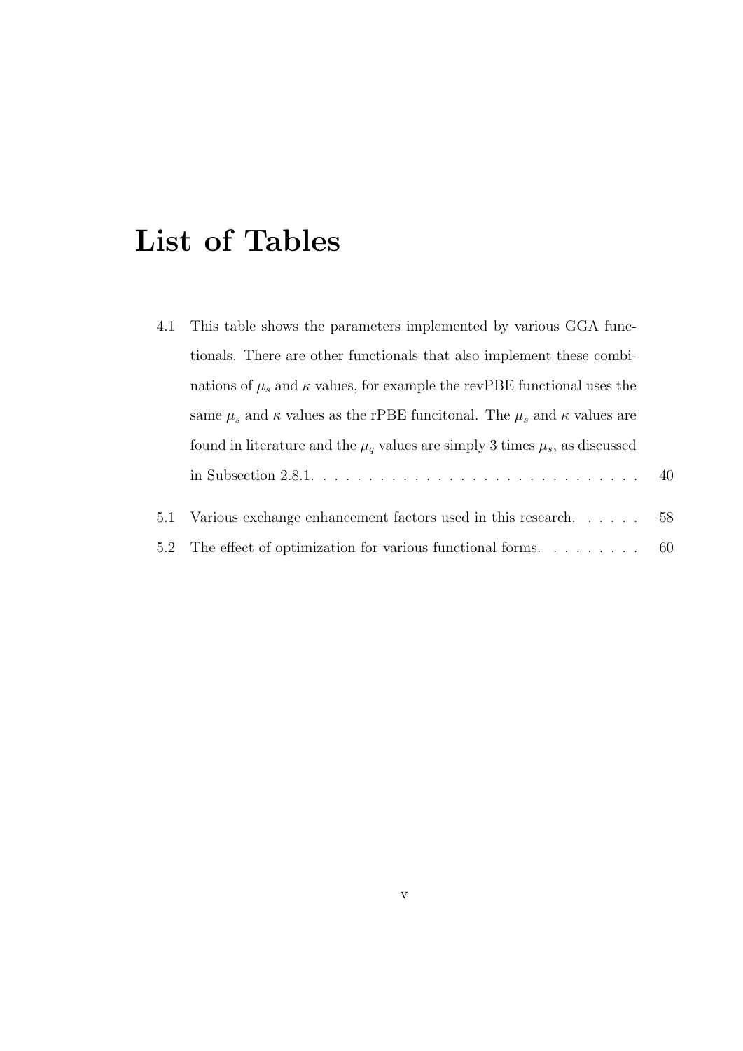# List of Tables

4.1 This table shows the parameters implemented by various GGA functionals. There are other functionals that also implement these combinations of $\mu_s$ and $\kappa$ values, for example the revPBE functional uses the same $\mu_s$ and $\kappa$ values as the rPBE funcitonal. The $\mu_s$ and $\kappa$ values are found in literature and the $\mu_q$ values are simply 3 times $\mu_s$, as discussed in Subsection 2.8.1. . . . . . . . . . . . . . . . . . . . . . . . . . . . . 40

5.1 Various exchange enhancement factors used in this research. . . . . . 58

5.2 The effect of optimization for various functional forms. . . . . . . . . 60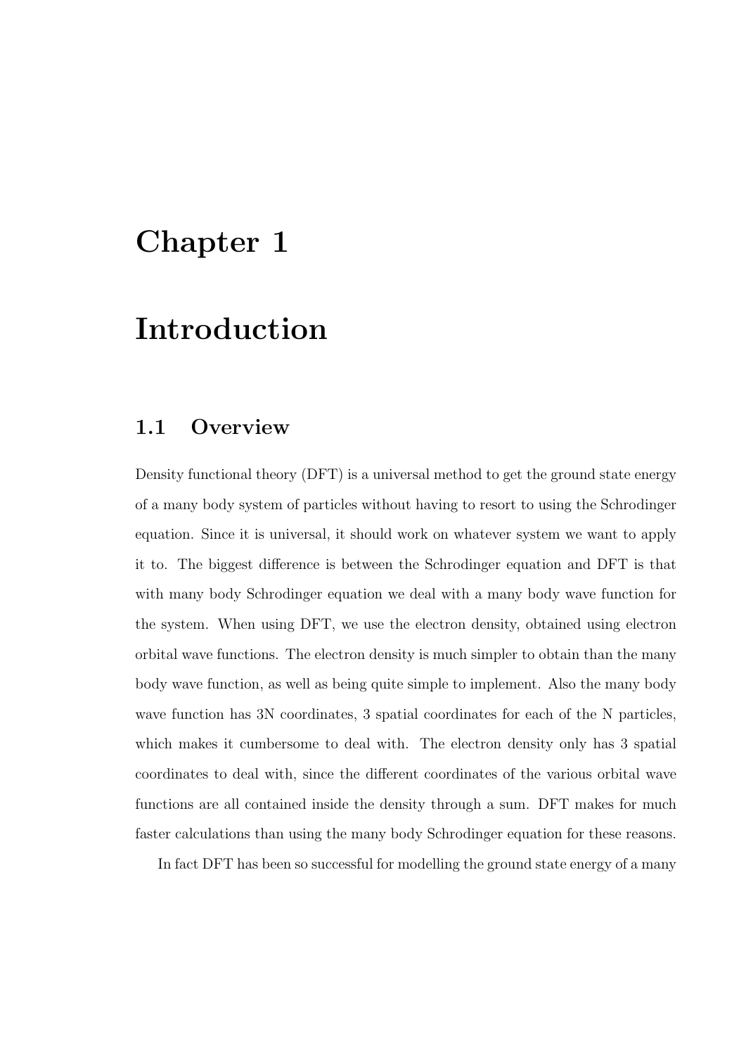# Chapter 1

# Introduction

## 1.1 Overview

Density functional theory (DFT) is a universal method to get the ground state energy of a many body system of particles without having to resort to using the Schrodinger equation. Since it is universal, it should work on whatever system we want to apply it to. The biggest difference is between the Schrodinger equation and DFT is that with many body Schrodinger equation we deal with a many body wave function for the system. When using DFT, we use the electron density, obtained using electron orbital wave functions. The electron density is much simpler to obtain than the many body wave function, as well as being quite simple to implement. Also the many body wave function has 3N coordinates, 3 spatial coordinates for each of the N particles, which makes it cumbersome to deal with. The electron density only has 3 spatial coordinates to deal with, since the different coordinates of the various orbital wave functions are all contained inside the density through a sum. DFT makes for much faster calculations than using the many body Schrodinger equation for these reasons.

In fact DFT has been so successful for modelling the ground state energy of a many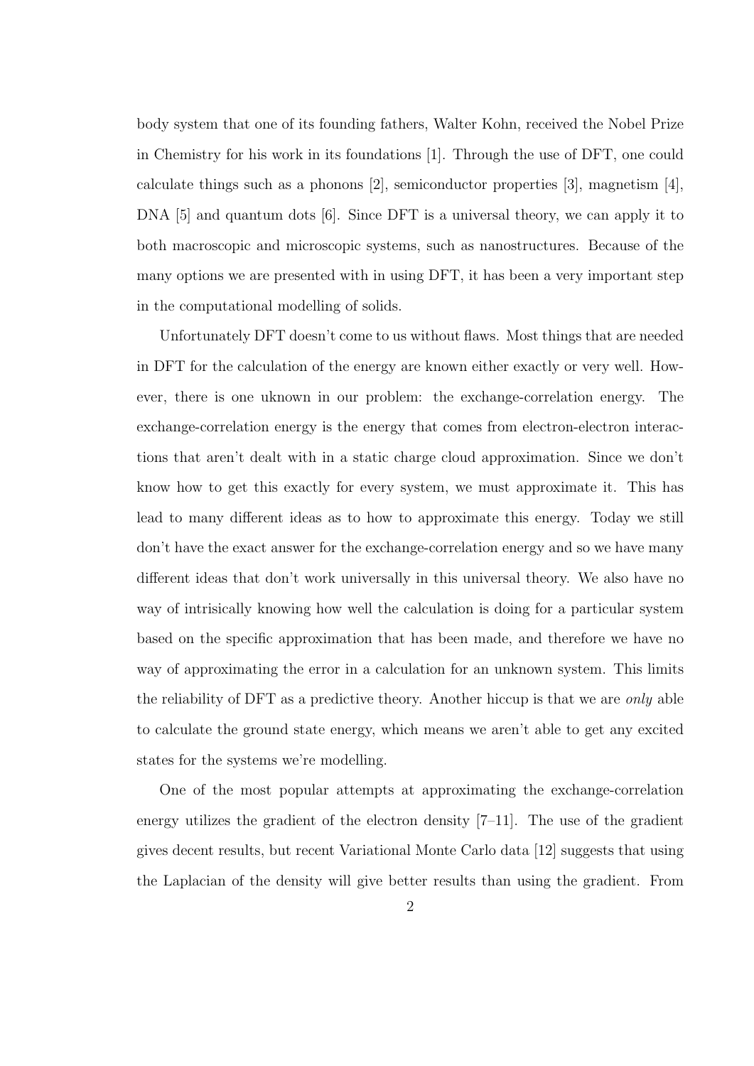body system that one of its founding fathers, Walter Kohn, received the Nobel Prize in Chemistry for his work in its foundations [1]. Through the use of DFT, one could calculate things such as a phonons [2], semiconductor properties [3], magnetism [4], DNA [5] and quantum dots [6]. Since DFT is a universal theory, we can apply it to both macroscopic and microscopic systems, such as nanostructures. Because of the many options we are presented with in using DFT, it has been a very important step in the computational modelling of solids.

Unfortunately DFT doesn't come to us without flaws. Most things that are needed in DFT for the calculation of the energy are known either exactly or very well. However, there is one uknown in our problem: the exchange-correlation energy. The exchange-correlation energy is the energy that comes from electron-electron interactions that aren't dealt with in a static charge cloud approximation. Since we don't know how to get this exactly for every system, we must approximate it. This has lead to many different ideas as to how to approximate this energy. Today we still don't have the exact answer for the exchange-correlation energy and so we have many different ideas that don't work universally in this universal theory. We also have no way of intrisically knowing how well the calculation is doing for a particular system based on the specific approximation that has been made, and therefore we have no way of approximating the error in a calculation for an unknown system. This limits the reliability of DFT as a predictive theory. Another hiccup is that we are *only* able to calculate the ground state energy, which means we aren't able to get any excited states for the systems we're modelling.

One of the most popular attempts at approximating the exchange-correlation energy utilizes the gradient of the electron density [7–11]. The use of the gradient gives decent results, but recent Variational Monte Carlo data [12] suggests that using the Laplacian of the density will give better results than using the gradient. From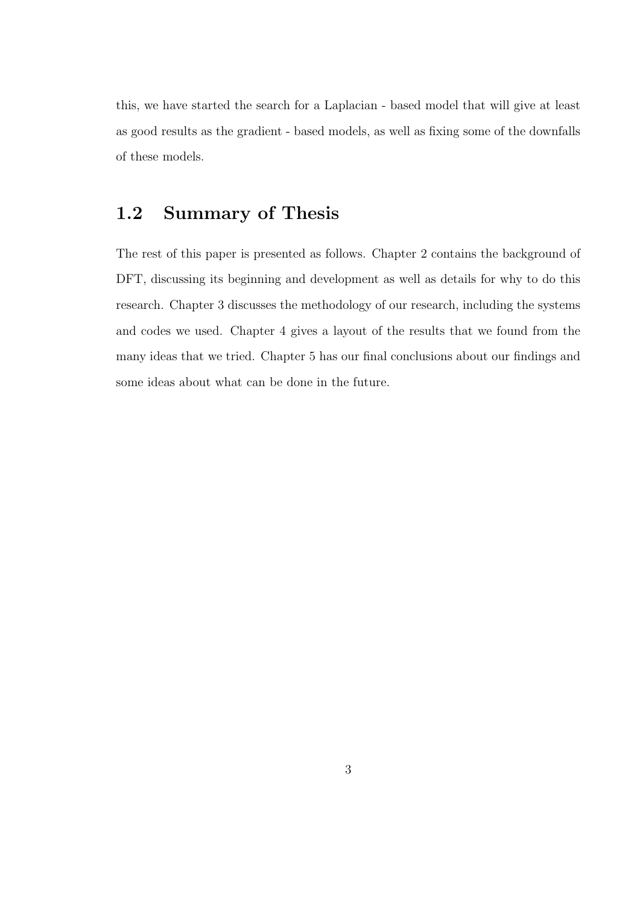this, we have started the search for a Laplacian - based model that will give at least as good results as the gradient - based models, as well as fixing some of the downfalls of these models.

## 1.2 Summary of Thesis

The rest of this paper is presented as follows. Chapter 2 contains the background of DFT, discussing its beginning and development as well as details for why to do this research. Chapter 3 discusses the methodology of our research, including the systems and codes we used. Chapter 4 gives a layout of the results that we found from the many ideas that we tried. Chapter 5 has our final conclusions about our findings and some ideas about what can be done in the future.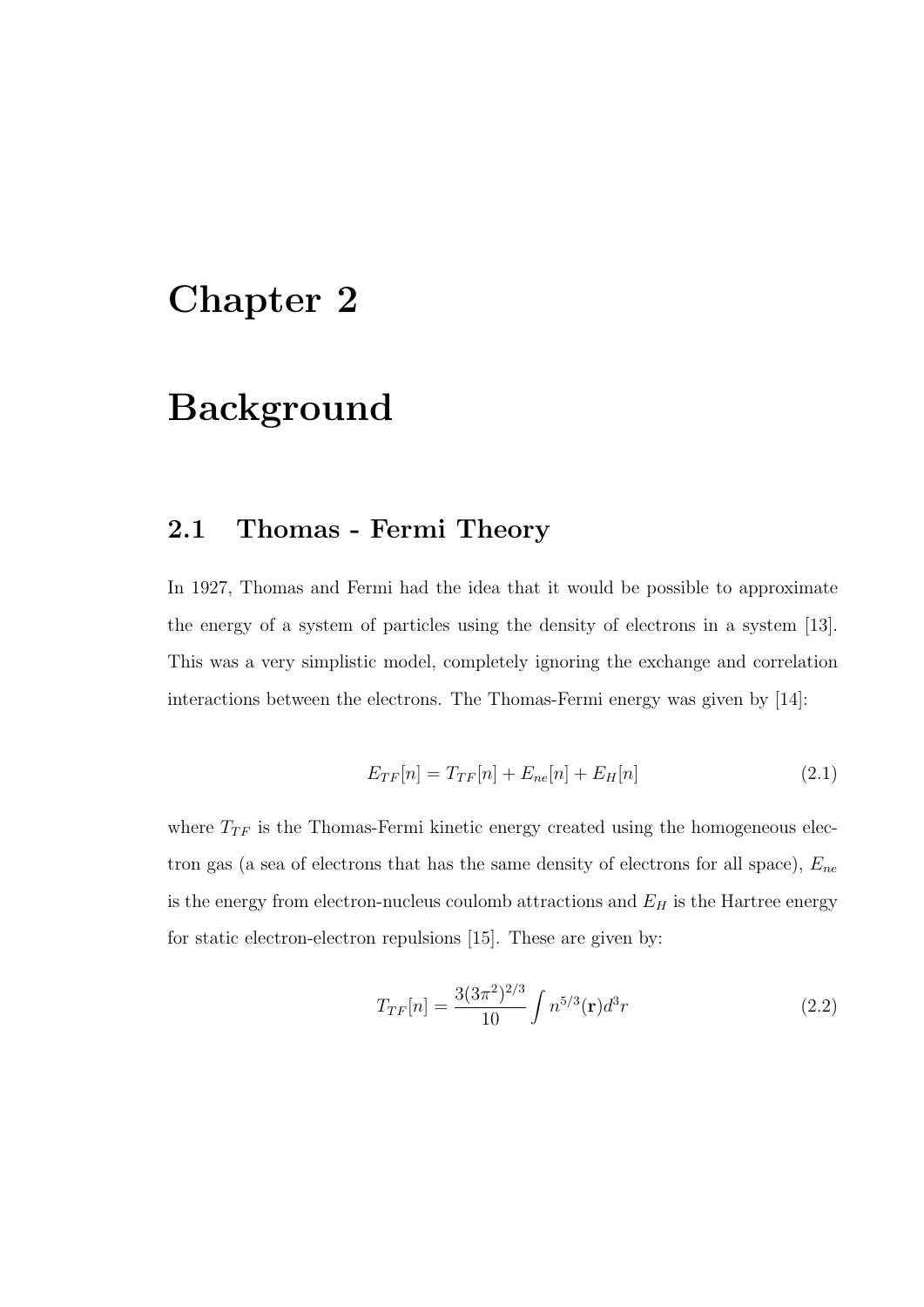# Chapter 2

# Background

## 2.1 Thomas - Fermi Theory

In 1927, Thomas and Fermi had the idea that it would be possible to approximate the energy of a system of particles using the density of electrons in a system [13]. This was a very simplistic model, completely ignoring the exchange and correlation interactions between the electrons. The Thomas-Fermi energy was given by [14]:

$$E_{TF}[n] = T_{TF}[n] + E_{ne}[n] + E_H[n] \tag{2.1}$$

where $T_{TF}$ is the Thomas-Fermi kinetic energy created using the homogeneous electron gas (a sea of electrons that has the same density of electrons for all space), $E_{ne}$ is the energy from electron-nucleus coulomb attractions and $E_H$ is the Hartree energy for static electron-electron repulsions [15]. These are given by:

$$T_{TF}[n] = \frac{3(3\pi^2)^{2/3}}{10} \int n^{5/3}(\mathbf{r}) d^3r \tag{2.2}$$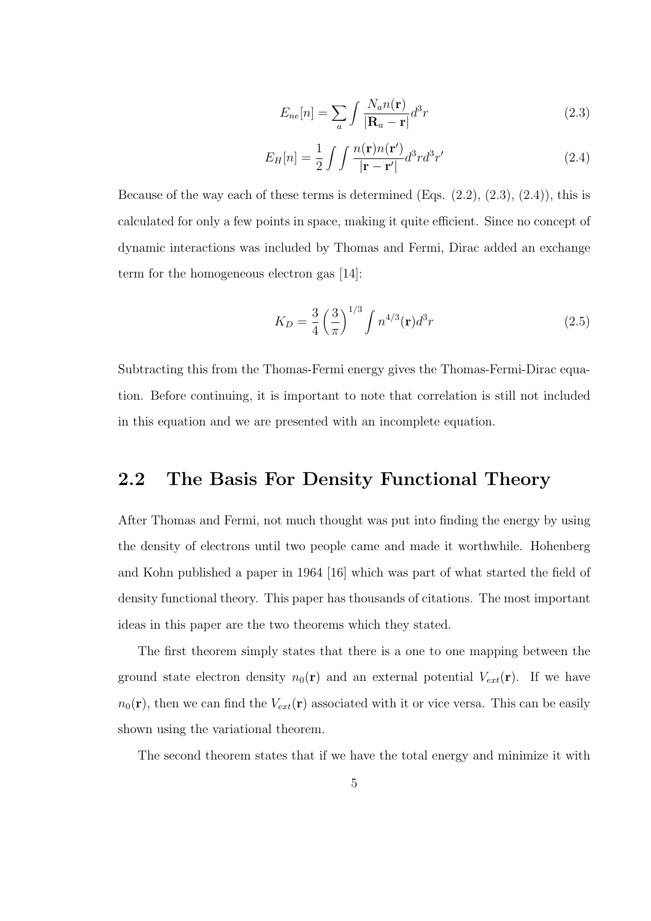$$E_{ne}[n] = \sum_a \int \frac{N_a n(\mathbf{r})}{|\mathbf{R}_a - \mathbf{r}|} d^3r \tag{2.3}$$

$$E_H[n] = \frac{1}{2} \int \int \frac{n(\mathbf{r}) n(\mathbf{r}')}{|\mathbf{r} - \mathbf{r}'|} d^3r d^3r' \tag{2.4}$$

Because of the way each of these terms is determined (Eqs. (2.2), (2.3), (2.4)), this is calculated for only a few points in space, making it quite efficient. Since no concept of dynamic interactions was included by Thomas and Fermi, Dirac added an exchange term for the homogeneous electron gas [14]:

$$K_D = \frac{3}{4} \left(\frac{3}{\pi}\right)^{1/3} \int n^{4/3}(\mathbf{r}) d^3r \tag{2.5}$$

Subtracting this from the Thomas-Fermi energy gives the Thomas-Fermi-Dirac equation. Before continuing, it is important to note that correlation is still not included in this equation and we are presented with an incomplete equation.

## 2.2 The Basis For Density Functional Theory

After Thomas and Fermi, not much thought was put into finding the energy by using the density of electrons until two people came and made it worthwhile. Hohenberg and Kohn published a paper in 1964 [16] which was part of what started the field of density functional theory. This paper has thousands of citations. The most important ideas in this paper are the two theorems which they stated.

The first theorem simply states that there is a one to one mapping between the ground state electron density $n_0(\mathbf{r})$ and an external potential $V_{ext}(\mathbf{r})$. If we have $n_0(\mathbf{r})$, then we can find the $V_{ext}(\mathbf{r})$ associated with it or vice versa. This can be easily shown using the variational theorem.

The second theorem states that if we have the total energy and minimize it with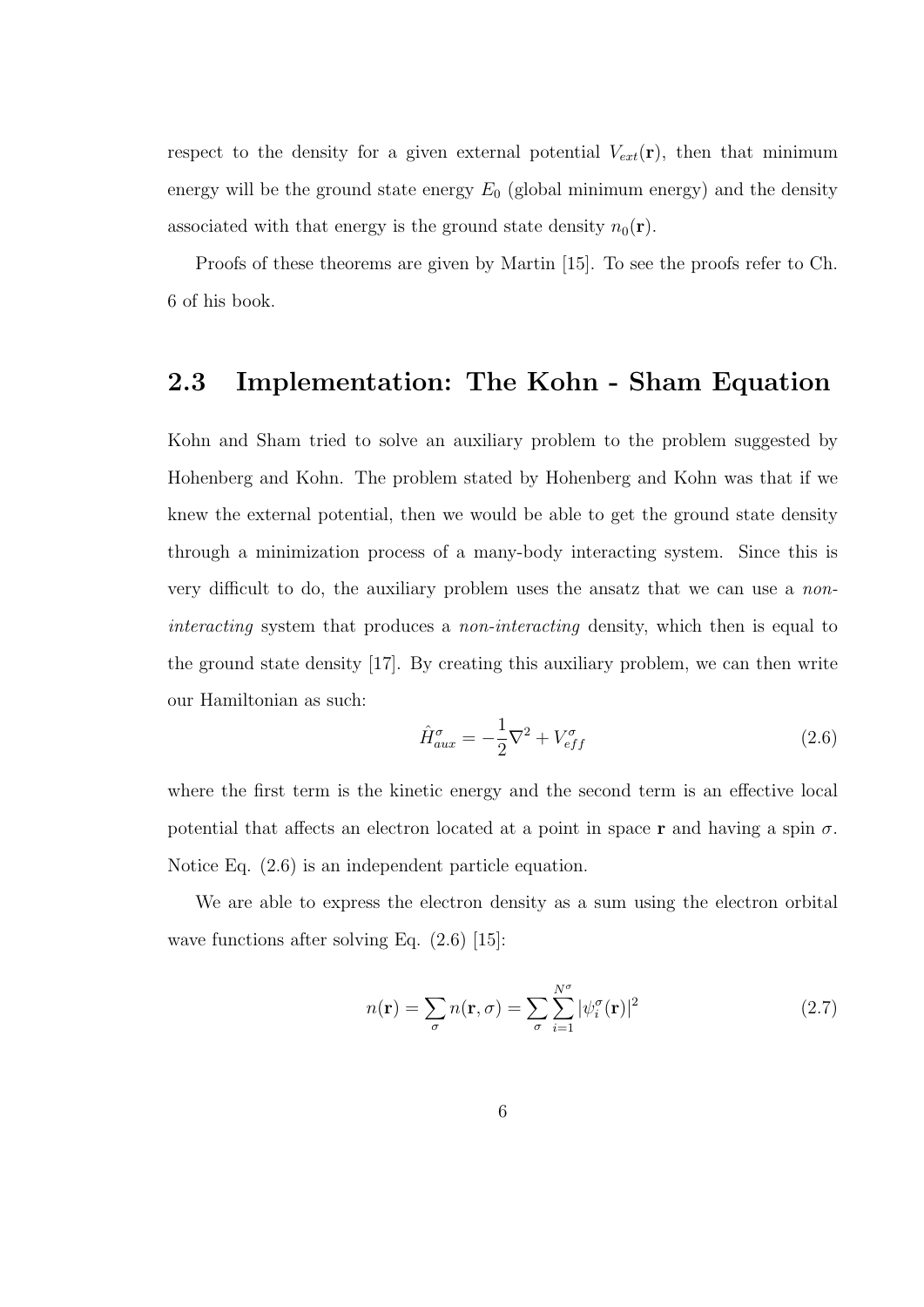respect to the density for a given external potential $V_{ext}(\mathbf{r})$, then that minimum energy will be the ground state energy $E_0$ (global minimum energy) and the density associated with that energy is the ground state density $n_0(\mathbf{r})$.

Proofs of these theorems are given by Martin [15]. To see the proofs refer to Ch. 6 of his book.

## 2.3 Implementation: The Kohn - Sham Equation

Kohn and Sham tried to solve an auxiliary problem to the problem suggested by Hohenberg and Kohn. The problem stated by Hohenberg and Kohn was that if we knew the external potential, then we would be able to get the ground state density through a minimization process of a many-body interacting system. Since this is very difficult to do, the auxiliary problem uses the ansatz that we can use a *non-interacting* system that produces a *non-interacting* density, which then is equal to the ground state density [17]. By creating this auxiliary problem, we can then write our Hamiltonian as such:

$$\hat{H}^{\sigma}_{aux} = -\frac{1}{2}\nabla^2 + V^{\sigma}_{eff} \tag{2.6}$$

where the first term is the kinetic energy and the second term is an effective local potential that affects an electron located at a point in space $\mathbf{r}$ and having a spin $\sigma$. Notice Eq. (2.6) is an independent particle equation.

We are able to express the electron density as a sum using the electron orbital wave functions after solving Eq. (2.6) [15]:

$$n(\mathbf{r}) = \sum_{\sigma} n(\mathbf{r}, \sigma) = \sum_{\sigma} \sum_{i=1}^{N^{\sigma}} |\psi^{\sigma}_i(\mathbf{r})|^2 \tag{2.7}$$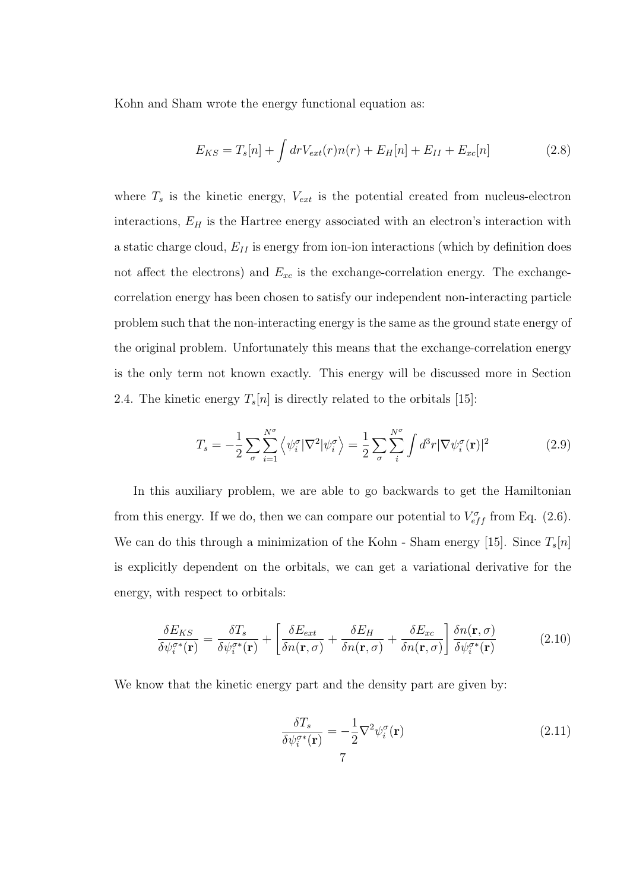Kohn and Sham wrote the energy functional equation as:

$$E_{KS} = T_s[n] + \int drV_{ext}(r)n(r) + E_H[n] + E_{II} + E_{xc}[n] \tag{2.8}$$

where $T_s$ is the kinetic energy, $V_{ext}$ is the potential created from nucleus-electron interactions, $E_H$ is the Hartree energy associated with an electron's interaction with a static charge cloud, $E_{II}$ is energy from ion-ion interactions (which by definition does not affect the electrons) and $E_{xc}$ is the exchange-correlation energy. The exchange-correlation energy has been chosen to satisfy our independent non-interacting particle problem such that the non-interacting energy is the same as the ground state energy of the original problem. Unfortunately this means that the exchange-correlation energy is the only term not known exactly. This energy will be discussed more in Section 2.4. The kinetic energy $T_s[n]$ is directly related to the orbitals [15]:

$$T_s = -\frac{1}{2}\sum_{\sigma}\sum_{i=1}^{N^{\sigma}}\left\langle \psi_i^{\sigma}|\nabla^2|\psi_i^{\sigma}\right\rangle = \frac{1}{2}\sum_{\sigma}\sum_{i}^{N^{\sigma}}\int d^3r|\nabla\psi_i^{\sigma}(\mathbf{r})|^2 \tag{2.9}$$

In this auxiliary problem, we are able to go backwards to get the Hamiltonian from this energy. If we do, then we can compare our potential to $V_{eff}^{\sigma}$ from Eq. (2.6). We can do this through a minimization of the Kohn - Sham energy [15]. Since $T_s[n]$ is explicitly dependent on the orbitals, we can get a variational derivative for the energy, with respect to orbitals:

$$\frac{\delta E_{KS}}{\delta\psi_i^{\sigma*}(\mathbf{r})} = \frac{\delta T_s}{\delta\psi_i^{\sigma*}(\mathbf{r})} + \left[\frac{\delta E_{ext}}{\delta n(\mathbf{r},\sigma)} + \frac{\delta E_H}{\delta n(\mathbf{r},\sigma)} + \frac{\delta E_{xc}}{\delta n(\mathbf{r},\sigma)}\right]\frac{\delta n(\mathbf{r},\sigma)}{\delta\psi_i^{\sigma*}(\mathbf{r})} \tag{2.10}$$

We know that the kinetic energy part and the density part are given by:

$$\frac{\delta T_s}{\delta\psi_i^{\sigma*}(\mathbf{r})} = -\frac{1}{2}\nabla^2\psi_i^{\sigma}(\mathbf{r}) \tag{2.11}$$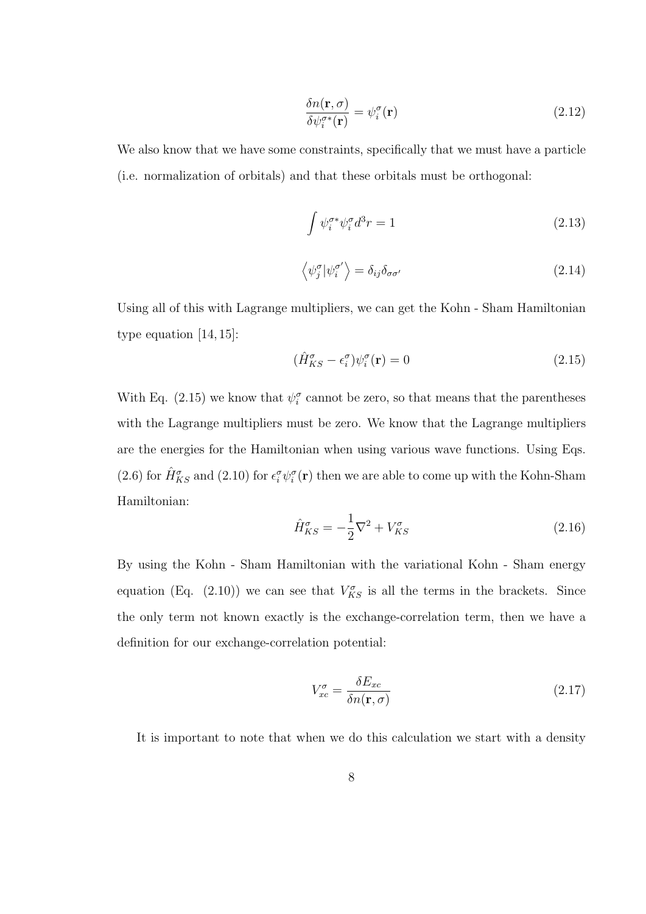$$\frac{\delta n(\mathbf{r}, \sigma)}{\delta \psi_i^{\sigma *}(\mathbf{r})} = \psi_i^\sigma(\mathbf{r}) \tag{2.12}$$

We also know that we have some constraints, specifically that we must have a particle (i.e. normalization of orbitals) and that these orbitals must be orthogonal:

$$\int \psi_i^{\sigma *} \psi_i^\sigma d^3r = 1 \tag{2.13}$$

$$\left\langle \psi_j^\sigma | \psi_i^{\sigma'} \right\rangle = \delta_{ij} \delta_{\sigma\sigma'} \tag{2.14}$$

Using all of this with Lagrange multipliers, we can get the Kohn - Sham Hamiltonian type equation [14, 15]:

$$(\hat{H}_{KS}^\sigma - \epsilon_i^\sigma) \psi_i^\sigma(\mathbf{r}) = 0 \tag{2.15}$$

With Eq. (2.15) we know that $\psi_i^\sigma$ cannot be zero, so that means that the parentheses with the Lagrange multipliers must be zero. We know that the Lagrange multipliers are the energies for the Hamiltonian when using various wave functions. Using Eqs. (2.6) for $\hat{H}_{KS}^\sigma$ and (2.10) for $\epsilon_i^\sigma \psi_i^\sigma(\mathbf{r})$ then we are able to come up with the Kohn-Sham Hamiltonian:

$$\hat{H}_{KS}^\sigma = -\frac{1}{2} \nabla^2 + V_{KS}^\sigma \tag{2.16}$$

By using the Kohn - Sham Hamiltonian with the variational Kohn - Sham energy equation (Eq. (2.10)) we can see that $V_{KS}^\sigma$ is all the terms in the brackets. Since the only term not known exactly is the exchange-correlation term, then we have a definition for our exchange-correlation potential:

$$V_{xc}^\sigma = \frac{\delta E_{xc}}{\delta n(\mathbf{r}, \sigma)} \tag{2.17}$$

It is important to note that when we do this calculation we start with a density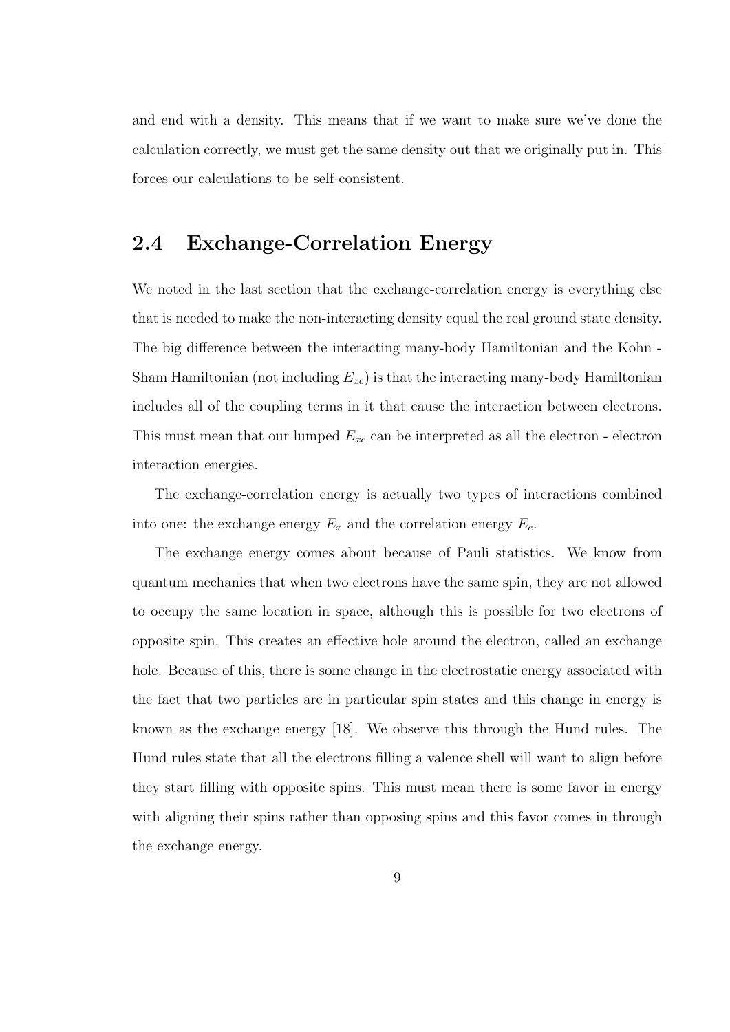and end with a density. This means that if we want to make sure we've done the calculation correctly, we must get the same density out that we originally put in. This forces our calculations to be self-consistent.

## 2.4 Exchange-Correlation Energy

We noted in the last section that the exchange-correlation energy is everything else that is needed to make the non-interacting density equal the real ground state density. The big difference between the interacting many-body Hamiltonian and the Kohn - Sham Hamiltonian (not including $E_{xc}$) is that the interacting many-body Hamiltonian includes all of the coupling terms in it that cause the interaction between electrons. This must mean that our lumped $E_{xc}$ can be interpreted as all the electron - electron interaction energies.

The exchange-correlation energy is actually two types of interactions combined into one: the exchange energy $E_x$ and the correlation energy $E_c$.

The exchange energy comes about because of Pauli statistics. We know from quantum mechanics that when two electrons have the same spin, they are not allowed to occupy the same location in space, although this is possible for two electrons of opposite spin. This creates an effective hole around the electron, called an exchange hole. Because of this, there is some change in the electrostatic energy associated with the fact that two particles are in particular spin states and this change in energy is known as the exchange energy [18]. We observe this through the Hund rules. The Hund rules state that all the electrons filling a valence shell will want to align before they start filling with opposite spins. This must mean there is some favor in energy with aligning their spins rather than opposing spins and this favor comes in through the exchange energy.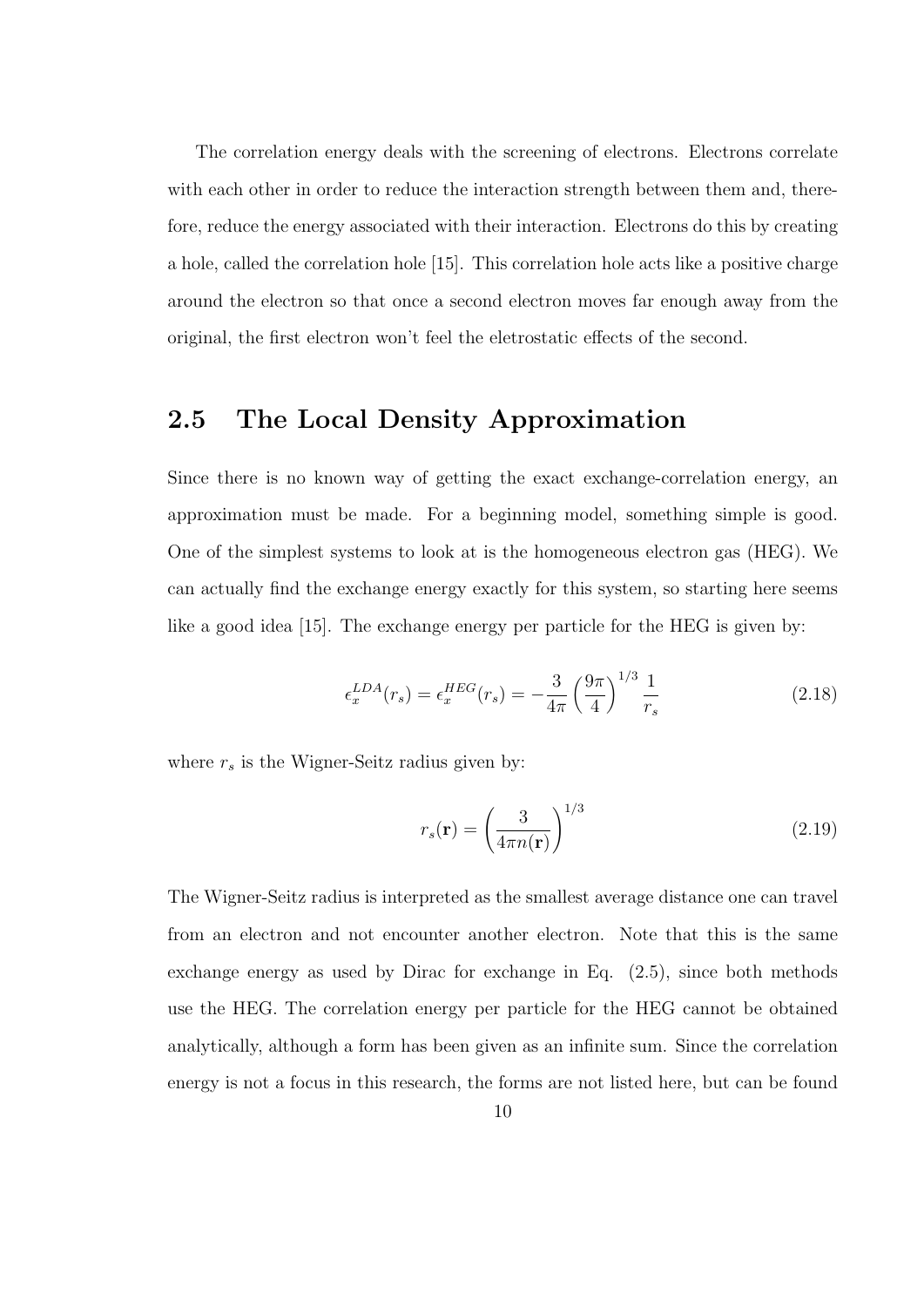The correlation energy deals with the screening of electrons. Electrons correlate with each other in order to reduce the interaction strength between them and, therefore, reduce the energy associated with their interaction. Electrons do this by creating a hole, called the correlation hole [15]. This correlation hole acts like a positive charge around the electron so that once a second electron moves far enough away from the original, the first electron won't feel the eletrostatic effects of the second.

## 2.5 The Local Density Approximation

Since there is no known way of getting the exact exchange-correlation energy, an approximation must be made. For a beginning model, something simple is good. One of the simplest systems to look at is the homogeneous electron gas (HEG). We can actually find the exchange energy exactly for this system, so starting here seems like a good idea [15]. The exchange energy per particle for the HEG is given by:

$$\epsilon_x^{LDA}(r_s) = \epsilon_x^{HEG}(r_s) = -\frac{3}{4\pi}\left(\frac{9\pi}{4}\right)^{1/3}\frac{1}{r_s} \tag{2.18}$$

where $r_s$ is the Wigner-Seitz radius given by:

$$r_s(\mathbf{r}) = \left(\frac{3}{4\pi n(\mathbf{r})}\right)^{1/3} \tag{2.19}$$

The Wigner-Seitz radius is interpreted as the smallest average distance one can travel from an electron and not encounter another electron. Note that this is the same exchange energy as used by Dirac for exchange in Eq. (2.5), since both methods use the HEG. The correlation energy per particle for the HEG cannot be obtained analytically, although a form has been given as an infinite sum. Since the correlation energy is not a focus in this research, the forms are not listed here, but can be found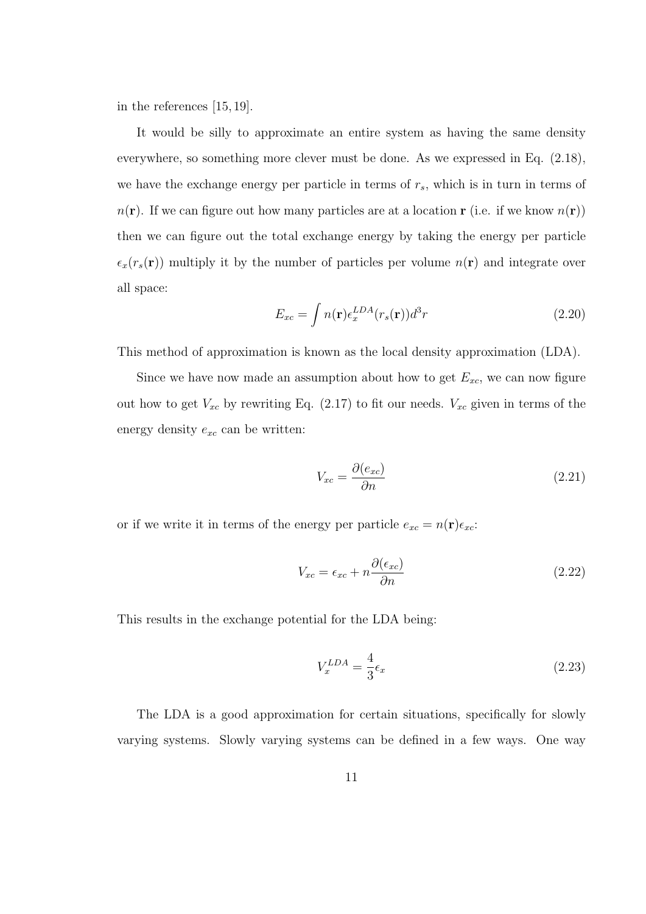in the references [15, 19].

It would be silly to approximate an entire system as having the same density everywhere, so something more clever must be done. As we expressed in Eq. (2.18), we have the exchange energy per particle in terms of $r_s$, which is in turn in terms of $n(\mathbf{r})$. If we can figure out how many particles are at a location $\mathbf{r}$ (i.e. if we know $n(\mathbf{r})$) then we can figure out the total exchange energy by taking the energy per particle $\epsilon_x(r_s(\mathbf{r}))$ multiply it by the number of particles per volume $n(\mathbf{r})$ and integrate over all space:

$$E_{xc} = \int n(\mathbf{r})\epsilon_x^{LDA}(r_s(\mathbf{r}))d^3r \tag{2.20}$$

This method of approximation is known as the local density approximation (LDA).

Since we have now made an assumption about how to get $E_{xc}$, we can now figure out how to get $V_{xc}$ by rewriting Eq. (2.17) to fit our needs. $V_{xc}$ given in terms of the energy density $e_{xc}$ can be written:

$$V_{xc} = \frac{\partial(e_{xc})}{\partial n} \tag{2.21}$$

or if we write it in terms of the energy per particle $e_{xc} = n(\mathbf{r})\epsilon_{xc}$:

$$V_{xc} = \epsilon_{xc} + n\frac{\partial(\epsilon_{xc})}{\partial n} \tag{2.22}$$

This results in the exchange potential for the LDA being:

$$V_x^{LDA} = \frac{4}{3}\epsilon_x \tag{2.23}$$

The LDA is a good approximation for certain situations, specifically for slowly varying systems. Slowly varying systems can be defined in a few ways. One way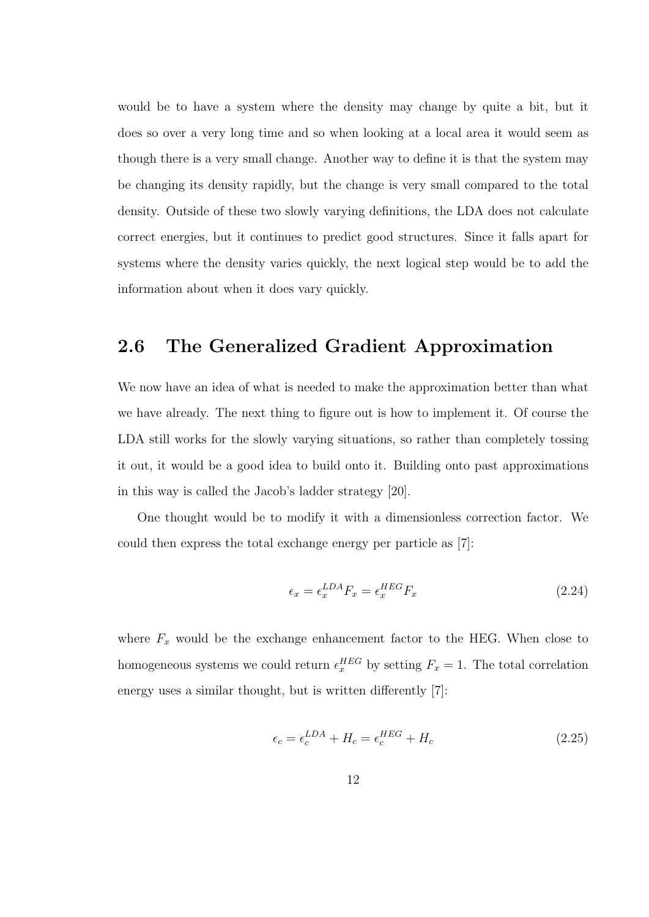would be to have a system where the density may change by quite a bit, but it does so over a very long time and so when looking at a local area it would seem as though there is a very small change. Another way to define it is that the system may be changing its density rapidly, but the change is very small compared to the total density. Outside of these two slowly varying definitions, the LDA does not calculate correct energies, but it continues to predict good structures. Since it falls apart for systems where the density varies quickly, the next logical step would be to add the information about when it does vary quickly.

## 2.6 The Generalized Gradient Approximation

We now have an idea of what is needed to make the approximation better than what we have already. The next thing to figure out is how to implement it. Of course the LDA still works for the slowly varying situations, so rather than completely tossing it out, it would be a good idea to build onto it. Building onto past approximations in this way is called the Jacob's ladder strategy [20].

One thought would be to modify it with a dimensionless correction factor. We could then express the total exchange energy per particle as [7]:

$$\epsilon_x = \epsilon_x^{LDA} F_x = \epsilon_x^{HEG} F_x \tag{2.24}$$

where $F_x$ would be the exchange enhancement factor to the HEG. When close to homogeneous systems we could return $\epsilon_x^{HEG}$ by setting $F_x = 1$. The total correlation energy uses a similar thought, but is written differently [7]:

$$\epsilon_c = \epsilon_c^{LDA} + H_c = \epsilon_c^{HEG} + H_c \tag{2.25}$$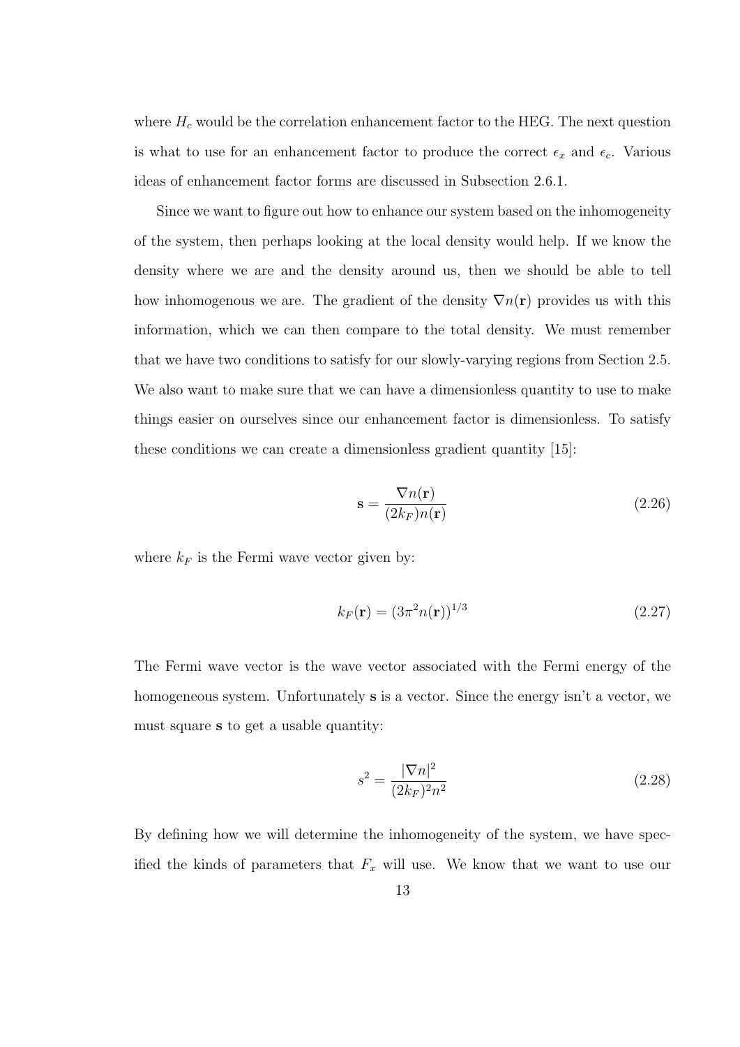where $H_c$ would be the correlation enhancement factor to the HEG. The next question is what to use for an enhancement factor to produce the correct $\epsilon_x$ and $\epsilon_c$. Various ideas of enhancement factor forms are discussed in Subsection 2.6.1.

Since we want to figure out how to enhance our system based on the inhomogeneity of the system, then perhaps looking at the local density would help. If we know the density where we are and the density around us, then we should be able to tell how inhomogenous we are. The gradient of the density $\nabla n(\mathbf{r})$ provides us with this information, which we can then compare to the total density. We must remember that we have two conditions to satisfy for our slowly-varying regions from Section 2.5. We also want to make sure that we can have a dimensionless quantity to use to make things easier on ourselves since our enhancement factor is dimensionless. To satisfy these conditions we can create a dimensionless gradient quantity [15]:

$$\mathbf{s} = \frac{\nabla n(\mathbf{r})}{(2k_F)n(\mathbf{r})} \tag{2.26}$$

where $k_F$ is the Fermi wave vector given by:

$$k_F(\mathbf{r}) = (3\pi^2 n(\mathbf{r}))^{1/3} \tag{2.27}$$

The Fermi wave vector is the wave vector associated with the Fermi energy of the homogeneous system. Unfortunately $\mathbf{s}$ is a vector. Since the energy isn't a vector, we must square $\mathbf{s}$ to get a usable quantity:

$$s^2 = \frac{|\nabla n|^2}{(2k_F)^2 n^2} \tag{2.28}$$

By defining how we will determine the inhomogeneity of the system, we have specified the kinds of parameters that $F_x$ will use. We know that we want to use our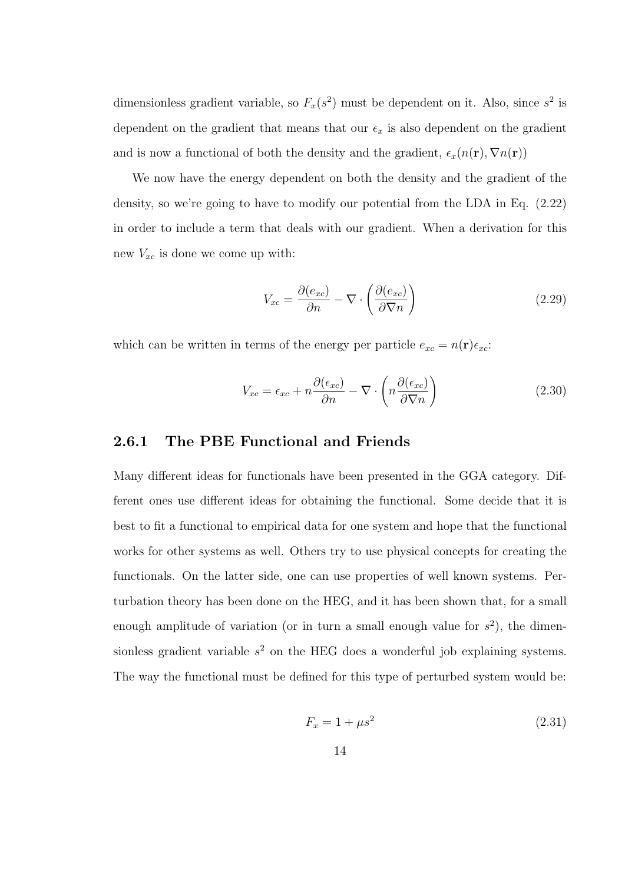dimensionless gradient variable, so $F_x(s^2)$ must be dependent on it. Also, since $s^2$ is dependent on the gradient that means that our $\epsilon_x$ is also dependent on the gradient and is now a functional of both the density and the gradient, $\epsilon_x(n(\mathbf{r}), \nabla n(\mathbf{r}))$

We now have the energy dependent on both the density and the gradient of the density, so we're going to have to modify our potential from the LDA in Eq. (2.22) in order to include a term that deals with our gradient. When a derivation for this new $V_{xc}$ is done we come up with:

$$V_{xc} = \frac{\partial(e_{xc})}{\partial n} - \nabla \cdot \left( \frac{\partial(e_{xc})}{\partial \nabla n} \right) \tag{2.29}$$

which can be written in terms of the energy per particle $e_{xc} = n(\mathbf{r})\epsilon_{xc}$:

$$V_{xc} = \epsilon_{xc} + n\frac{\partial(\epsilon_{xc})}{\partial n} - \nabla \cdot \left( n\frac{\partial(\epsilon_{xc})}{\partial \nabla n} \right) \tag{2.30}$$

### 2.6.1 The PBE Functional and Friends

Many different ideas for functionals have been presented in the GGA category. Different ones use different ideas for obtaining the functional. Some decide that it is best to fit a functional to empirical data for one system and hope that the functional works for other systems as well. Others try to use physical concepts for creating the functionals. On the latter side, one can use properties of well known systems. Perturbation theory has been done on the HEG, and it has been shown that, for a small enough amplitude of variation (or in turn a small enough value for $s^2$), the dimensionless gradient variable $s^2$ on the HEG does a wonderful job explaining systems. The way the functional must be defined for this type of perturbed system would be:

$$F_x = 1 + \mu s^2 \tag{2.31}$$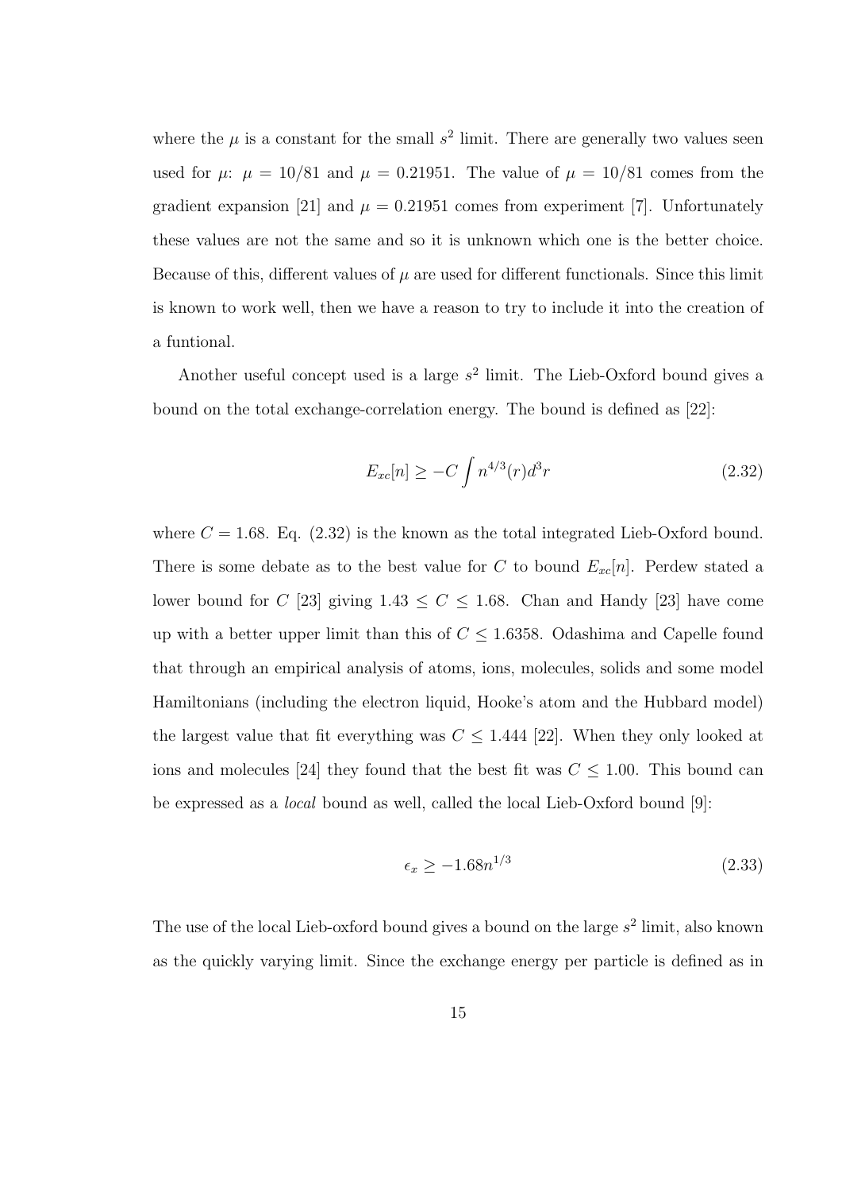where the $\mu$ is a constant for the small $s^2$ limit. There are generally two values seen used for $\mu$: $\mu = 10/81$ and $\mu = 0.21951$. The value of $\mu = 10/81$ comes from the gradient expansion [21] and $\mu = 0.21951$ comes from experiment [7]. Unfortunately these values are not the same and so it is unknown which one is the better choice. Because of this, different values of $\mu$ are used for different functionals. Since this limit is known to work well, then we have a reason to try to include it into the creation of a funtional.

Another useful concept used is a large $s^2$ limit. The Lieb-Oxford bound gives a bound on the total exchange-correlation energy. The bound is defined as [22]:

$$E_{xc}[n] \geq -C \int n^{4/3}(r) d^3r \tag{2.32}$$

where $C = 1.68$. Eq. (2.32) is the known as the total integrated Lieb-Oxford bound. There is some debate as to the best value for $C$ to bound $E_{xc}[n]$. Perdew stated a lower bound for $C$ [23] giving $1.43 \leq C \leq 1.68$. Chan and Handy [23] have come up with a better upper limit than this of $C \leq 1.6358$. Odashima and Capelle found that through an empirical analysis of atoms, ions, molecules, solids and some model Hamiltonians (including the electron liquid, Hooke's atom and the Hubbard model) the largest value that fit everything was $C \leq 1.444$ [22]. When they only looked at ions and molecules [24] they found that the best fit was $C \leq 1.00$. This bound can be expressed as a *local* bound as well, called the local Lieb-Oxford bound [9]:

$$\epsilon_x \geq -1.68 n^{1/3} \tag{2.33}$$

The use of the local Lieb-oxford bound gives a bound on the large $s^2$ limit, also known as the quickly varying limit. Since the exchange energy per particle is defined as in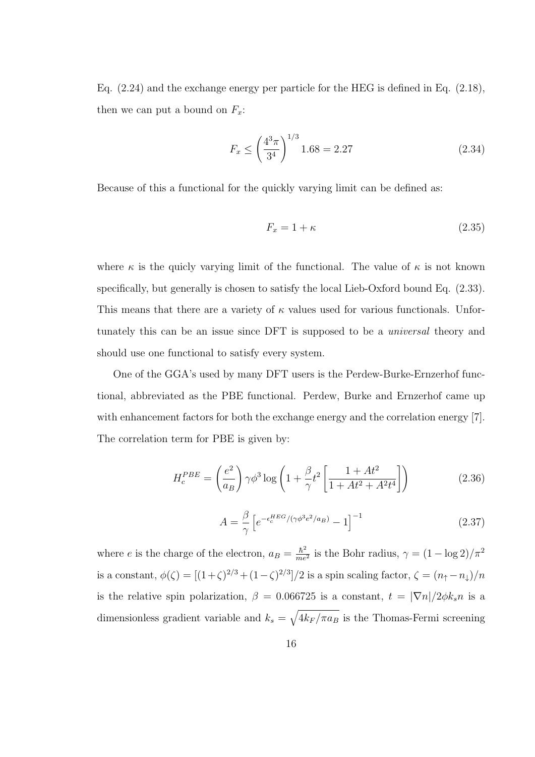Eq. (2.24) and the exchange energy per particle for the HEG is defined in Eq. (2.18), then we can put a bound on $F_x$:

$$F_x \leq \left(\frac{4^3\pi}{3^4}\right)^{1/3} 1.68 = 2.27 \tag{2.34}$$

Because of this a functional for the quickly varying limit can be defined as:

$$F_x = 1 + \kappa \tag{2.35}$$

where $\kappa$ is the quicly varying limit of the functional. The value of $\kappa$ is not known specifically, but generally is chosen to satisfy the local Lieb-Oxford bound Eq. (2.33). This means that there are a variety of $\kappa$ values used for various functionals. Unfortunately this can be an issue since DFT is supposed to be a *universal* theory and should use one functional to satisfy every system.

One of the GGA's used by many DFT users is the Perdew-Burke-Ernzerhof functional, abbreviated as the PBE functional. Perdew, Burke and Ernzerhof came up with enhancement factors for both the exchange energy and the correlation energy [7]. The correlation term for PBE is given by:

$$H_c^{PBE} = \left(\frac{e^2}{a_B}\right)\gamma\phi^3 \log\left(1 + \frac{\beta}{\gamma}t^2\left[\frac{1+At^2}{1+At^2+A^2t^4}\right]\right) \tag{2.36}$$

$$A = \frac{\beta}{\gamma}\left[e^{-\epsilon_c^{HEG}/(\gamma\phi^3 e^2/a_B)} - 1\right]^{-1} \tag{2.37}$$

where $e$ is the charge of the electron, $a_B = \frac{\hbar^2}{me^2}$ is the Bohr radius, $\gamma = (1-\log 2)/\pi^2$ is a constant, $\phi(\zeta) = [(1+\zeta)^{2/3} + (1-\zeta)^{2/3}]/2$ is a spin scaling factor, $\zeta = (n_\uparrow - n_\downarrow)/n$ is the relative spin polarization, $\beta = 0.066725$ is a constant, $t = |\nabla n|/2\phi k_s n$ is a dimensionless gradient variable and $k_s = \sqrt{4k_F/\pi a_B}$ is the Thomas-Fermi screening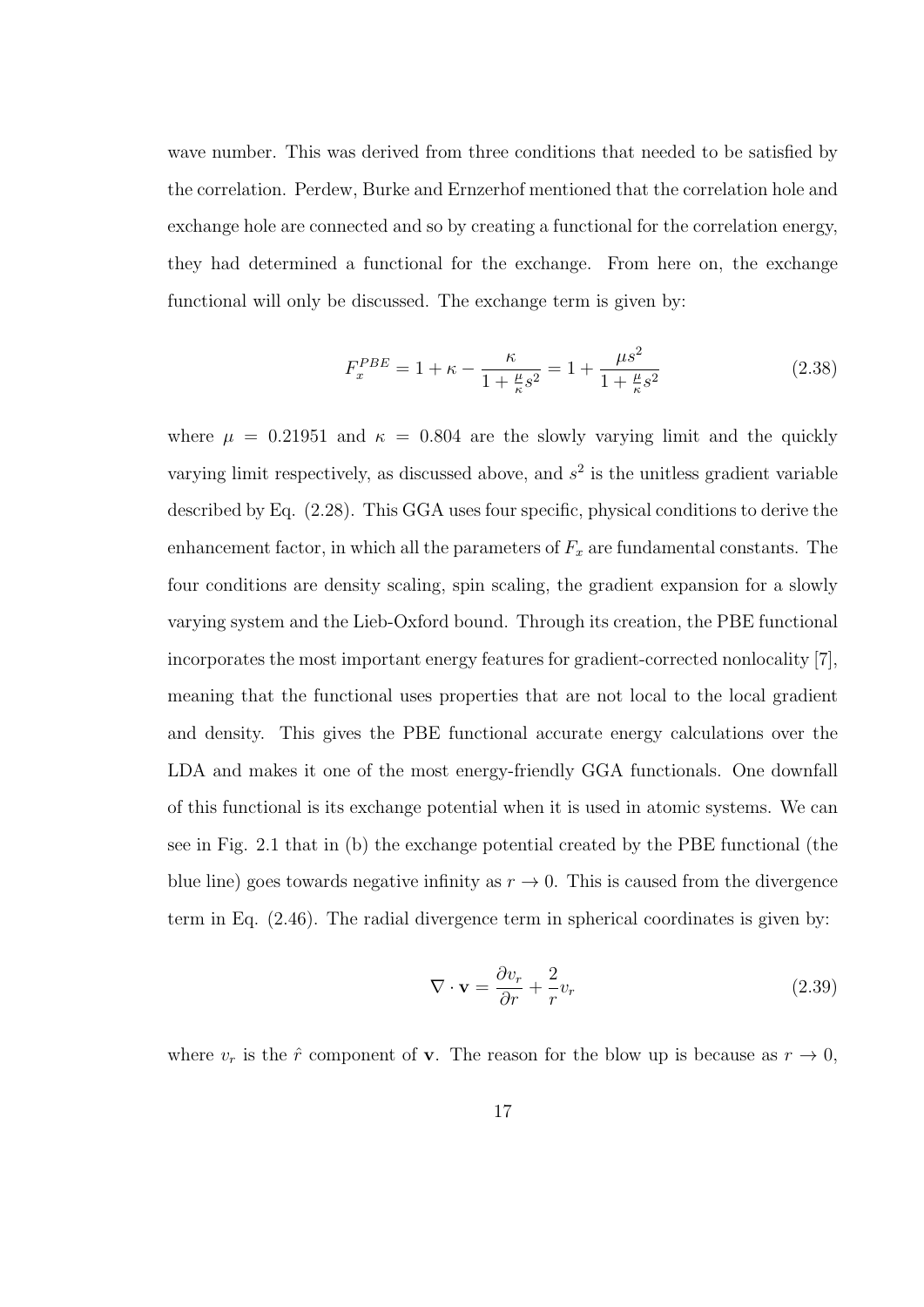wave number. This was derived from three conditions that needed to be satisfied by the correlation. Perdew, Burke and Ernzerhof mentioned that the correlation hole and exchange hole are connected and so by creating a functional for the correlation energy, they had determined a functional for the exchange. From here on, the exchange functional will only be discussed. The exchange term is given by:

$$F_x^{PBE} = 1 + \kappa - \frac{\kappa}{1 + \frac{\mu}{\kappa}s^2} = 1 + \frac{\mu s^2}{1 + \frac{\mu}{\kappa}s^2} \tag{2.38}$$

where $\mu = 0.21951$ and $\kappa = 0.804$ are the slowly varying limit and the quickly varying limit respectively, as discussed above, and $s^2$ is the unitless gradient variable described by Eq. (2.28). This GGA uses four specific, physical conditions to derive the enhancement factor, in which all the parameters of $F_x$ are fundamental constants. The four conditions are density scaling, spin scaling, the gradient expansion for a slowly varying system and the Lieb-Oxford bound. Through its creation, the PBE functional incorporates the most important energy features for gradient-corrected nonlocality [7], meaning that the functional uses properties that are not local to the local gradient and density. This gives the PBE functional accurate energy calculations over the LDA and makes it one of the most energy-friendly GGA functionals. One downfall of this functional is its exchange potential when it is used in atomic systems. We can see in Fig. 2.1 that in (b) the exchange potential created by the PBE functional (the blue line) goes towards negative infinity as $r \to 0$. This is caused from the divergence term in Eq. (2.46). The radial divergence term in spherical coordinates is given by:

$$\nabla \cdot \mathbf{v} = \frac{\partial v_r}{\partial r} + \frac{2}{r}v_r \tag{2.39}$$

where $v_r$ is the $\hat{r}$ component of $\mathbf{v}$. The reason for the blow up is because as $r \to 0$,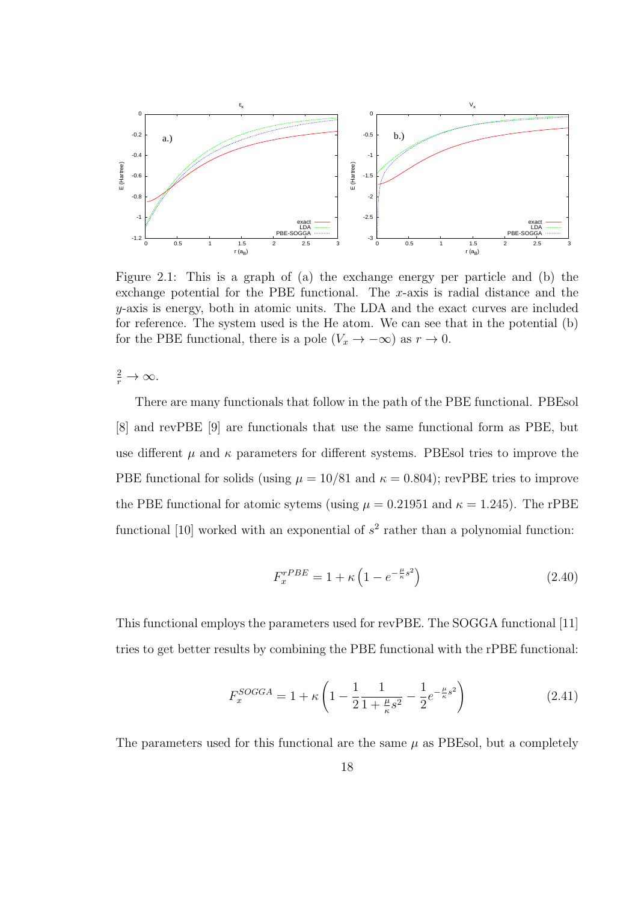Figure 2.1: This is a graph of (a) the exchange energy per particle and (b) the exchange potential for the PBE functional. The $x$-axis is radial distance and the $y$-axis is energy, both in atomic units. The LDA and the exact curves are included for reference. The system used is the He atom. We can see that in the potential (b) for the PBE functional, there is a pole ($V_x \to -\infty$) as $r \to 0$.

$\frac{2}{r} \to \infty$.

There are many functionals that follow in the path of the PBE functional. PBEsol [8] and revPBE [9] are functionals that use the same functional form as PBE, but use different $\mu$ and $\kappa$ parameters for different systems. PBEsol tries to improve the PBE functional for solids (using $\mu = 10/81$ and $\kappa = 0.804$); revPBE tries to improve the PBE functional for atomic sytems (using $\mu = 0.21951$ and $\kappa = 1.245$). The rPBE functional [10] worked with an exponential of $s^2$ rather than a polynomial function:

$$F_x^{rPBE} = 1 + \kappa \left(1 - e^{-\frac{\mu}{\kappa}s^2}\right) \tag{2.40}$$

This functional employs the parameters used for revPBE. The SOGGA functional [11] tries to get better results by combining the PBE functional with the rPBE functional:

$$F_x^{SOGGA} = 1 + \kappa \left(1 - \frac{1}{2}\frac{1}{1 + \frac{\mu}{\kappa}s^2} - \frac{1}{2}e^{-\frac{\mu}{\kappa}s^2}\right) \tag{2.41}$$

The parameters used for this functional are the same $\mu$ as PBEsol, but a completely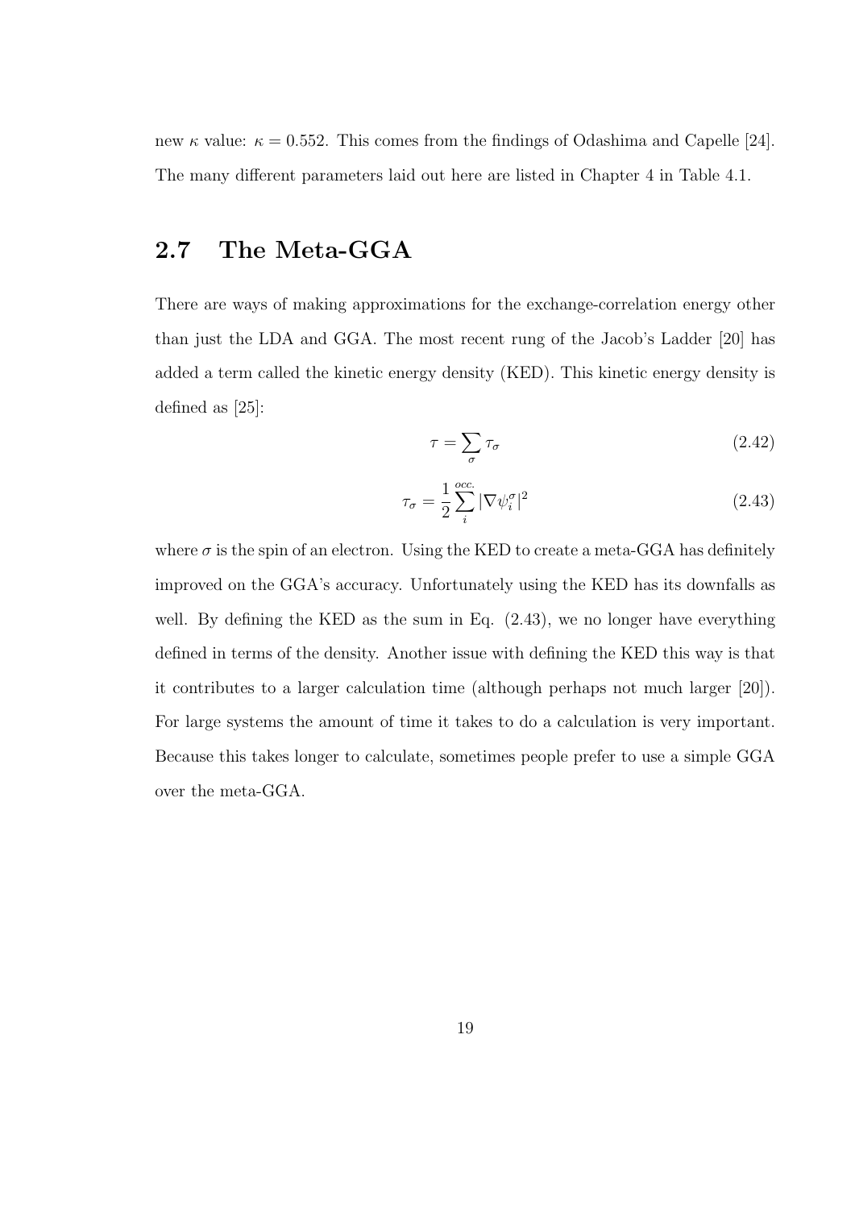new $\kappa$ value: $\kappa = 0.552$. This comes from the findings of Odashima and Capelle [24]. The many different parameters laid out here are listed in Chapter 4 in Table 4.1.

## 2.7 The Meta-GGA

There are ways of making approximations for the exchange-correlation energy other than just the LDA and GGA. The most recent rung of the Jacob's Ladder [20] has added a term called the kinetic energy density (KED). This kinetic energy density is defined as [25]:

$$\tau = \sum_{\sigma} \tau_{\sigma} \tag{2.42}$$

$$\tau_{\sigma} = \frac{1}{2} \sum_{i}^{occ.} |\nabla \psi_i^{\sigma}|^2 \tag{2.43}$$

where $\sigma$ is the spin of an electron. Using the KED to create a meta-GGA has definitely improved on the GGA's accuracy. Unfortunately using the KED has its downfalls as well. By defining the KED as the sum in Eq. (2.43), we no longer have everything defined in terms of the density. Another issue with defining the KED this way is that it contributes to a larger calculation time (although perhaps not much larger [20]). For large systems the amount of time it takes to do a calculation is very important. Because this takes longer to calculate, sometimes people prefer to use a simple GGA over the meta-GGA.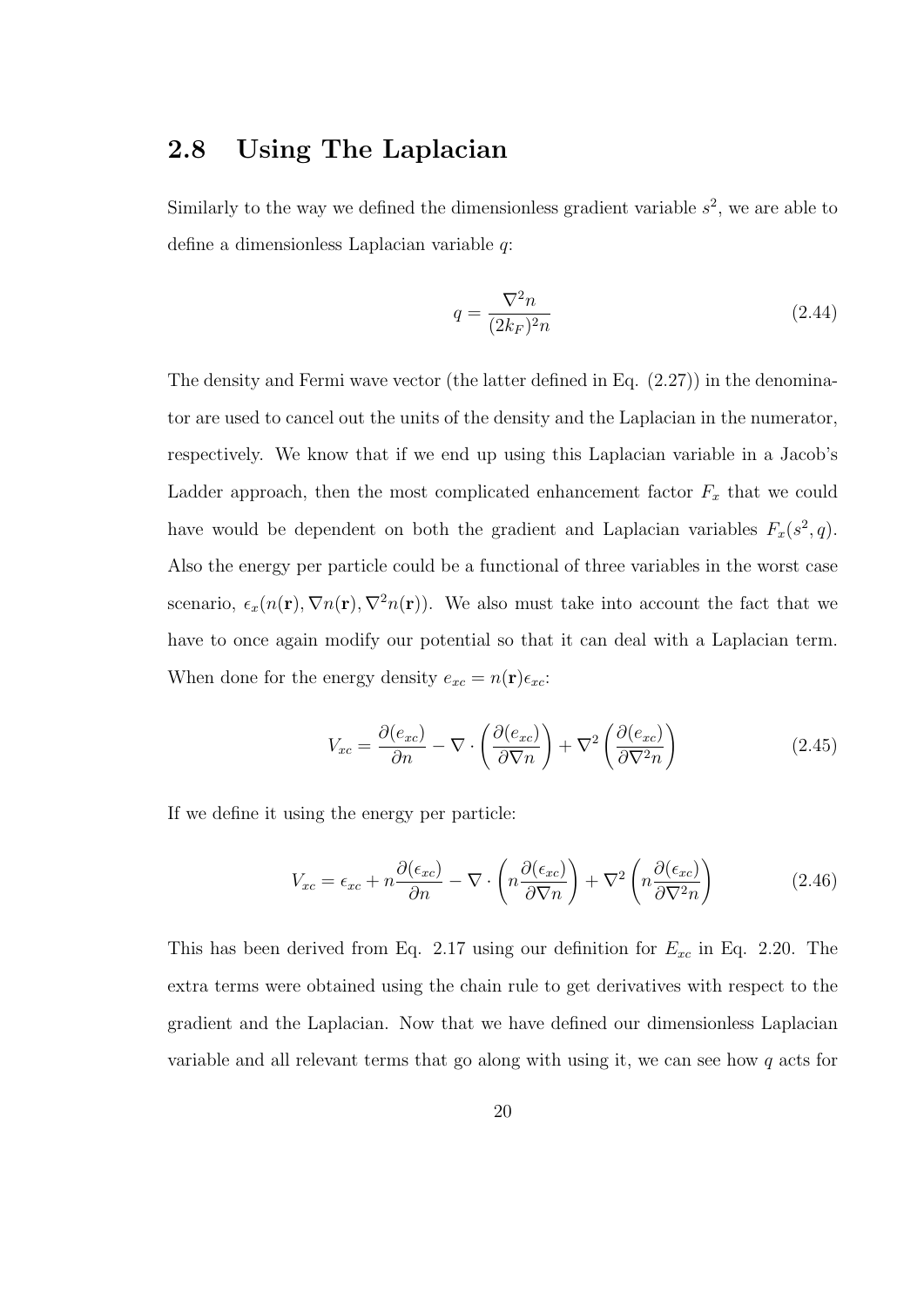## 2.8 Using The Laplacian

Similarly to the way we defined the dimensionless gradient variable $s^2$, we are able to define a dimensionless Laplacian variable $q$:

$$q = \frac{\nabla^2 n}{(2k_F)^2 n} \tag{2.44}$$

The density and Fermi wave vector (the latter defined in Eq. (2.27)) in the denominator are used to cancel out the units of the density and the Laplacian in the numerator, respectively. We know that if we end up using this Laplacian variable in a Jacob's Ladder approach, then the most complicated enhancement factor $F_x$ that we could have would be dependent on both the gradient and Laplacian variables $F_x(s^2, q)$. Also the energy per particle could be a functional of three variables in the worst case scenario, $\epsilon_x(n(\mathbf{r}), \nabla n(\mathbf{r}), \nabla^2 n(\mathbf{r}))$. We also must take into account the fact that we have to once again modify our potential so that it can deal with a Laplacian term. When done for the energy density $e_{xc} = n(\mathbf{r})\epsilon_{xc}$:

$$V_{xc} = \frac{\partial(e_{xc})}{\partial n} - \nabla \cdot \left( \frac{\partial(e_{xc})}{\partial \nabla n} \right) + \nabla^2 \left( \frac{\partial(e_{xc})}{\partial \nabla^2 n} \right) \tag{2.45}$$

If we define it using the energy per particle:

$$V_{xc} = \epsilon_{xc} + n\frac{\partial(\epsilon_{xc})}{\partial n} - \nabla \cdot \left( n\frac{\partial(\epsilon_{xc})}{\partial \nabla n} \right) + \nabla^2 \left( n\frac{\partial(\epsilon_{xc})}{\partial \nabla^2 n} \right) \tag{2.46}$$

This has been derived from Eq. 2.17 using our definition for $E_{xc}$ in Eq. 2.20. The extra terms were obtained using the chain rule to get derivatives with respect to the gradient and the Laplacian. Now that we have defined our dimensionless Laplacian variable and all relevant terms that go along with using it, we can see how $q$ acts for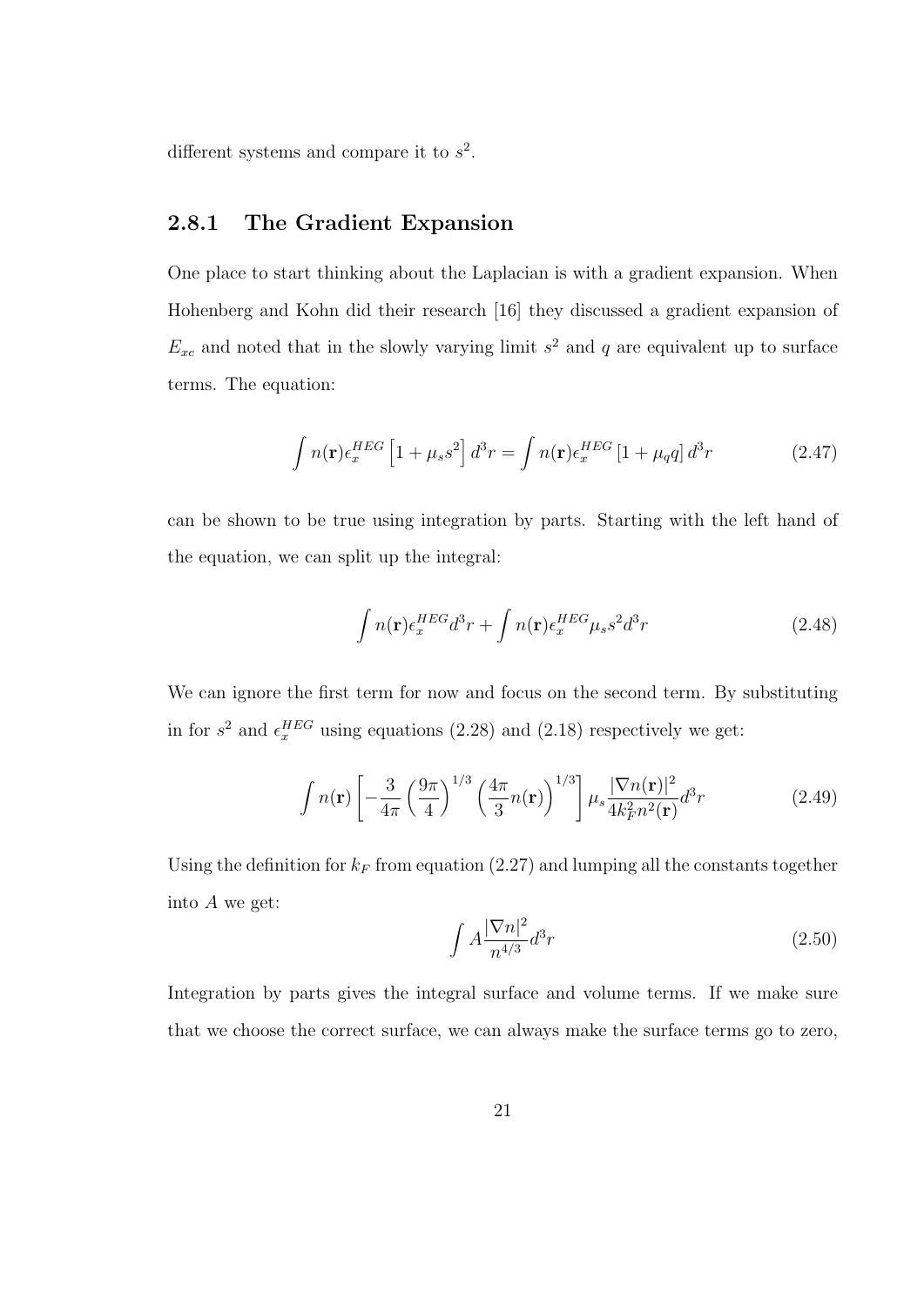different systems and compare it to $s^2$.

### 2.8.1 The Gradient Expansion

One place to start thinking about the Laplacian is with a gradient expansion. When Hohenberg and Kohn did their research [16] they discussed a gradient expansion of $E_{xc}$ and noted that in the slowly varying limit $s^2$ and $q$ are equivalent up to surface terms. The equation:

$$\int n(\mathbf{r})\epsilon_x^{HEG}\left[1+\mu_s s^2\right]d^3r = \int n(\mathbf{r})\epsilon_x^{HEG}\left[1+\mu_q q\right]d^3r \tag{2.47}$$

can be shown to be true using integration by parts. Starting with the left hand of the equation, we can split up the integral:

$$\int n(\mathbf{r})\epsilon_x^{HEG}d^3r + \int n(\mathbf{r})\epsilon_x^{HEG}\mu_s s^2 d^3r \tag{2.48}$$

We can ignore the first term for now and focus on the second term. By substituting in for $s^2$ and $\epsilon_x^{HEG}$ using equations (2.28) and (2.18) respectively we get:

$$\int n(\mathbf{r})\left[-\frac{3}{4\pi}\left(\frac{9\pi}{4}\right)^{1/3}\left(\frac{4\pi}{3}n(\mathbf{r})\right)^{1/3}\right]\mu_s\frac{|\nabla n(\mathbf{r})|^2}{4k_F^2 n^2(\mathbf{r})}d^3r \tag{2.49}$$

Using the definition for $k_F$ from equation (2.27) and lumping all the constants together into $A$ we get:

$$\int A\frac{|\nabla n|^2}{n^{4/3}}d^3r \tag{2.50}$$

Integration by parts gives the integral surface and volume terms. If we make sure that we choose the correct surface, we can always make the surface terms go to zero,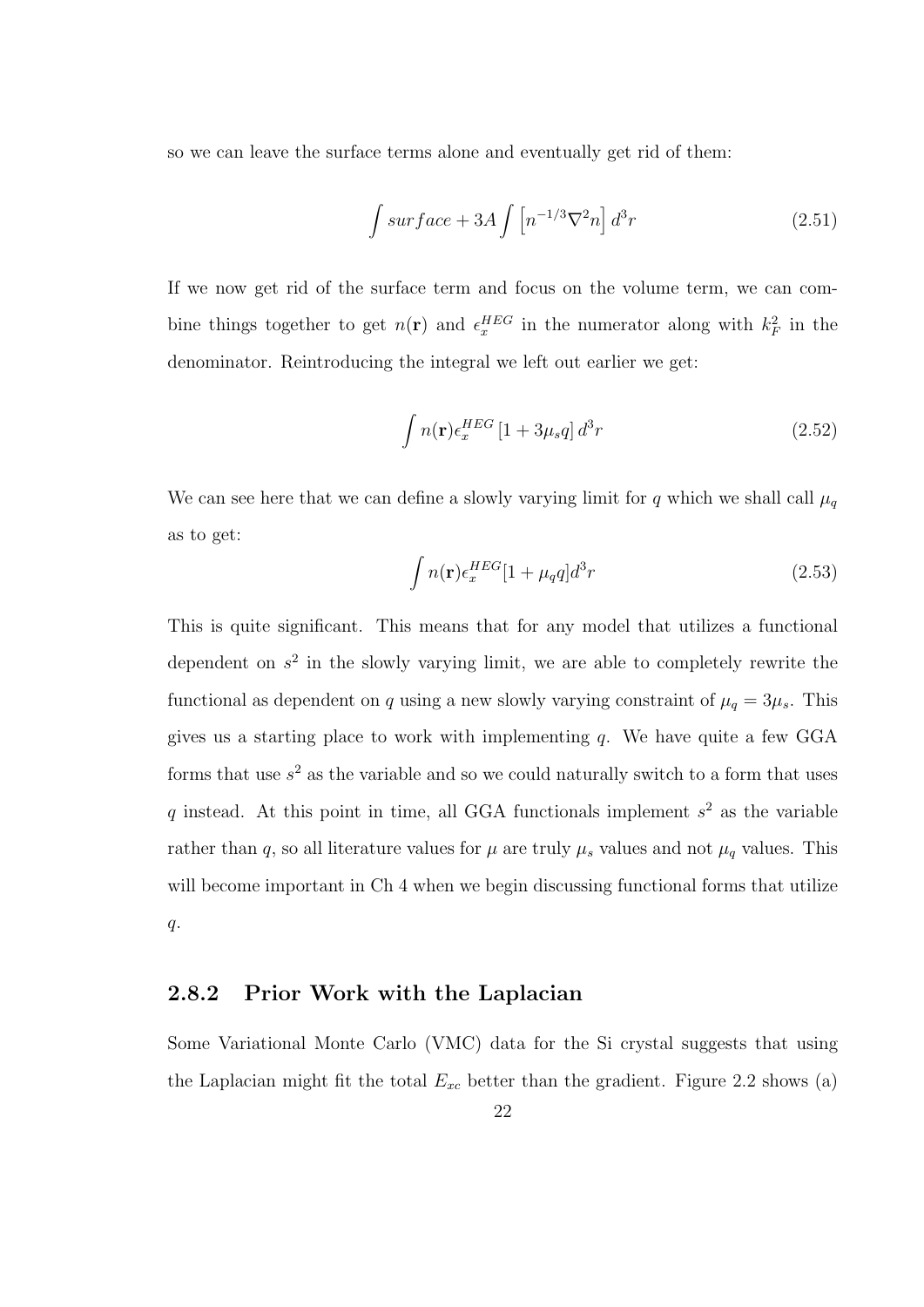so we can leave the surface terms alone and eventually get rid of them:

$$\int surface + 3A \int \left[ n^{-1/3} \nabla^2 n \right] d^3r \tag{2.51}$$

If we now get rid of the surface term and focus on the volume term, we can combine things together to get $n(\mathbf{r})$ and $\epsilon_x^{HEG}$ in the numerator along with $k_F^2$ in the denominator. Reintroducing the integral we left out earlier we get:

$$\int n(\mathbf{r}) \epsilon_x^{HEG} \left[ 1 + 3\mu_s q \right] d^3r \tag{2.52}$$

We can see here that we can define a slowly varying limit for $q$ which we shall call $\mu_q$ as to get:

$$\int n(\mathbf{r}) \epsilon_x^{HEG} [1 + \mu_q q] d^3r \tag{2.53}$$

This is quite significant. This means that for any model that utilizes a functional dependent on $s^2$ in the slowly varying limit, we are able to completely rewrite the functional as dependent on $q$ using a new slowly varying constraint of $\mu_q = 3\mu_s$. This gives us a starting place to work with implementing $q$. We have quite a few GGA forms that use $s^2$ as the variable and so we could naturally switch to a form that uses $q$ instead. At this point in time, all GGA functionals implement $s^2$ as the variable rather than $q$, so all literature values for $\mu$ are truly $\mu_s$ values and not $\mu_q$ values. This will become important in Ch 4 when we begin discussing functional forms that utilize $q$.

### 2.8.2 Prior Work with the Laplacian

Some Variational Monte Carlo (VMC) data for the Si crystal suggests that using the Laplacian might fit the total $E_{xc}$ better than the gradient. Figure 2.2 shows (a)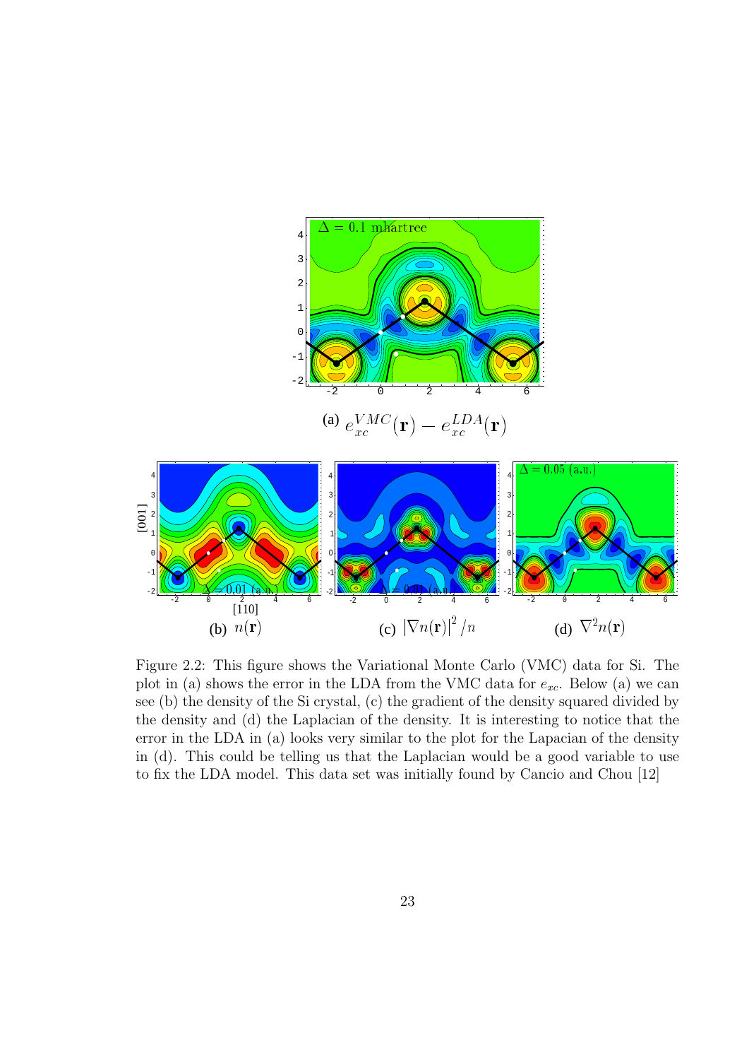(a) $e_{xc}^{VMC}(\mathbf{r}) - e_{xc}^{LDA}(\mathbf{r})$

(b) $n(\mathbf{r})$ (c) $|\nabla n(\mathbf{r})|^2 / n$ (d) $\nabla^2 n(\mathbf{r})$

Figure 2.2: This figure shows the Variational Monte Carlo (VMC) data for Si. The plot in (a) shows the error in the LDA from the VMC data for $e_{xc}$. Below (a) we can see (b) the density of the Si crystal, (c) the gradient of the density squared divided by the density and (d) the Laplacian of the density. It is interesting to notice that the error in the LDA in (a) looks very similar to the plot for the Lapacian of the density in (d). This could be telling us that the Laplacian would be a good variable to use to fix the LDA model. This data set was initially found by Cancio and Chou [12]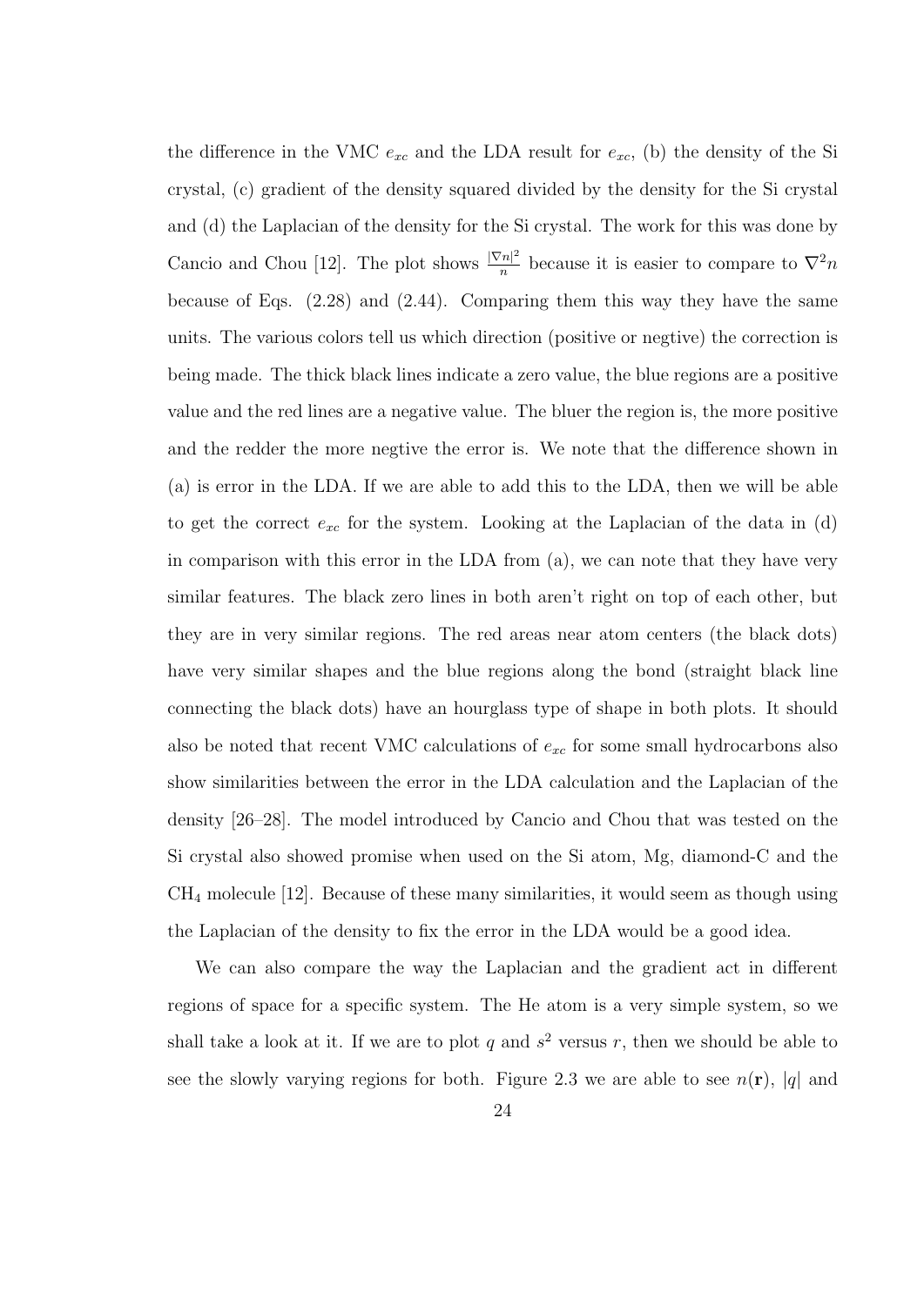the difference in the VMC $e_{xc}$ and the LDA result for $e_{xc}$, (b) the density of the Si crystal, (c) gradient of the density squared divided by the density for the Si crystal and (d) the Laplacian of the density for the Si crystal. The work for this was done by Cancio and Chou [12]. The plot shows $\frac{|\nabla n|^2}{n}$ because it is easier to compare to $\nabla^2 n$ because of Eqs. (2.28) and (2.44). Comparing them this way they have the same units. The various colors tell us which direction (positive or negtive) the correction is being made. The thick black lines indicate a zero value, the blue regions are a positive value and the red lines are a negative value. The bluer the region is, the more positive and the redder the more negtive the error is. We note that the difference shown in (a) is error in the LDA. If we are able to add this to the LDA, then we will be able to get the correct $e_{xc}$ for the system. Looking at the Laplacian of the data in (d) in comparison with this error in the LDA from (a), we can note that they have very similar features. The black zero lines in both aren't right on top of each other, but they are in very similar regions. The red areas near atom centers (the black dots) have very similar shapes and the blue regions along the bond (straight black line connecting the black dots) have an hourglass type of shape in both plots. It should also be noted that recent VMC calculations of $e_{xc}$ for some small hydrocarbons also show similarities between the error in the LDA calculation and the Laplacian of the density [26–28]. The model introduced by Cancio and Chou that was tested on the Si crystal also showed promise when used on the Si atom, Mg, diamond-C and the $CH_4$ molecule [12]. Because of these many similarities, it would seem as though using the Laplacian of the density to fix the error in the LDA would be a good idea.

We can also compare the way the Laplacian and the gradient act in different regions of space for a specific system. The He atom is a very simple system, so we shall take a look at it. If we are to plot $q$ and $s^2$ versus $r$, then we should be able to see the slowly varying regions for both. Figure 2.3 we are able to see $n(\mathbf{r})$, $|q|$ and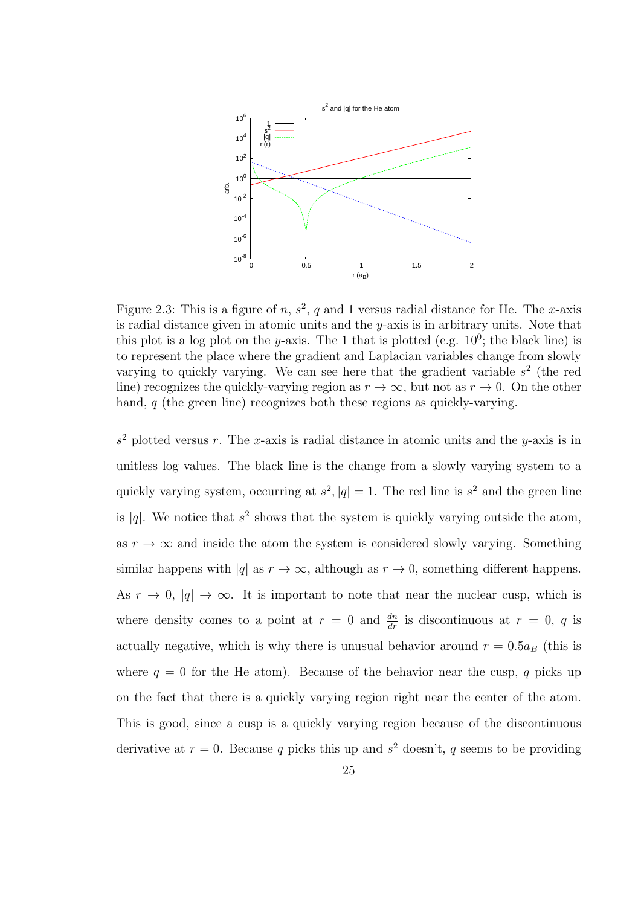Figure 2.3: This is a figure of $n$, $s^2$, $q$ and 1 versus radial distance for He. The $x$-axis is radial distance given in atomic units and the $y$-axis is in arbitrary units. Note that this plot is a log plot on the $y$-axis. The 1 that is plotted (e.g. $10^0$; the black line) is to represent the place where the gradient and Laplacian variables change from slowly varying to quickly varying. We can see here that the gradient variable $s^2$ (the red line) recognizes the quickly-varying region as $r \to \infty$, but not as $r \to 0$. On the other hand, $q$ (the green line) recognizes both these regions as quickly-varying.

$s^2$ plotted versus $r$. The $x$-axis is radial distance in atomic units and the $y$-axis is in unitless log values. The black line is the change from a slowly varying system to a quickly varying system, occurring at $s^2, |q| = 1$. The red line is $s^2$ and the green line is $|q|$. We notice that $s^2$ shows that the system is quickly varying outside the atom, as $r \to \infty$ and inside the atom the system is considered slowly varying. Something similar happens with $|q|$ as $r \to \infty$, although as $r \to 0$, something different happens. As $r \to 0$, $|q| \to \infty$. It is important to note that near the nuclear cusp, which is where density comes to a point at $r = 0$ and $\frac{dn}{dr}$ is discontinuous at $r = 0$, $q$ is actually negative, which is why there is unusual behavior around $r = 0.5a_B$ (this is where $q = 0$ for the He atom). Because of the behavior near the cusp, $q$ picks up on the fact that there is a quickly varying region right near the center of the atom. This is good, since a cusp is a quickly varying region because of the discontinuous derivative at $r = 0$. Because $q$ picks this up and $s^2$ doesn't, $q$ seems to be providing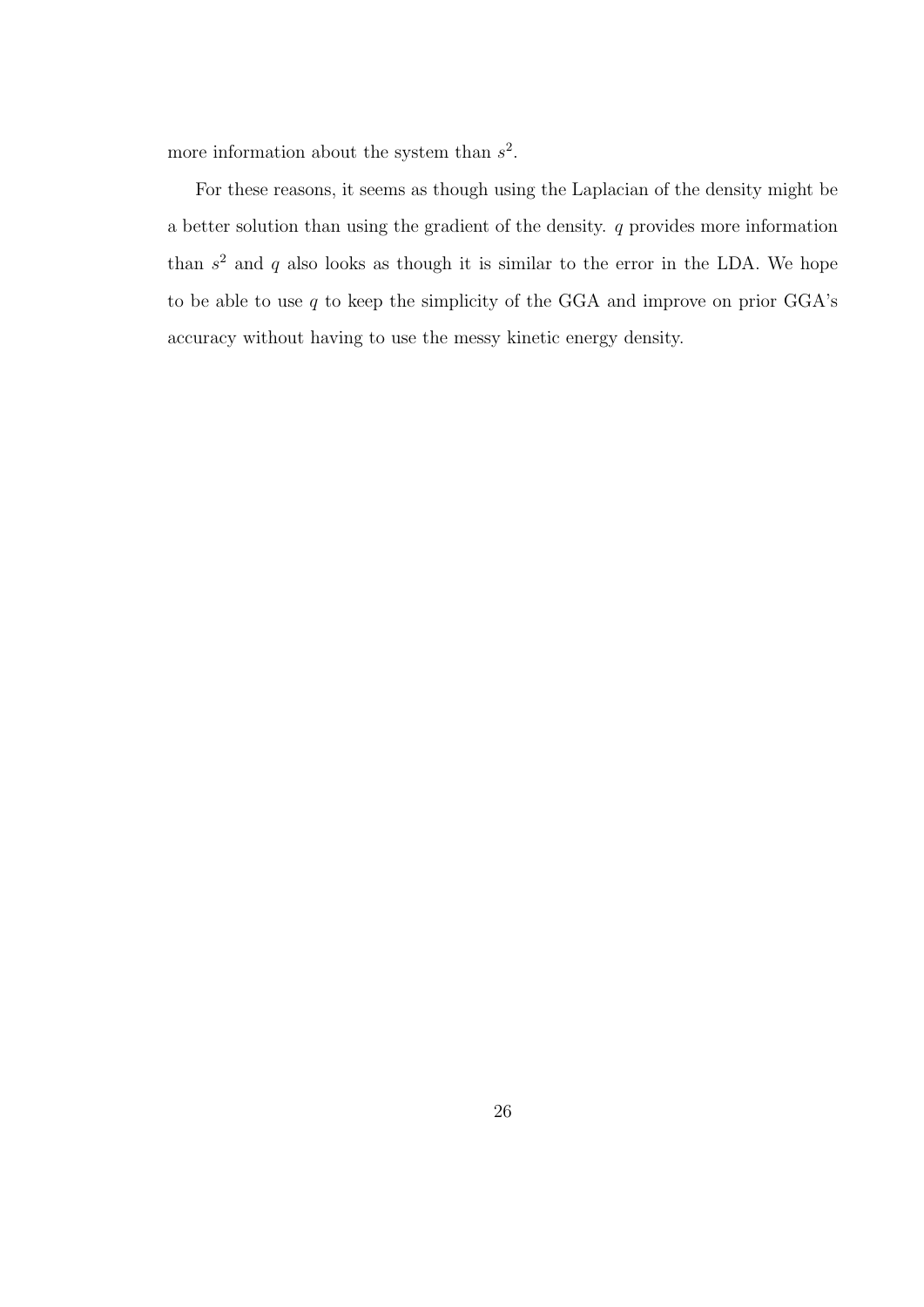more information about the system than $s^2$.

For these reasons, it seems as though using the Laplacian of the density might be a better solution than using the gradient of the density. $q$ provides more information than $s^2$ and $q$ also looks as though it is similar to the error in the LDA. We hope to be able to use $q$ to keep the simplicity of the GGA and improve on prior GGA's accuracy without having to use the messy kinetic energy density.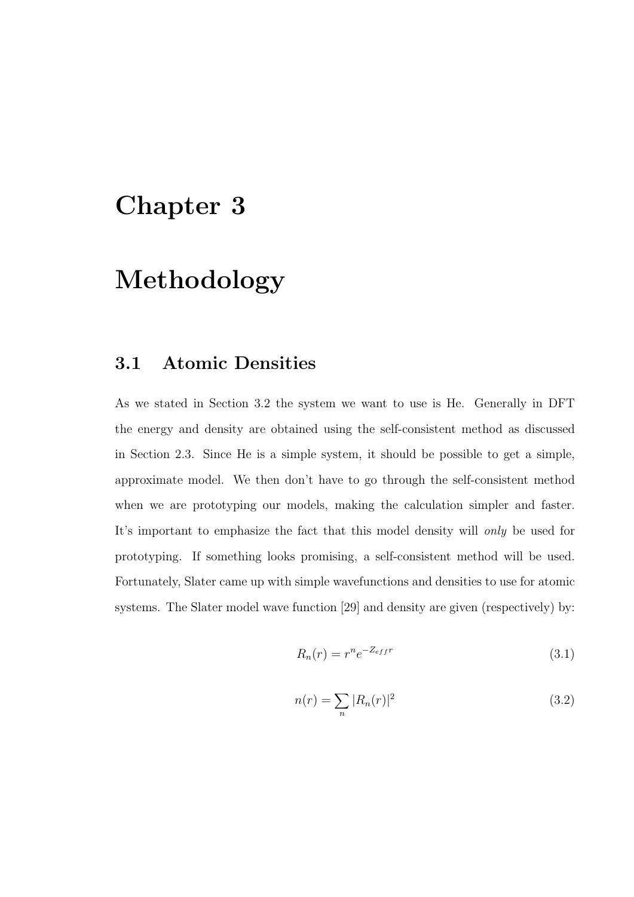# Chapter 3

# Methodology

## 3.1 Atomic Densities

As we stated in Section 3.2 the system we want to use is He. Generally in DFT the energy and density are obtained using the self-consistent method as discussed in Section 2.3. Since He is a simple system, it should be possible to get a simple, approximate model. We then don't have to go through the self-consistent method when we are prototyping our models, making the calculation simpler and faster. It's important to emphasize the fact that this model density will *only* be used for prototyping. If something looks promising, a self-consistent method will be used. Fortunately, Slater came up with simple wavefunctions and densities to use for atomic systems. The Slater model wave function [29] and density are given (respectively) by:

$$R_n(r) = r^n e^{-Z_{eff} r} \tag{3.1}$$

$$n(r) = \sum_n |R_n(r)|^2 \tag{3.2}$$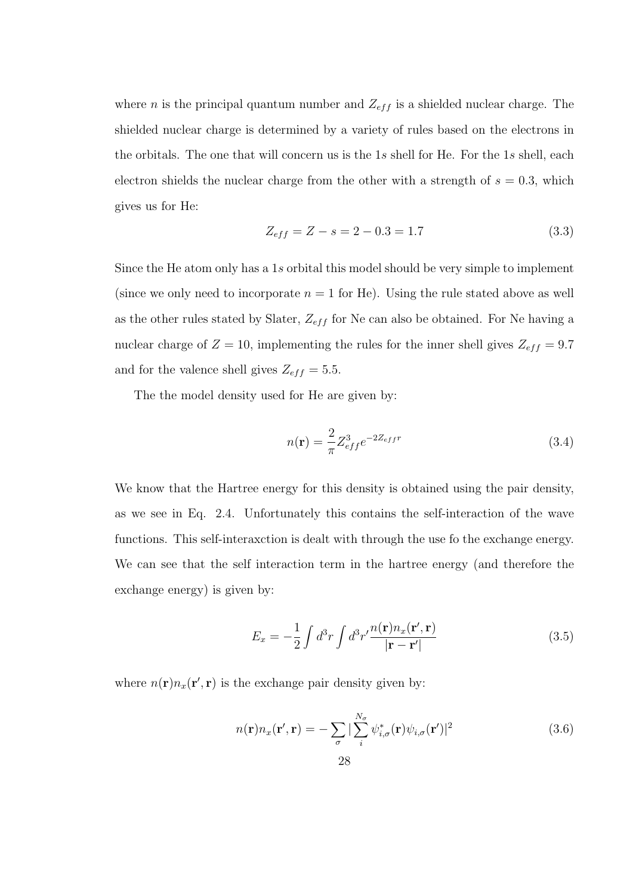where $n$ is the principal quantum number and $Z_{eff}$ is a shielded nuclear charge. The shielded nuclear charge is determined by a variety of rules based on the electrons in the orbitals. The one that will concern us is the $1s$ shell for He. For the $1s$ shell, each electron shields the nuclear charge from the other with a strength of $s = 0.3$, which gives us for He:

$$Z_{eff} = Z - s = 2 - 0.3 = 1.7 \tag{3.3}$$

Since the He atom only has a $1s$ orbital this model should be very simple to implement (since we only need to incorporate $n = 1$ for He). Using the rule stated above as well as the other rules stated by Slater, $Z_{eff}$ for Ne can also be obtained. For Ne having a nuclear charge of $Z = 10$, implementing the rules for the inner shell gives $Z_{eff} = 9.7$ and for the valence shell gives $Z_{eff} = 5.5$.

The the model density used for He are given by:

$$n(\mathbf{r}) = \frac{2}{\pi} Z_{eff}^3 e^{-2Z_{eff}r} \tag{3.4}$$

We know that the Hartree energy for this density is obtained using the pair density, as we see in Eq. 2.4. Unfortunately this contains the self-interaction of the wave functions. This self-interaxction is dealt with through the use fo the exchange energy. We can see that the self interaction term in the hartree energy (and therefore the exchange energy) is given by:

$$E_x = -\frac{1}{2} \int d^3r \int d^3r' \frac{n(\mathbf{r}) n_x(\mathbf{r'}, \mathbf{r})}{|\mathbf{r} - \mathbf{r'}|} \tag{3.5}$$

where $n(\mathbf{r}) n_x(\mathbf{r'}, \mathbf{r})$ is the exchange pair density given by:

$$n(\mathbf{r}) n_x(\mathbf{r'}, \mathbf{r}) = -\sum_{\sigma} |\sum_{i}^{N_\sigma} \psi_{i,\sigma}^*(\mathbf{r}) \psi_{i,\sigma}(\mathbf{r'})|^2 \tag{3.6}$$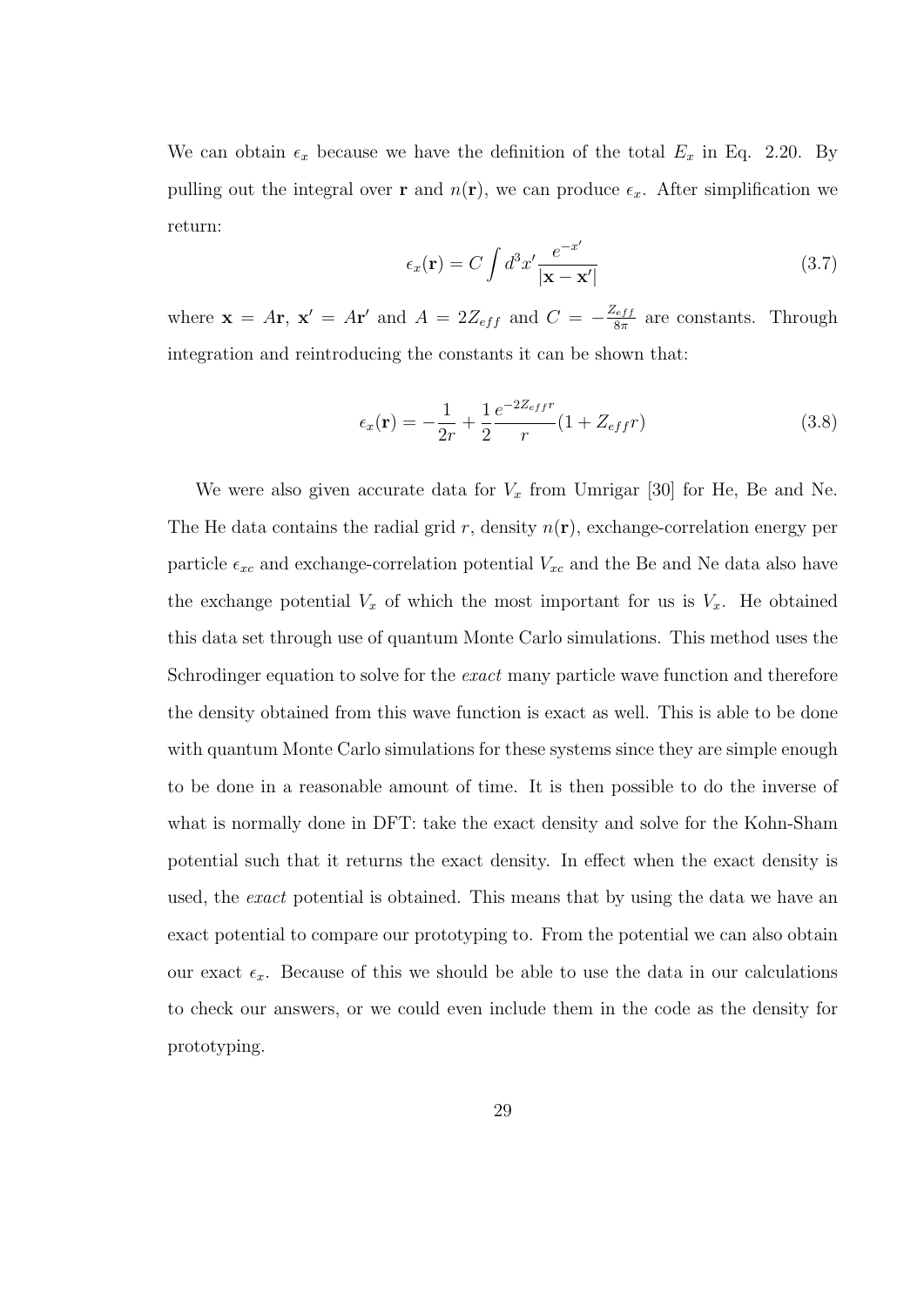We can obtain $\epsilon_x$ because we have the definition of the total $E_x$ in Eq. 2.20. By pulling out the integral over $\mathbf{r}$ and $n(\mathbf{r})$, we can produce $\epsilon_x$. After simplification we return:

$$\epsilon_x(\mathbf{r}) = C \int d^3x' \frac{e^{-x'}}{|\mathbf{x} - \mathbf{x}'|} \tag{3.7}$$

where $\mathbf{x} = A\mathbf{r}$, $\mathbf{x}' = A\mathbf{r}'$ and $A = 2Z_{eff}$ and $C = -\frac{Z_{eff}}{8\pi}$ are constants. Through integration and reintroducing the constants it can be shown that:

$$\epsilon_x(\mathbf{r}) = -\frac{1}{2r} + \frac{1}{2}\frac{e^{-2Z_{eff}r}}{r}(1 + Z_{eff}r) \tag{3.8}$$

We were also given accurate data for $V_x$ from Umrigar [30] for He, Be and Ne. The He data contains the radial grid $r$, density $n(\mathbf{r})$, exchange-correlation energy per particle $\epsilon_{xc}$ and exchange-correlation potential $V_{xc}$ and the Be and Ne data also have the exchange potential $V_x$ of which the most important for us is $V_x$. He obtained this data set through use of quantum Monte Carlo simulations. This method uses the Schrodinger equation to solve for the *exact* many particle wave function and therefore the density obtained from this wave function is exact as well. This is able to be done with quantum Monte Carlo simulations for these systems since they are simple enough to be done in a reasonable amount of time. It is then possible to do the inverse of what is normally done in DFT: take the exact density and solve for the Kohn-Sham potential such that it returns the exact density. In effect when the exact density is used, the *exact* potential is obtained. This means that by using the data we have an exact potential to compare our prototyping to. From the potential we can also obtain our exact $\epsilon_x$. Because of this we should be able to use the data in our calculations to check our answers, or we could even include them in the code as the density for prototyping.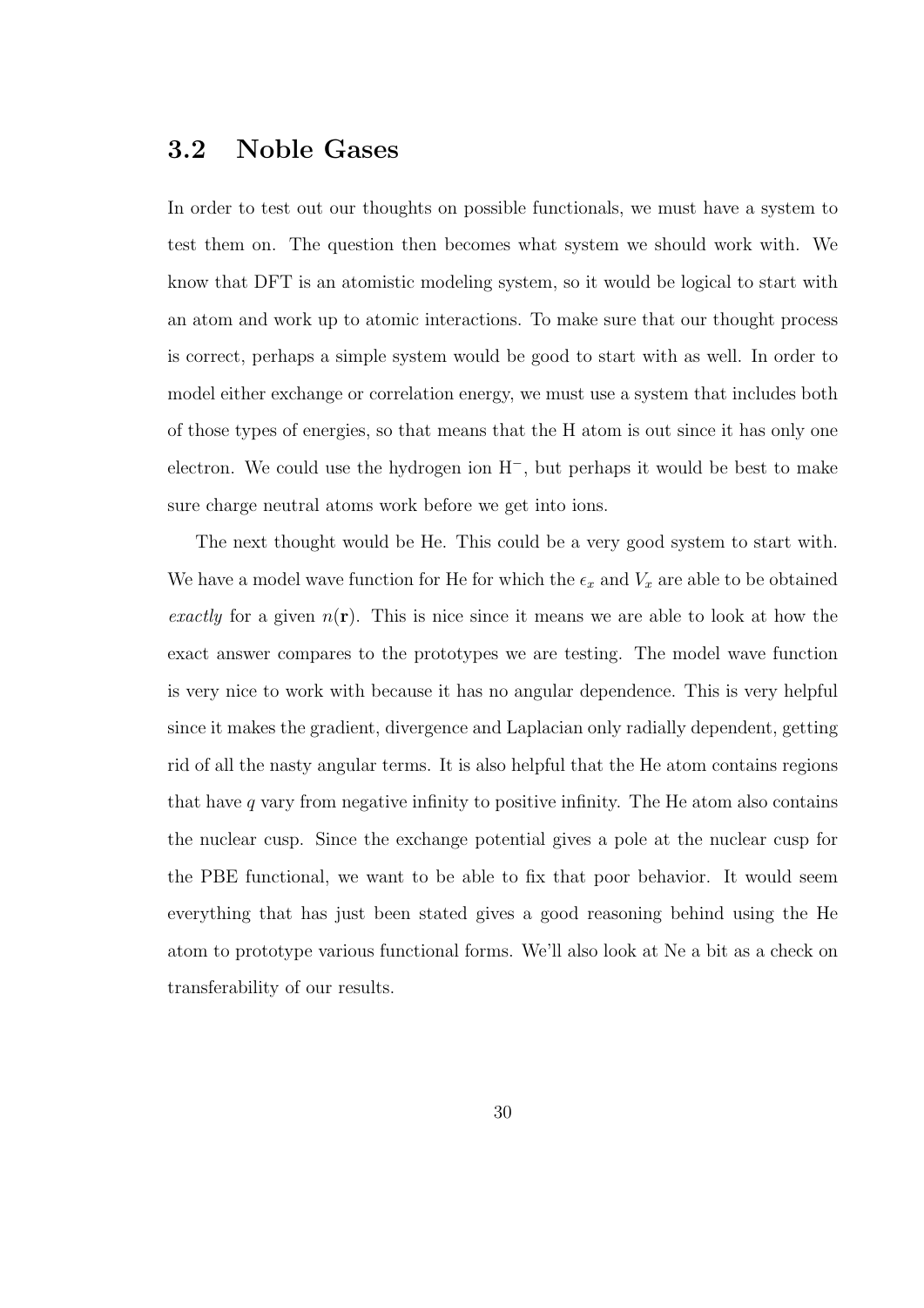## 3.2 Noble Gases

In order to test out our thoughts on possible functionals, we must have a system to test them on. The question then becomes what system we should work with. We know that DFT is an atomistic modeling system, so it would be logical to start with an atom and work up to atomic interactions. To make sure that our thought process is correct, perhaps a simple system would be good to start with as well. In order to model either exchange or correlation energy, we must use a system that includes both of those types of energies, so that means that the H atom is out since it has only one electron. We could use the hydrogen ion $H^-$, but perhaps it would be best to make sure charge neutral atoms work before we get into ions.

The next thought would be He. This could be a very good system to start with. We have a model wave function for He for which the $\epsilon_x$ and $V_x$ are able to be obtained *exactly* for a given $n(\mathbf{r})$. This is nice since it means we are able to look at how the exact answer compares to the prototypes we are testing. The model wave function is very nice to work with because it has no angular dependence. This is very helpful since it makes the gradient, divergence and Laplacian only radially dependent, getting rid of all the nasty angular terms. It is also helpful that the He atom contains regions that have $q$ vary from negative infinity to positive infinity. The He atom also contains the nuclear cusp. Since the exchange potential gives a pole at the nuclear cusp for the PBE functional, we want to be able to fix that poor behavior. It would seem everything that has just been stated gives a good reasoning behind using the He atom to prototype various functional forms. We'll also look at Ne a bit as a check on transferability of our results.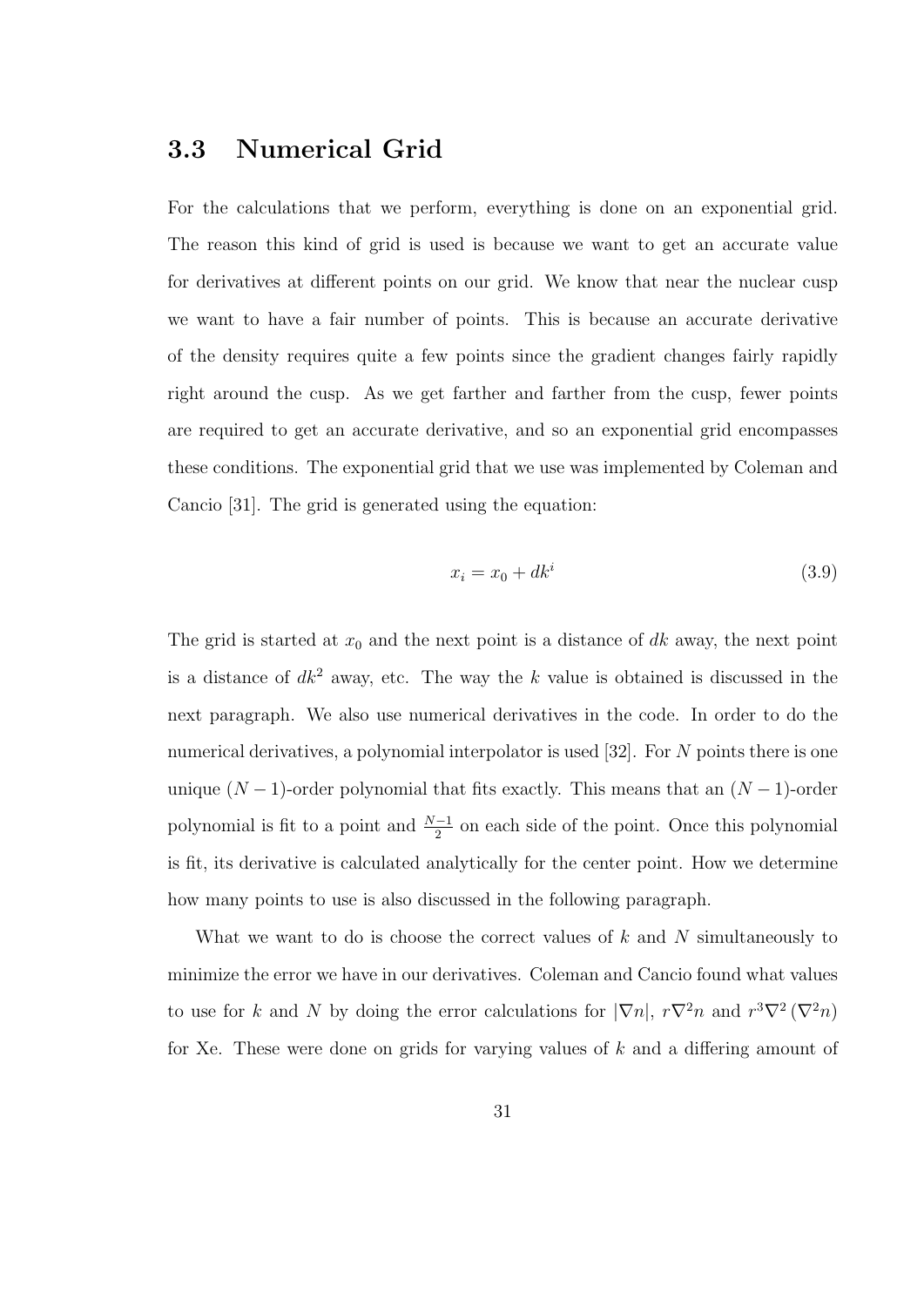## 3.3 Numerical Grid

For the calculations that we perform, everything is done on an exponential grid. The reason this kind of grid is used is because we want to get an accurate value for derivatives at different points on our grid. We know that near the nuclear cusp we want to have a fair number of points. This is because an accurate derivative of the density requires quite a few points since the gradient changes fairly rapidly right around the cusp. As we get farther and farther from the cusp, fewer points are required to get an accurate derivative, and so an exponential grid encompasses these conditions. The exponential grid that we use was implemented by Coleman and Cancio [31]. The grid is generated using the equation:

$$x_i = x_0 + dk^i \tag{3.9}$$

The grid is started at $x_0$ and the next point is a distance of $dk$ away, the next point is a distance of $dk^2$ away, etc. The way the $k$ value is obtained is discussed in the next paragraph. We also use numerical derivatives in the code. In order to do the numerical derivatives, a polynomial interpolator is used [32]. For $N$ points there is one unique $(N-1)$-order polynomial that fits exactly. This means that an $(N-1)$-order polynomial is fit to a point and $\frac{N-1}{2}$ on each side of the point. Once this polynomial is fit, its derivative is calculated analytically for the center point. How we determine how many points to use is also discussed in the following paragraph.

What we want to do is choose the correct values of $k$ and $N$ simultaneously to minimize the error we have in our derivatives. Coleman and Cancio found what values to use for $k$ and $N$ by doing the error calculations for $|\nabla n|$, $r\nabla^2 n$ and $r^3\nabla^2\left(\nabla^2 n\right)$ for Xe. These were done on grids for varying values of $k$ and a differing amount of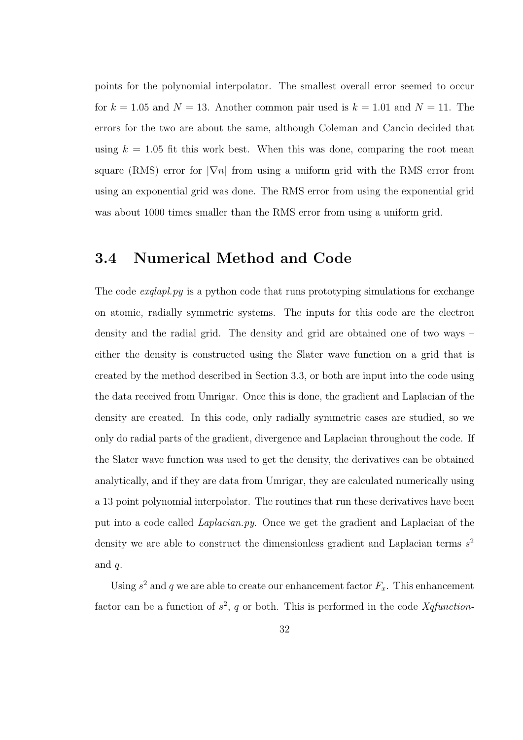points for the polynomial interpolator. The smallest overall error seemed to occur for $k = 1.05$ and $N = 13$. Another common pair used is $k = 1.01$ and $N = 11$. The errors for the two are about the same, although Coleman and Cancio decided that using $k = 1.05$ fit this work best. When this was done, comparing the root mean square (RMS) error for $|\nabla n|$ from using a uniform grid with the RMS error from using an exponential grid was done. The RMS error from using the exponential grid was about 1000 times smaller than the RMS error from using a uniform grid.

## 3.4 Numerical Method and Code

The code *exqlapl.py* is a python code that runs prototyping simulations for exchange on atomic, radially symmetric systems. The inputs for this code are the electron density and the radial grid. The density and grid are obtained one of two ways – either the density is constructed using the Slater wave function on a grid that is created by the method described in Section 3.3, or both are input into the code using the data received from Umrigar. Once this is done, the gradient and Laplacian of the density are created. In this code, only radially symmetric cases are studied, so we only do radial parts of the gradient, divergence and Laplacian throughout the code. If the Slater wave function was used to get the density, the derivatives can be obtained analytically, and if they are data from Umrigar, they are calculated numerically using a 13 point polynomial interpolator. The routines that run these derivatives have been put into a code called *Laplacian.py*. Once we get the gradient and Laplacian of the density we are able to construct the dimensionless gradient and Laplacian terms $s^2$ and $q$.

Using $s^2$ and $q$ we are able to create our enhancement factor $F_x$. This enhancement factor can be a function of $s^2$, $q$ or both. This is performed in the code *Xqfunction-*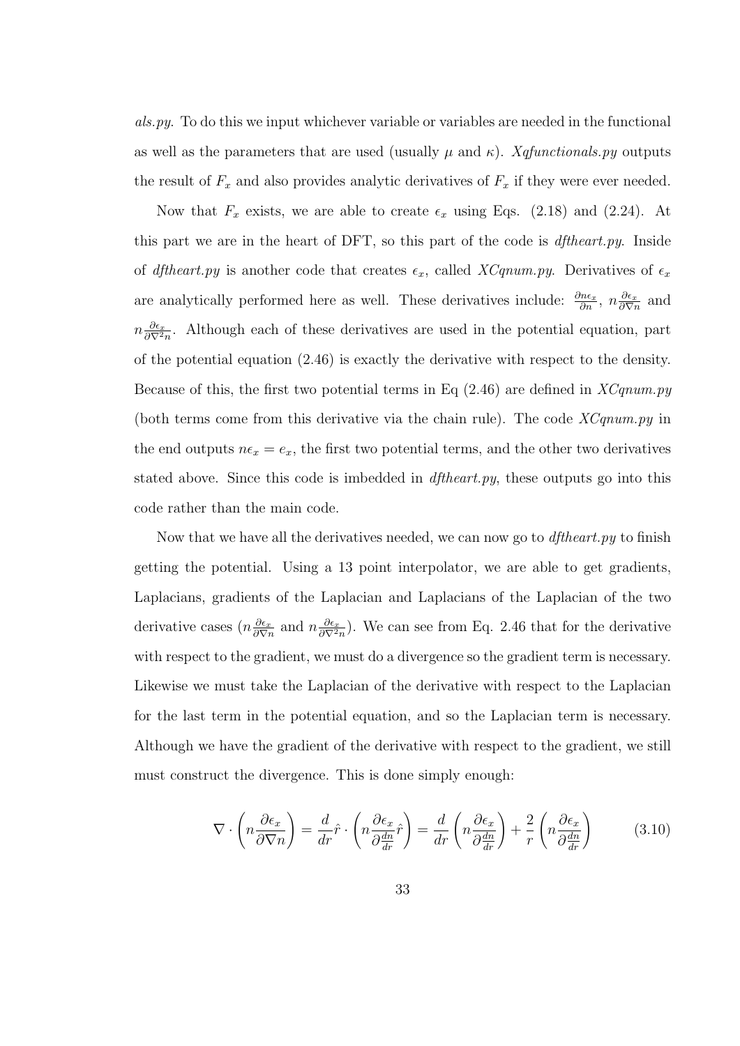*als.py*. To do this we input whichever variable or variables are needed in the functional as well as the parameters that are used (usually $\mu$ and $\kappa$). *Xqfunctionals.py* outputs the result of $F_x$ and also provides analytic derivatives of $F_x$ if they were ever needed.

Now that $F_x$ exists, we are able to create $\epsilon_x$ using Eqs. (2.18) and (2.24). At this part we are in the heart of DFT, so this part of the code is *dftheart.py*. Inside of *dftheart.py* is another code that creates $\epsilon_x$, called *XCqnum.py*. Derivatives of $\epsilon_x$ are analytically performed here as well. These derivatives include: $\frac{\partial n\epsilon_x}{\partial n}$, $n\frac{\partial \epsilon_x}{\partial \nabla n}$ and $n\frac{\partial \epsilon_x}{\partial \nabla^2 n}$. Although each of these derivatives are used in the potential equation, part of the potential equation (2.46) is exactly the derivative with respect to the density. Because of this, the first two potential terms in Eq (2.46) are defined in *XCqnum.py* (both terms come from this derivative via the chain rule). The code *XCqnum.py* in the end outputs $n\epsilon_x = e_x$, the first two potential terms, and the other two derivatives stated above. Since this code is imbedded in *dftheart.py*, these outputs go into this code rather than the main code.

Now that we have all the derivatives needed, we can now go to *dftheart.py* to finish getting the potential. Using a 13 point interpolator, we are able to get gradients, Laplacians, gradients of the Laplacian and Laplacians of the Laplacian of the two derivative cases ($n\frac{\partial \epsilon_x}{\partial \nabla n}$ and $n\frac{\partial \epsilon_x}{\partial \nabla^2 n}$). We can see from Eq. 2.46 that for the derivative with respect to the gradient, we must do a divergence so the gradient term is necessary. Likewise we must take the Laplacian of the derivative with respect to the Laplacian for the last term in the potential equation, and so the Laplacian term is necessary. Although we have the gradient of the derivative with respect to the gradient, we still must construct the divergence. This is done simply enough:

$$\nabla \cdot \left( n\frac{\partial \epsilon_x}{\partial \nabla n} \right) = \frac{d}{dr}\hat{r} \cdot \left( n\frac{\partial \epsilon_x}{\partial \frac{dn}{dr}}\hat{r} \right) = \frac{d}{dr}\left( n\frac{\partial \epsilon_x}{\partial \frac{dn}{dr}} \right) + \frac{2}{r}\left( n\frac{\partial \epsilon_x}{\partial \frac{dn}{dr}} \right) \tag{3.10}$$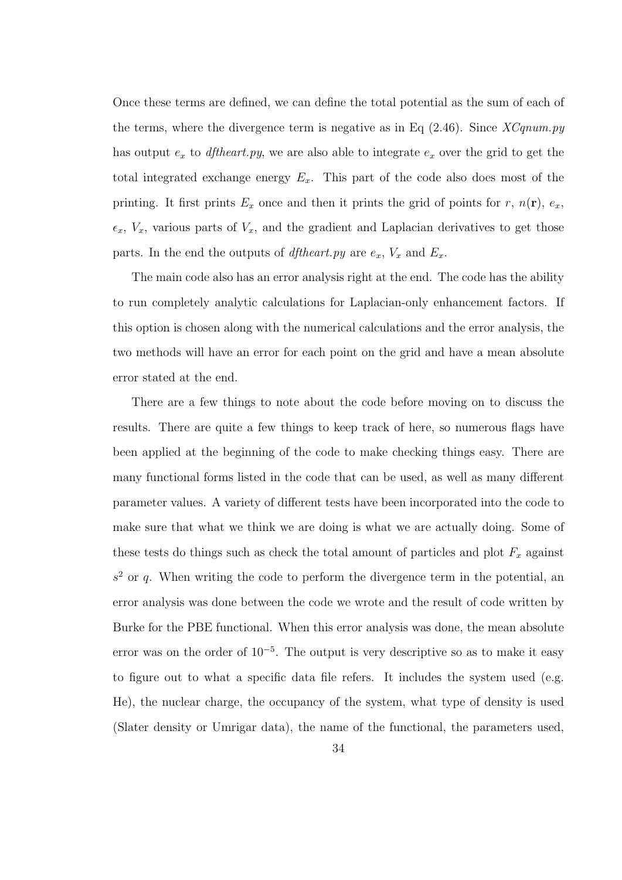Once these terms are defined, we can define the total potential as the sum of each of the terms, where the divergence term is negative as in Eq (2.46). Since *XCqnum.py* has output $e_x$ to *dftheart.py*, we are also able to integrate $e_x$ over the grid to get the total integrated exchange energy $E_x$. This part of the code also does most of the printing. It first prints $E_x$ once and then it prints the grid of points for $r$, $n(\mathbf{r})$, $e_x$, $\epsilon_x$, $V_x$, various parts of $V_x$, and the gradient and Laplacian derivatives to get those parts. In the end the outputs of *dftheart.py* are $e_x$, $V_x$ and $E_x$.

The main code also has an error analysis right at the end. The code has the ability to run completely analytic calculations for Laplacian-only enhancement factors. If this option is chosen along with the numerical calculations and the error analysis, the two methods will have an error for each point on the grid and have a mean absolute error stated at the end.

There are a few things to note about the code before moving on to discuss the results. There are quite a few things to keep track of here, so numerous flags have been applied at the beginning of the code to make checking things easy. There are many functional forms listed in the code that can be used, as well as many different parameter values. A variety of different tests have been incorporated into the code to make sure that what we think we are doing is what we are actually doing. Some of these tests do things such as check the total amount of particles and plot $F_x$ against $s^2$ or $q$. When writing the code to perform the divergence term in the potential, an error analysis was done between the code we wrote and the result of code written by Burke for the PBE functional. When this error analysis was done, the mean absolute error was on the order of $10^{-5}$. The output is very descriptive so as to make it easy to figure out to what a specific data file refers. It includes the system used (e.g. He), the nuclear charge, the occupancy of the system, what type of density is used (Slater density or Umrigar data), the name of the functional, the parameters used,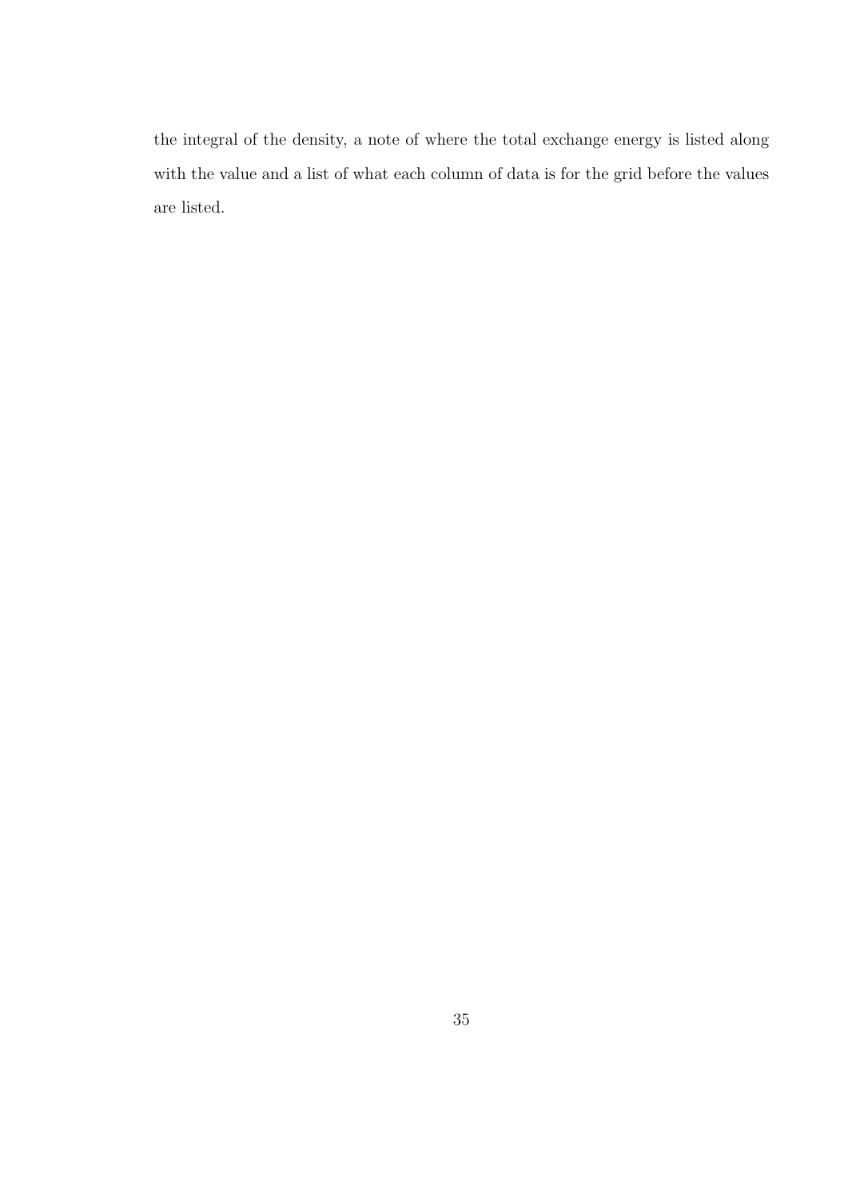the integral of the density, a note of where the total exchange energy is listed along with the value and a list of what each column of data is for the grid before the values are listed.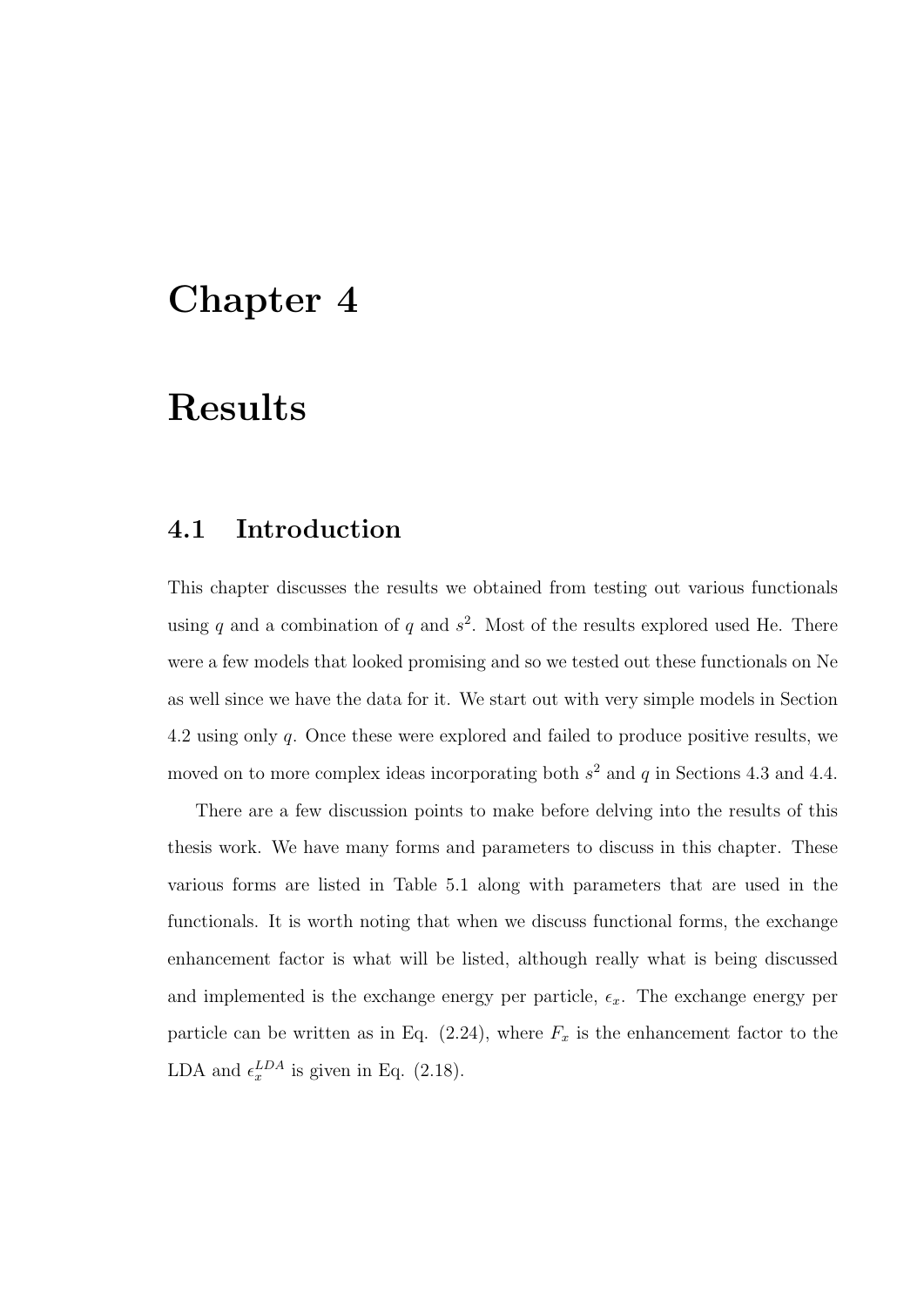# Chapter 4

# Results

## 4.1 Introduction

This chapter discusses the results we obtained from testing out various functionals using $q$ and a combination of $q$ and $s^2$. Most of the results explored used He. There were a few models that looked promising and so we tested out these functionals on Ne as well since we have the data for it. We start out with very simple models in Section 4.2 using only $q$. Once these were explored and failed to produce positive results, we moved on to more complex ideas incorporating both $s^2$ and $q$ in Sections 4.3 and 4.4.

There are a few discussion points to make before delving into the results of this thesis work. We have many forms and parameters to discuss in this chapter. These various forms are listed in Table 5.1 along with parameters that are used in the functionals. It is worth noting that when we discuss functional forms, the exchange enhancement factor is what will be listed, although really what is being discussed and implemented is the exchange energy per particle, $\epsilon_x$. The exchange energy per particle can be written as in Eq. (2.24), where $F_x$ is the enhancement factor to the LDA and $\epsilon_x^{LDA}$ is given in Eq. (2.18).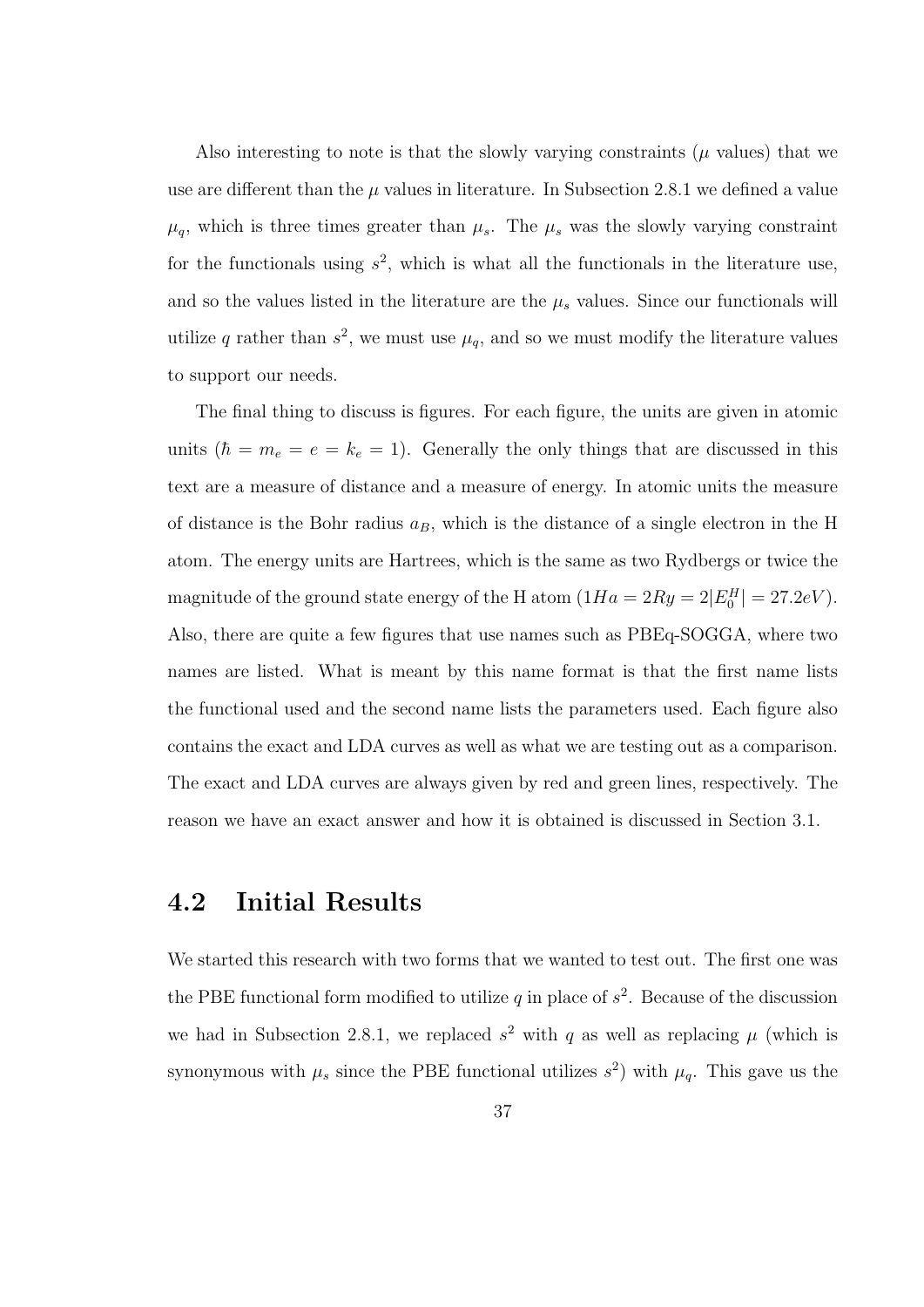Also interesting to note is that the slowly varying constraints ($\mu$ values) that we use are different than the $\mu$ values in literature. In Subsection 2.8.1 we defined a value $\mu_q$, which is three times greater than $\mu_s$. The $\mu_s$ was the slowly varying constraint for the functionals using $s^2$, which is what all the functionals in the literature use, and so the values listed in the literature are the $\mu_s$ values. Since our functionals will utilize $q$ rather than $s^2$, we must use $\mu_q$, and so we must modify the literature values to support our needs.

The final thing to discuss is figures. For each figure, the units are given in atomic units ($\hbar = m_e = e = k_e = 1$). Generally the only things that are discussed in this text are a measure of distance and a measure of energy. In atomic units the measure of distance is the Bohr radius $a_B$, which is the distance of a single electron in the H atom. The energy units are Hartrees, which is the same as two Rydbergs or twice the magnitude of the ground state energy of the H atom ($1Ha = 2Ry = 2|E_0^H| = 27.2eV$). Also, there are quite a few figures that use names such as PBEq-SOGGA, where two names are listed. What is meant by this name format is that the first name lists the functional used and the second name lists the parameters used. Each figure also contains the exact and LDA curves as well as what we are testing out as a comparison. The exact and LDA curves are always given by red and green lines, respectively. The reason we have an exact answer and how it is obtained is discussed in Section 3.1.

## 4.2 Initial Results

We started this research with two forms that we wanted to test out. The first one was the PBE functional form modified to utilize $q$ in place of $s^2$. Because of the discussion we had in Subsection 2.8.1, we replaced $s^2$ with $q$ as well as replacing $\mu$ (which is synonymous with $\mu_s$ since the PBE functional utilizes $s^2$) with $\mu_q$. This gave us the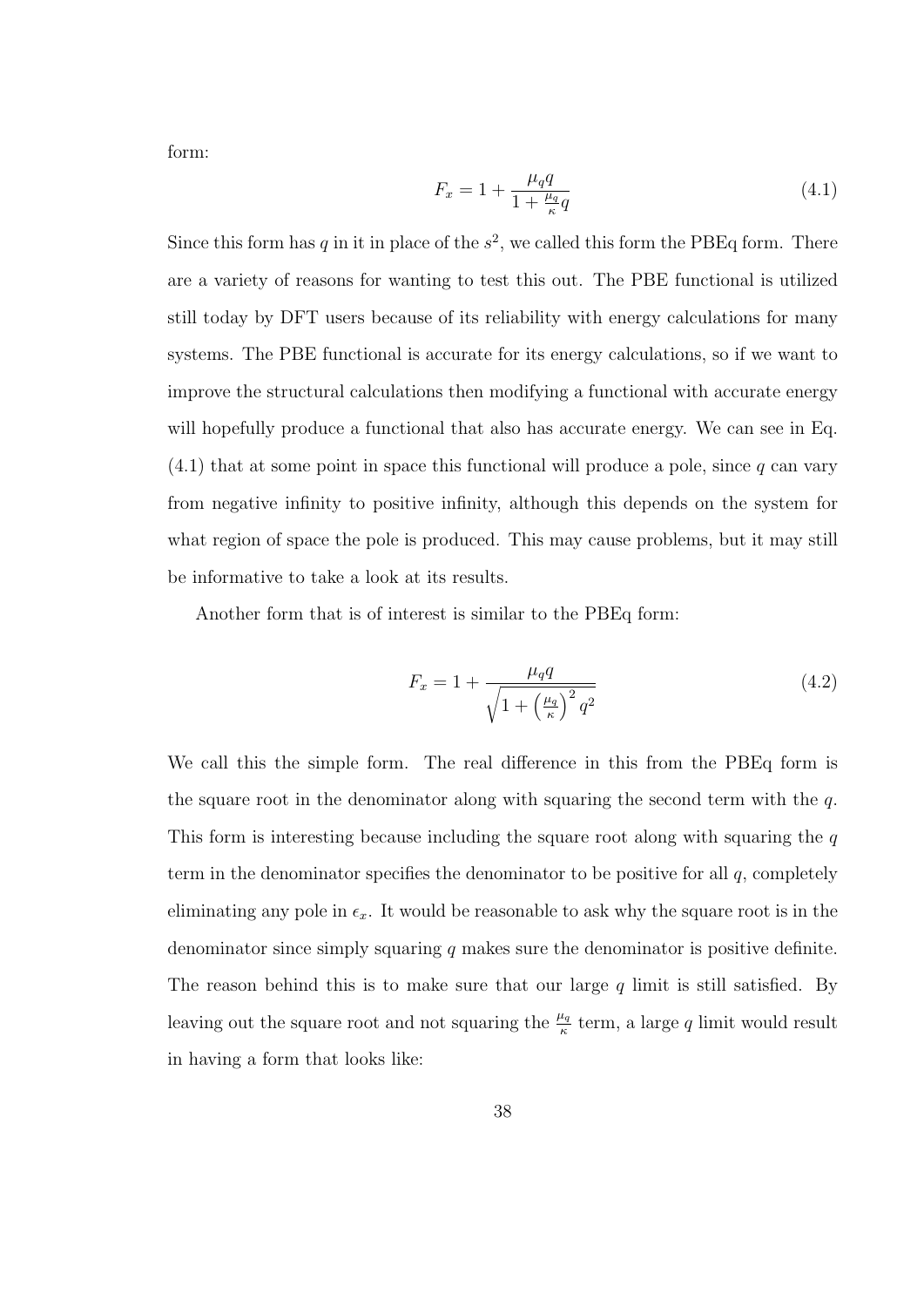form:

$$F_x = 1 + \frac{\mu_q q}{1 + \frac{\mu_q}{\kappa} q} \tag{4.1}$$

Since this form has $q$ in it in place of the $s^2$, we called this form the PBEq form. There are a variety of reasons for wanting to test this out. The PBE functional is utilized still today by DFT users because of its reliability with energy calculations for many systems. The PBE functional is accurate for its energy calculations, so if we want to improve the structural calculations then modifying a functional with accurate energy will hopefully produce a functional that also has accurate energy. We can see in Eq. (4.1) that at some point in space this functional will produce a pole, since $q$ can vary from negative infinity to positive infinity, although this depends on the system for what region of space the pole is produced. This may cause problems, but it may still be informative to take a look at its results.

Another form that is of interest is similar to the PBEq form:

$$F_x = 1 + \frac{\mu_q q}{\sqrt{1 + \left(\frac{\mu_q}{\kappa}\right)^2 q^2}} \tag{4.2}$$

We call this the simple form. The real difference in this from the PBEq form is the square root in the denominator along with squaring the second term with the $q$. This form is interesting because including the square root along with squaring the $q$ term in the denominator specifies the denominator to be positive for all $q$, completely eliminating any pole in $\epsilon_x$. It would be reasonable to ask why the square root is in the denominator since simply squaring $q$ makes sure the denominator is positive definite. The reason behind this is to make sure that our large $q$ limit is still satisfied. By leaving out the square root and not squaring the $\frac{\mu_q}{\kappa}$ term, a large $q$ limit would result in having a form that looks like: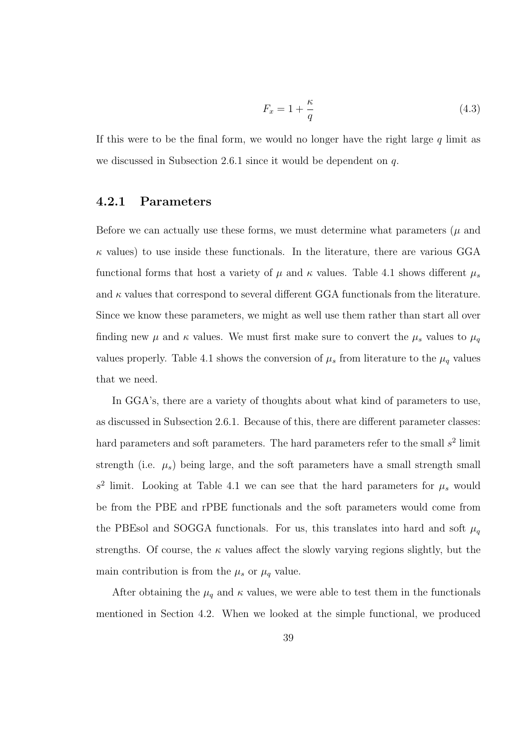$$F_x = 1 + \frac{\kappa}{q} \tag{4.3}$$

If this were to be the final form, we would no longer have the right large $q$ limit as we discussed in Subsection 2.6.1 since it would be dependent on $q$.

### 4.2.1 Parameters

Before we can actually use these forms, we must determine what parameters ($\mu$ and $\kappa$ values) to use inside these functionals. In the literature, there are various GGA functional forms that host a variety of $\mu$ and $\kappa$ values. Table 4.1 shows different $\mu_s$ and $\kappa$ values that correspond to several different GGA functionals from the literature. Since we know these parameters, we might as well use them rather than start all over finding new $\mu$ and $\kappa$ values. We must first make sure to convert the $\mu_s$ values to $\mu_q$ values properly. Table 4.1 shows the conversion of $\mu_s$ from literature to the $\mu_q$ values that we need.

In GGA's, there are a variety of thoughts about what kind of parameters to use, as discussed in Subsection 2.6.1. Because of this, there are different parameter classes: hard parameters and soft parameters. The hard parameters refer to the small $s^2$ limit strength (i.e. $\mu_s$) being large, and the soft parameters have a small strength small $s^2$ limit. Looking at Table 4.1 we can see that the hard parameters for $\mu_s$ would be from the PBE and rPBE functionals and the soft parameters would come from the PBEsol and SOGGA functionals. For us, this translates into hard and soft $\mu_q$ strengths. Of course, the $\kappa$ values affect the slowly varying regions slightly, but the main contribution is from the $\mu_s$ or $\mu_q$ value.

After obtaining the $\mu_q$ and $\kappa$ values, we were able to test them in the functionals mentioned in Section 4.2. When we looked at the simple functional, we produced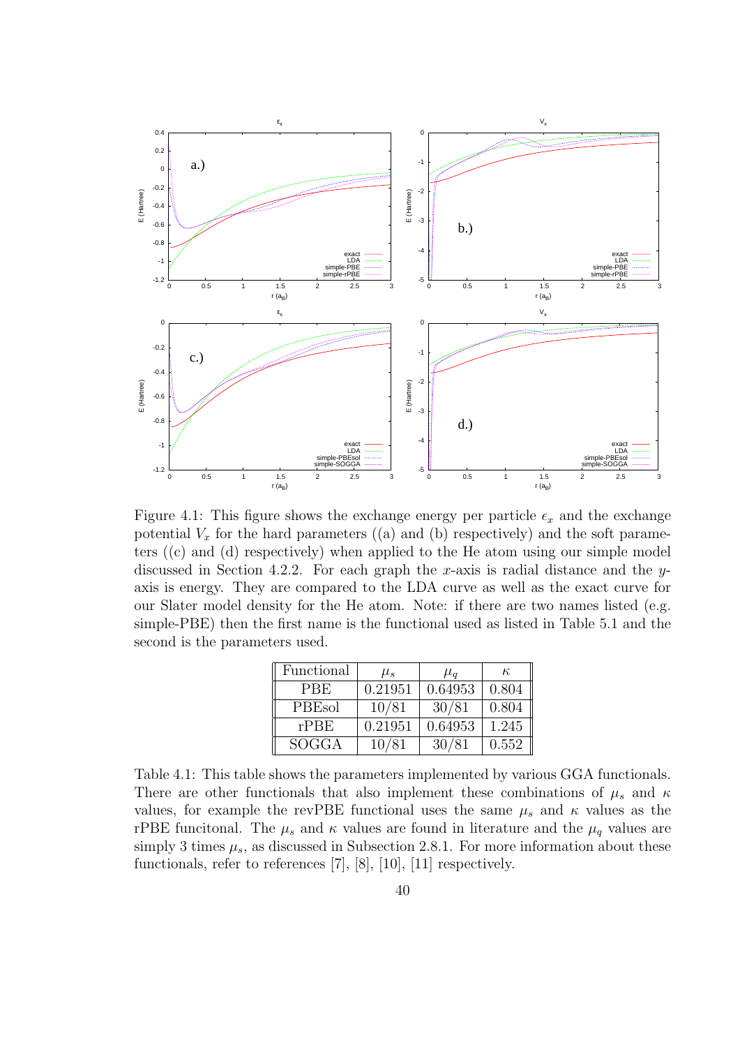Figure 4.1: This figure shows the exchange energy per particle $\epsilon_x$ and the exchange potential $V_x$ for the hard parameters ((a) and (b) respectively) and the soft parameters ((c) and (d) respectively) when applied to the He atom using our simple model discussed in Section 4.2.2. For each graph the $x$-axis is radial distance and the $y$-axis is energy. They are compared to the LDA curve as well as the exact curve for our Slater model density for the He atom. Note: if there are two names listed (e.g. simple-PBE) then the first name is the functional used as listed in Table 5.1 and the second is the parameters used.

| Functional | $\mu_s$ | $\mu_q$ | $\kappa$ |
|---|---|---|---|
| PBE | 0.21951 | 0.64953 | 0.804 |
| PBEsol | 10/81 | 30/81 | 0.804 |
| rPBE | 0.21951 | 0.64953 | 1.245 |
| SOGGA | 10/81 | 30/81 | 0.552 |

Table 4.1: This table shows the parameters implemented by various GGA functionals. There are other functionals that also implement these combinations of $\mu_s$ and $\kappa$ values, for example the revPBE functional uses the same $\mu_s$ and $\kappa$ values as the rPBE funcitonal. The $\mu_s$ and $\kappa$ values are found in literature and the $\mu_q$ values are simply 3 times $\mu_s$, as discussed in Subsection 2.8.1. For more information about these functionals, refer to references [7], [8], [10], [11] respectively.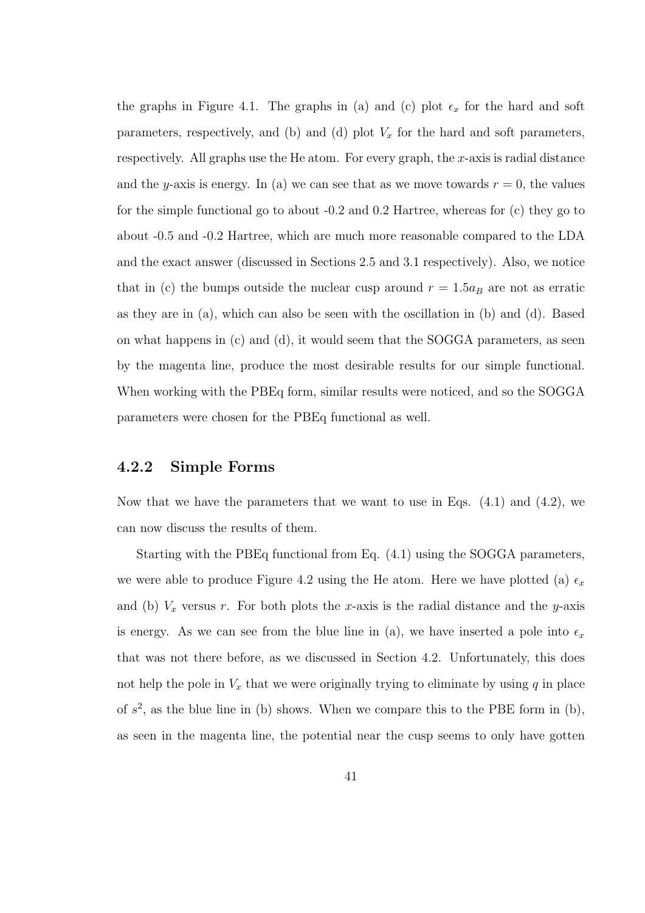the graphs in Figure 4.1. The graphs in (a) and (c) plot $\epsilon_x$ for the hard and soft parameters, respectively, and (b) and (d) plot $V_x$ for the hard and soft parameters, respectively. All graphs use the He atom. For every graph, the $x$-axis is radial distance and the $y$-axis is energy. In (a) we can see that as we move towards $r = 0$, the values for the simple functional go to about -0.2 and 0.2 Hartree, whereas for (c) they go to about -0.5 and -0.2 Hartree, which are much more reasonable compared to the LDA and the exact answer (discussed in Sections 2.5 and 3.1 respectively). Also, we notice that in (c) the bumps outside the nuclear cusp around $r = 1.5a_B$ are not as erratic as they are in (a), which can also be seen with the oscillation in (b) and (d). Based on what happens in (c) and (d), it would seem that the SOGGA parameters, as seen by the magenta line, produce the most desirable results for our simple functional. When working with the PBEq form, similar results were noticed, and so the SOGGA parameters were chosen for the PBEq functional as well.

### 4.2.2 Simple Forms

Now that we have the parameters that we want to use in Eqs. (4.1) and (4.2), we can now discuss the results of them.

Starting with the PBEq functional from Eq. (4.1) using the SOGGA parameters, we were able to produce Figure 4.2 using the He atom. Here we have plotted (a) $\epsilon_x$ and (b) $V_x$ versus $r$. For both plots the $x$-axis is the radial distance and the $y$-axis is energy. As we can see from the blue line in (a), we have inserted a pole into $\epsilon_x$ that was not there before, as we discussed in Section 4.2. Unfortunately, this does not help the pole in $V_x$ that we were originally trying to eliminate by using $q$ in place of $s^2$, as the blue line in (b) shows. When we compare this to the PBE form in (b), as seen in the magenta line, the potential near the cusp seems to only have gotten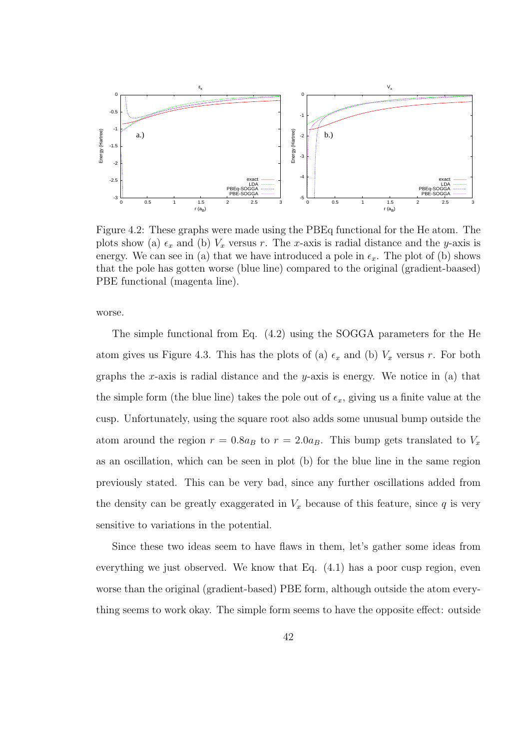Figure 4.2: These graphs were made using the PBEq functional for the He atom. The plots show (a) $\epsilon_x$ and (b) $V_x$ versus $r$. The $x$-axis is radial distance and the $y$-axis is energy. We can see in (a) that we have introduced a pole in $\epsilon_x$. The plot of (b) shows that the pole has gotten worse (blue line) compared to the original (gradient-baased) PBE functional (magenta line).

worse.

The simple functional from Eq. (4.2) using the SOGGA parameters for the He atom gives us Figure 4.3. This has the plots of (a) $\epsilon_x$ and (b) $V_x$ versus $r$. For both graphs the $x$-axis is radial distance and the $y$-axis is energy. We notice in (a) that the simple form (the blue line) takes the pole out of $\epsilon_x$, giving us a finite value at the cusp. Unfortunately, using the square root also adds some unusual bump outside the atom around the region $r = 0.8a_B$ to $r = 2.0a_B$. This bump gets translated to $V_x$ as an oscillation, which can be seen in plot (b) for the blue line in the same region previously stated. This can be very bad, since any further oscillations added from the density can be greatly exaggerated in $V_x$ because of this feature, since $q$ is very sensitive to variations in the potential.

Since these two ideas seem to have flaws in them, let's gather some ideas from everything we just observed. We know that Eq. (4.1) has a poor cusp region, even worse than the original (gradient-based) PBE form, although outside the atom everything seems to work okay. The simple form seems to have the opposite effect: outside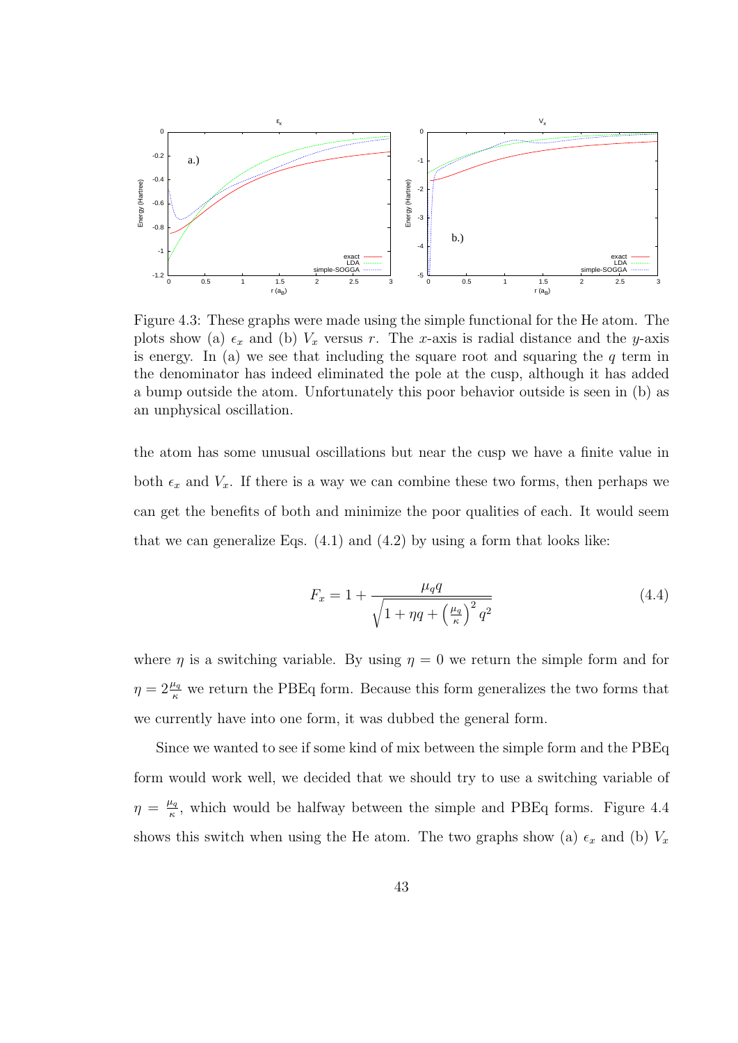Figure 4.3: These graphs were made using the simple functional for the He atom. The plots show (a) $\epsilon_x$ and (b) $V_x$ versus $r$. The $x$-axis is radial distance and the $y$-axis is energy. In (a) we see that including the square root and squaring the $q$ term in the denominator has indeed eliminated the pole at the cusp, although it has added a bump outside the atom. Unfortunately this poor behavior outside is seen in (b) as an unphysical oscillation.

the atom has some unusual oscillations but near the cusp we have a finite value in both $\epsilon_x$ and $V_x$. If there is a way we can combine these two forms, then perhaps we can get the benefits of both and minimize the poor qualities of each. It would seem that we can generalize Eqs. (4.1) and (4.2) by using a form that looks like:

$$F_x = 1 + \frac{\mu_q q}{\sqrt{1 + \eta q + \left(\frac{\mu_q}{\kappa}\right)^2 q^2}} \tag{4.4}$$

where $\eta$ is a switching variable. By using $\eta = 0$ we return the simple form and for $\eta = 2\frac{\mu_q}{\kappa}$ we return the PBEq form. Because this form generalizes the two forms that we currently have into one form, it was dubbed the general form.

Since we wanted to see if some kind of mix between the simple form and the PBEq form would work well, we decided that we should try to use a switching variable of $\eta = \frac{\mu_q}{\kappa}$, which would be halfway between the simple and PBEq forms. Figure 4.4 shows this switch when using the He atom. The two graphs show (a) $\epsilon_x$ and (b) $V_x$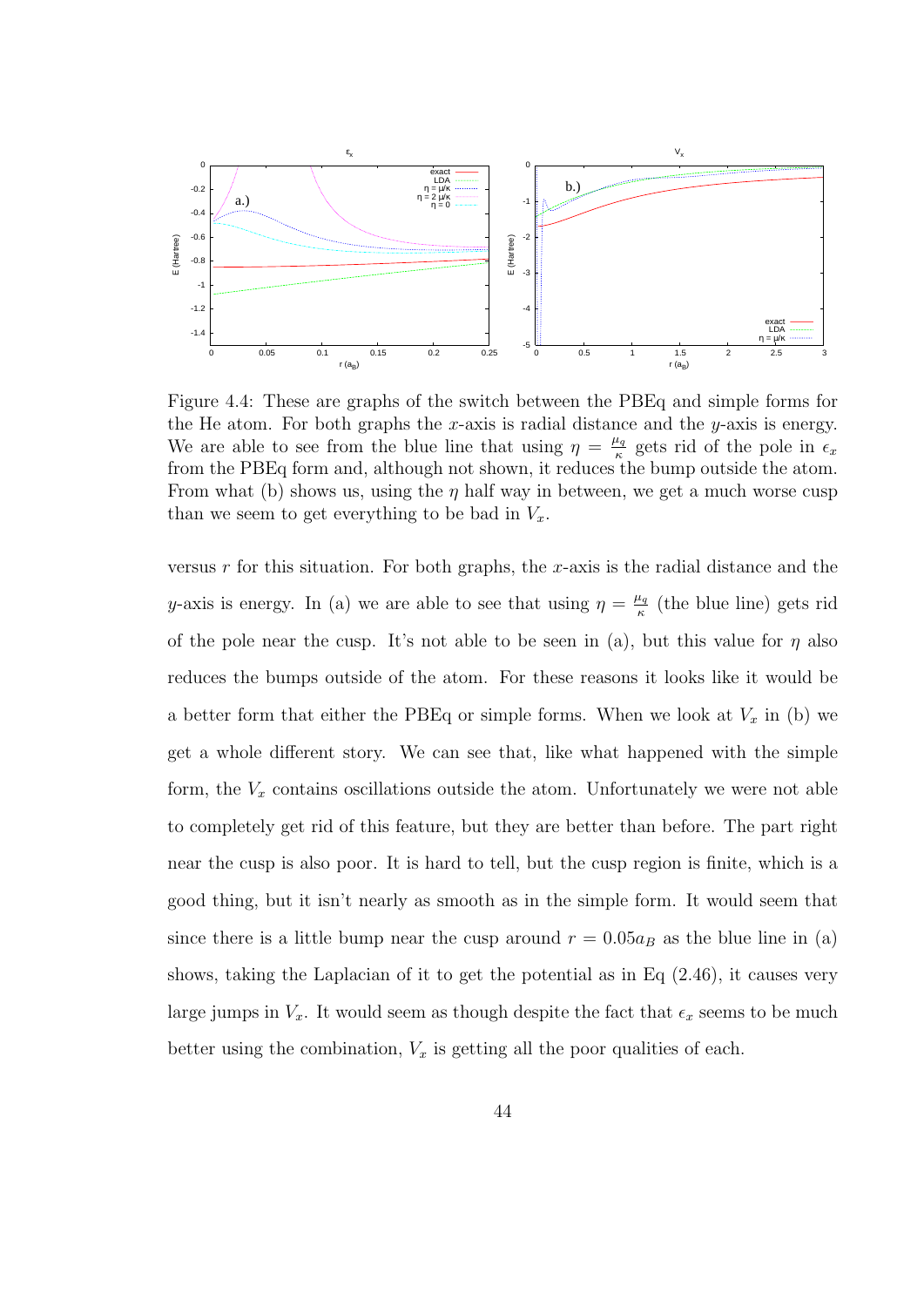Figure 4.4: These are graphs of the switch between the PBEq and simple forms for the He atom. For both graphs the $x$-axis is radial distance and the $y$-axis is energy. We are able to see from the blue line that using $\eta = \frac{\mu_q}{\kappa}$ gets rid of the pole in $\epsilon_x$ from the PBEq form and, although not shown, it reduces the bump outside the atom. From what (b) shows us, using the $\eta$ half way in between, we get a much worse cusp than we seem to get everything to be bad in $V_x$.

versus $r$ for this situation. For both graphs, the $x$-axis is the radial distance and the $y$-axis is energy. In (a) we are able to see that using $\eta = \frac{\mu_q}{\kappa}$ (the blue line) gets rid of the pole near the cusp. It's not able to be seen in (a), but this value for $\eta$ also reduces the bumps outside of the atom. For these reasons it looks like it would be a better form that either the PBEq or simple forms. When we look at $V_x$ in (b) we get a whole different story. We can see that, like what happened with the simple form, the $V_x$ contains oscillations outside the atom. Unfortunately we were not able to completely get rid of this feature, but they are better than before. The part right near the cusp is also poor. It is hard to tell, but the cusp region is finite, which is a good thing, but it isn't nearly as smooth as in the simple form. It would seem that since there is a little bump near the cusp around $r = 0.05a_B$ as the blue line in (a) shows, taking the Laplacian of it to get the potential as in Eq (2.46), it causes very large jumps in $V_x$. It would seem as though despite the fact that $\epsilon_x$ seems to be much better using the combination, $V_x$ is getting all the poor qualities of each.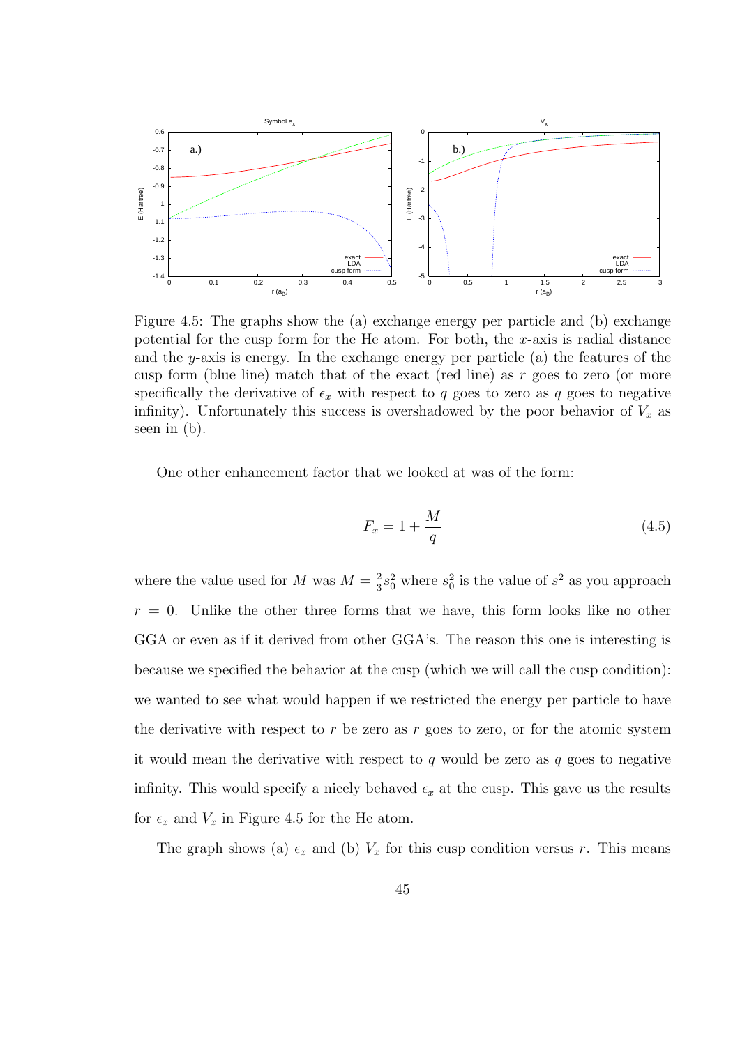Figure 4.5: The graphs show the (a) exchange energy per particle and (b) exchange potential for the cusp form for the He atom. For both, the $x$-axis is radial distance and the $y$-axis is energy. In the exchange energy per particle (a) the features of the cusp form (blue line) match that of the exact (red line) as $r$ goes to zero (or more specifically the derivative of $\epsilon_x$ with respect to $q$ goes to zero as $q$ goes to negative infinity). Unfortunately this success is overshadowed by the poor behavior of $V_x$ as seen in (b).

One other enhancement factor that we looked at was of the form:

$$F_x = 1 + \frac{M}{q} \tag{4.5}$$

where the value used for $M$ was $M = \frac{2}{3}s_0^2$ where $s_0^2$ is the value of $s^2$ as you approach $r = 0$. Unlike the other three forms that we have, this form looks like no other GGA or even as if it derived from other GGA's. The reason this one is interesting is because we specified the behavior at the cusp (which we will call the cusp condition): we wanted to see what would happen if we restricted the energy per particle to have the derivative with respect to $r$ be zero as $r$ goes to zero, or for the atomic system it would mean the derivative with respect to $q$ would be zero as $q$ goes to negative infinity. This would specify a nicely behaved $\epsilon_x$ at the cusp. This gave us the results for $\epsilon_x$ and $V_x$ in Figure 4.5 for the He atom.

The graph shows (a) $\epsilon_x$ and (b) $V_x$ for this cusp condition versus $r$. This means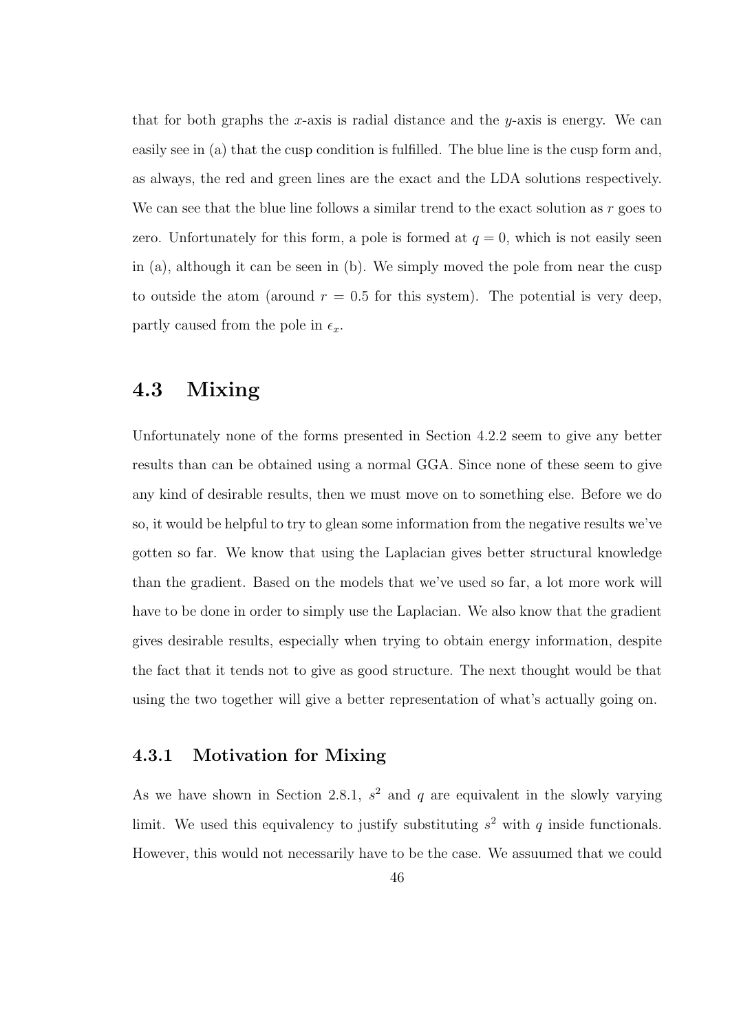that for both graphs the $x$-axis is radial distance and the $y$-axis is energy. We can easily see in (a) that the cusp condition is fulfilled. The blue line is the cusp form and, as always, the red and green lines are the exact and the LDA solutions respectively. We can see that the blue line follows a similar trend to the exact solution as $r$ goes to zero. Unfortunately for this form, a pole is formed at $q = 0$, which is not easily seen in (a), although it can be seen in (b). We simply moved the pole from near the cusp to outside the atom (around $r = 0.5$ for this system). The potential is very deep, partly caused from the pole in $\epsilon_x$.

## 4.3 Mixing

Unfortunately none of the forms presented in Section 4.2.2 seem to give any better results than can be obtained using a normal GGA. Since none of these seem to give any kind of desirable results, then we must move on to something else. Before we do so, it would be helpful to try to glean some information from the negative results we've gotten so far. We know that using the Laplacian gives better structural knowledge than the gradient. Based on the models that we've used so far, a lot more work will have to be done in order to simply use the Laplacian. We also know that the gradient gives desirable results, especially when trying to obtain energy information, despite the fact that it tends not to give as good structure. The next thought would be that using the two together will give a better representation of what's actually going on.

### 4.3.1 Motivation for Mixing

As we have shown in Section 2.8.1, $s^2$ and $q$ are equivalent in the slowly varying limit. We used this equivalency to justify substituting $s^2$ with $q$ inside functionals. However, this would not necessarily have to be the case. We assuumed that we could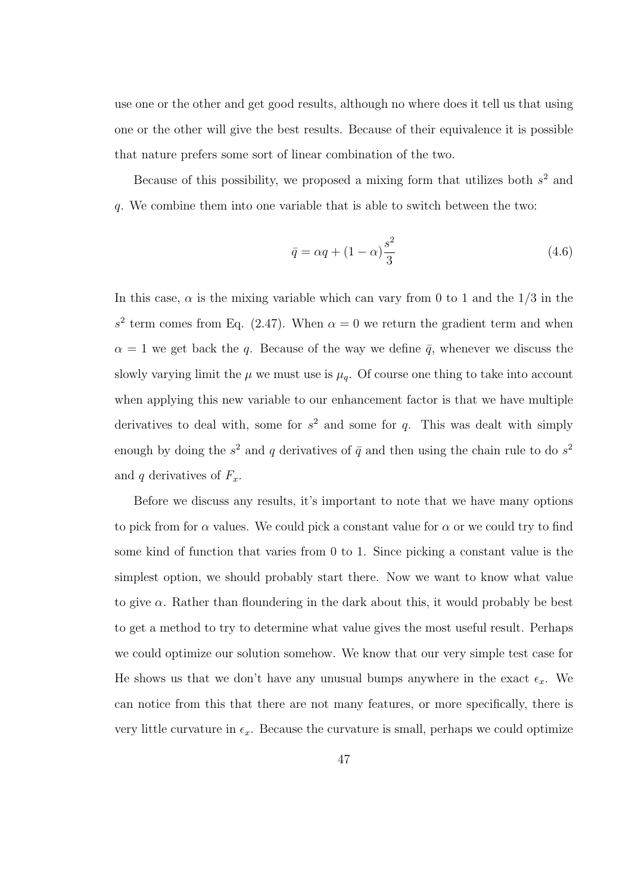use one or the other and get good results, although no where does it tell us that using one or the other will give the best results. Because of their equivalence it is possible that nature prefers some sort of linear combination of the two.

Because of this possibility, we proposed a mixing form that utilizes both $s^2$ and $q$. We combine them into one variable that is able to switch between the two:

$$\bar{q} = \alpha q + (1 - \alpha)\frac{s^2}{3} \tag{4.6}$$

In this case, $\alpha$ is the mixing variable which can vary from 0 to 1 and the 1/3 in the $s^2$ term comes from Eq. (2.47). When $\alpha = 0$ we return the gradient term and when $\alpha = 1$ we get back the $q$. Because of the way we define $\bar{q}$, whenever we discuss the slowly varying limit the $\mu$ we must use is $\mu_q$. Of course one thing to take into account when applying this new variable to our enhancement factor is that we have multiple derivatives to deal with, some for $s^2$ and some for $q$. This was dealt with simply enough by doing the $s^2$ and $q$ derivatives of $\bar{q}$ and then using the chain rule to do $s^2$ and $q$ derivatives of $F_x$.

Before we discuss any results, it's important to note that we have many options to pick from for $\alpha$ values. We could pick a constant value for $\alpha$ or we could try to find some kind of function that varies from 0 to 1. Since picking a constant value is the simplest option, we should probably start there. Now we want to know what value to give $\alpha$. Rather than floundering in the dark about this, it would probably be best to get a method to try to determine what value gives the most useful result. Perhaps we could optimize our solution somehow. We know that our very simple test case for He shows us that we don't have any unusual bumps anywhere in the exact $\epsilon_x$. We can notice from this that there are not many features, or more specifically, there is very little curvature in $\epsilon_x$. Because the curvature is small, perhaps we could optimize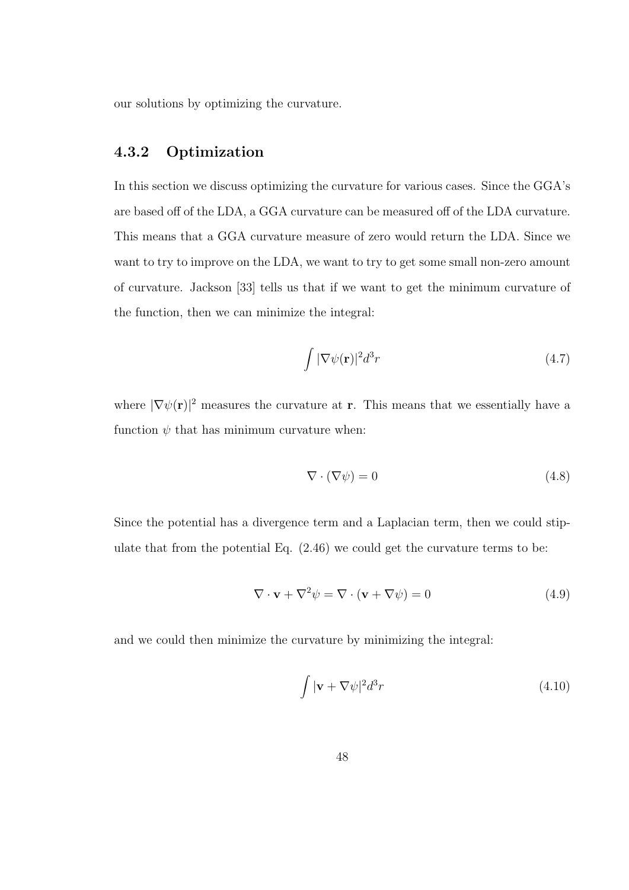our solutions by optimizing the curvature.

### 4.3.2 Optimization

In this section we discuss optimizing the curvature for various cases. Since the GGA's are based off of the LDA, a GGA curvature can be measured off of the LDA curvature. This means that a GGA curvature measure of zero would return the LDA. Since we want to try to improve on the LDA, we want to try to get some small non-zero amount of curvature. Jackson [33] tells us that if we want to get the minimum curvature of the function, then we can minimize the integral:

$$\int |\nabla\psi(\mathbf{r})|^2 d^3r \tag{4.7}$$

where $|\nabla\psi(\mathbf{r})|^2$ measures the curvature at $\mathbf{r}$. This means that we essentially have a function $\psi$ that has minimum curvature when:

$$\nabla \cdot (\nabla\psi) = 0 \tag{4.8}$$

Since the potential has a divergence term and a Laplacian term, then we could stipulate that from the potential Eq. (2.46) we could get the curvature terms to be:

$$\nabla \cdot \mathbf{v} + \nabla^2\psi = \nabla \cdot (\mathbf{v} + \nabla\psi) = 0 \tag{4.9}$$

and we could then minimize the curvature by minimizing the integral:

$$\int |\mathbf{v} + \nabla\psi|^2 d^3r \tag{4.10}$$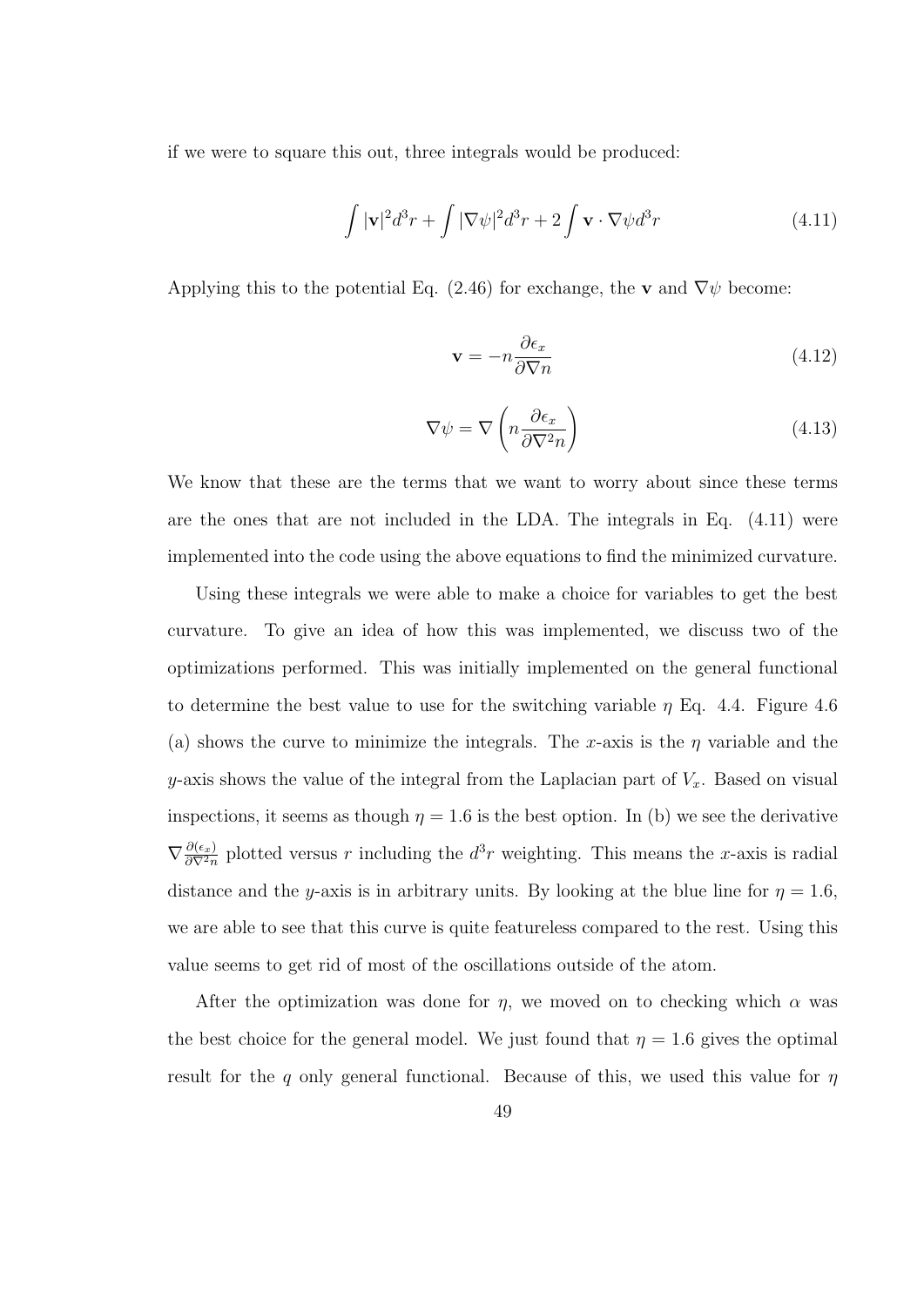if we were to square this out, three integrals would be produced:

$$\int |\mathbf{v}|^2 d^3r + \int |\nabla\psi|^2 d^3r + 2\int \mathbf{v}\cdot\nabla\psi d^3r \tag{4.11}$$

Applying this to the potential Eq. (2.46) for exchange, the $\mathbf{v}$ and $\nabla\psi$ become:

$$\mathbf{v} = -n\frac{\partial\epsilon_x}{\partial\nabla n} \tag{4.12}$$

$$\nabla\psi = \nabla\left(n\frac{\partial\epsilon_x}{\partial\nabla^2 n}\right) \tag{4.13}$$

We know that these are the terms that we want to worry about since these terms are the ones that are not included in the LDA. The integrals in Eq. (4.11) were implemented into the code using the above equations to find the minimized curvature.

Using these integrals we were able to make a choice for variables to get the best curvature. To give an idea of how this was implemented, we discuss two of the optimizations performed. This was initially implemented on the general functional to determine the best value to use for the switching variable $\eta$ Eq. 4.4. Figure 4.6 (a) shows the curve to minimize the integrals. The $x$-axis is the $\eta$ variable and the $y$-axis shows the value of the integral from the Laplacian part of $V_x$. Based on visual inspections, it seems as though $\eta = 1.6$ is the best option. In (b) we see the derivative $\nabla\frac{\partial(\epsilon_x)}{\partial\nabla^2 n}$ plotted versus $r$ including the $d^3r$ weighting. This means the $x$-axis is radial distance and the $y$-axis is in arbitrary units. By looking at the blue line for $\eta = 1.6$, we are able to see that this curve is quite featureless compared to the rest. Using this value seems to get rid of most of the oscillations outside of the atom.

After the optimization was done for $\eta$, we moved on to checking which $\alpha$ was the best choice for the general model. We just found that $\eta = 1.6$ gives the optimal result for the $q$ only general functional. Because of this, we used this value for $\eta$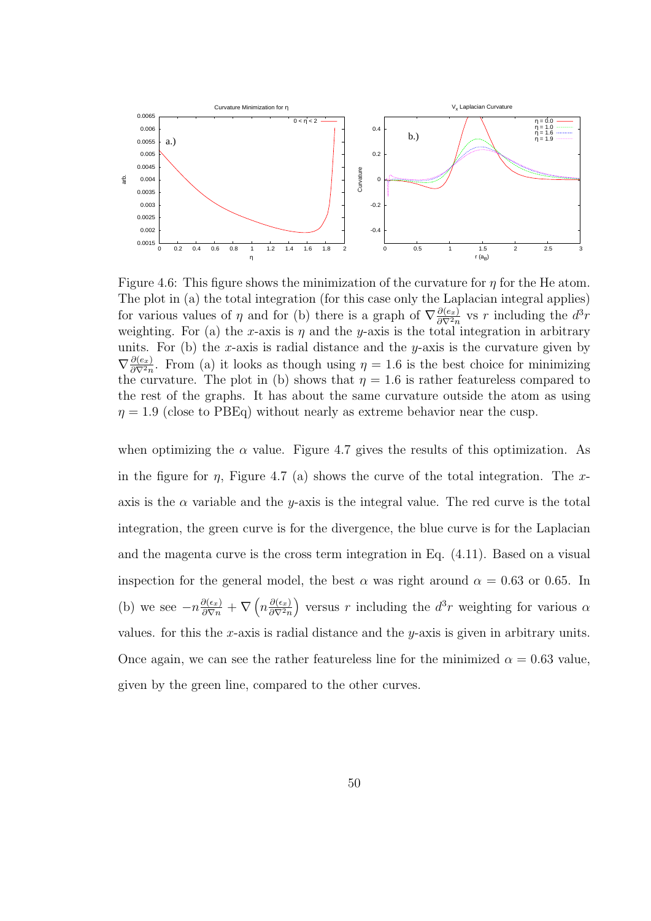Figure 4.6: This figure shows the minimization of the curvature for $\eta$ for the He atom. The plot in (a) the total integration (for this case only the Laplacian integral applies) for various values of $\eta$ and for (b) there is a graph of $\nabla \frac{\partial(e_x)}{\partial \nabla^2 n}$ vs $r$ including the $d^3r$ weighting. For (a) the $x$-axis is $\eta$ and the $y$-axis is the total integration in arbitrary units. For (b) the $x$-axis is radial distance and the $y$-axis is the curvature given by $\nabla \frac{\partial(e_x)}{\partial \nabla^2 n}$. From (a) it looks as though using $\eta = 1.6$ is the best choice for minimizing the curvature. The plot in (b) shows that $\eta = 1.6$ is rather featureless compared to the rest of the graphs. It has about the same curvature outside the atom as using $\eta = 1.9$ (close to PBEq) without nearly as extreme behavior near the cusp.

when optimizing the $\alpha$ value. Figure 4.7 gives the results of this optimization. As in the figure for $\eta$, Figure 4.7 (a) shows the curve of the total integration. The $x$-axis is the $\alpha$ variable and the $y$-axis is the integral value. The red curve is the total integration, the green curve is for the divergence, the blue curve is for the Laplacian and the magenta curve is the cross term integration in Eq. (4.11). Based on a visual inspection for the general model, the best $\alpha$ was right around $\alpha = 0.63$ or 0.65. In (b) we see $-n\frac{\partial(\epsilon_x)}{\partial \nabla n} + \nabla \left( n \frac{\partial(\epsilon_x)}{\partial \nabla^2 n} \right)$ versus $r$ including the $d^3r$ weighting for various $\alpha$ values. for this the $x$-axis is radial distance and the $y$-axis is given in arbitrary units. Once again, we can see the rather featureless line for the minimized $\alpha = 0.63$ value, given by the green line, compared to the other curves.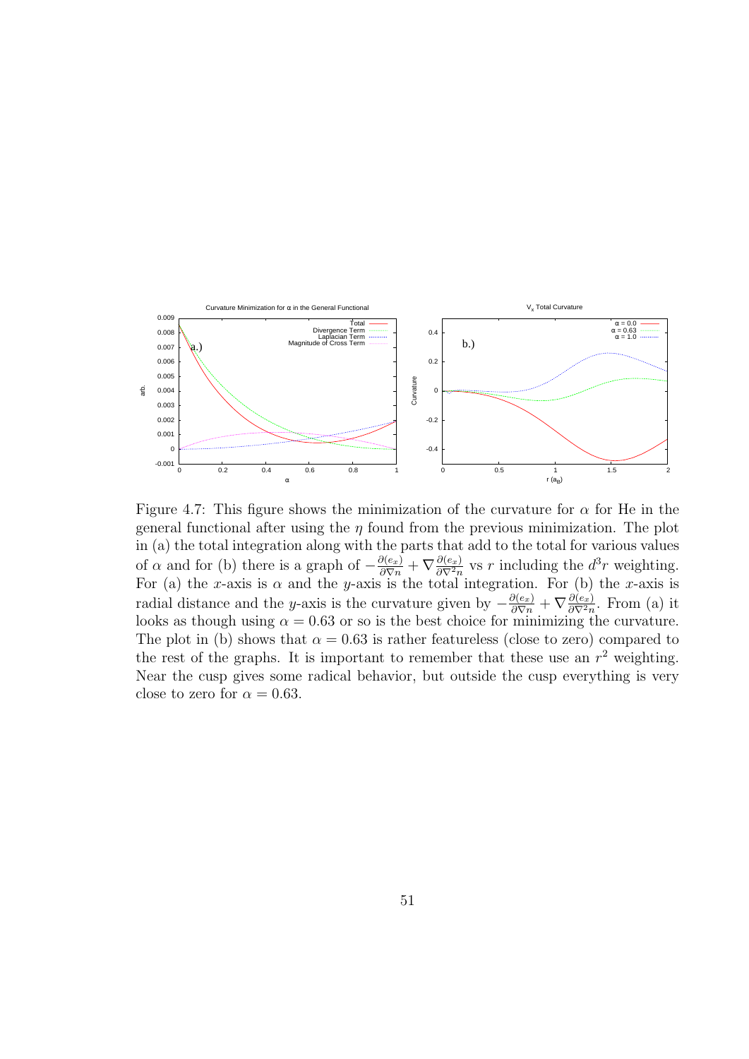Figure 4.7: This figure shows the minimization of the curvature for $\alpha$ for He in the general functional after using the $\eta$ found from the previous minimization. The plot in (a) the total integration along with the parts that add to the total for various values of $\alpha$ and for (b) there is a graph of $-\frac{\partial(e_x)}{\partial \nabla n} + \nabla \frac{\partial(e_x)}{\partial \nabla^2 n}$ vs $r$ including the $d^3r$ weighting. For (a) the $x$-axis is $\alpha$ and the $y$-axis is the total integration. For (b) the $x$-axis is radial distance and the $y$-axis is the curvature given by $-\frac{\partial(e_x)}{\partial \nabla n} + \nabla \frac{\partial(e_x)}{\partial \nabla^2 n}$. From (a) it looks as though using $\alpha = 0.63$ or so is the best choice for minimizing the curvature. The plot in (b) shows that $\alpha = 0.63$ is rather featureless (close to zero) compared to the rest of the graphs. It is important to remember that these use an $r^2$ weighting. Near the cusp gives some radical behavior, but outside the cusp everything is very close to zero for $\alpha = 0.63$.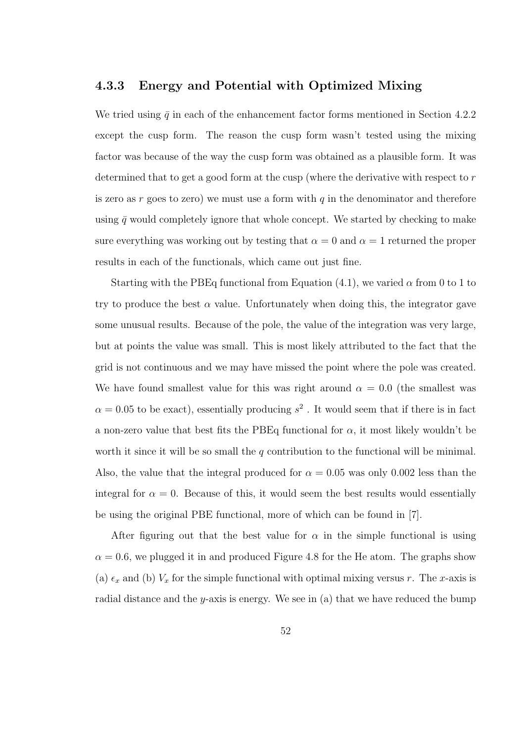### 4.3.3 Energy and Potential with Optimized Mixing

We tried using $\bar{q}$ in each of the enhancement factor forms mentioned in Section 4.2.2 except the cusp form. The reason the cusp form wasn't tested using the mixing factor was because of the way the cusp form was obtained as a plausible form. It was determined that to get a good form at the cusp (where the derivative with respect to $r$ is zero as $r$ goes to zero) we must use a form with $q$ in the denominator and therefore using $\bar{q}$ would completely ignore that whole concept. We started by checking to make sure everything was working out by testing that $\alpha = 0$ and $\alpha = 1$ returned the proper results in each of the functionals, which came out just fine.

Starting with the PBEq functional from Equation (4.1), we varied $\alpha$ from 0 to 1 to try to produce the best $\alpha$ value. Unfortunately when doing this, the integrator gave some unusual results. Because of the pole, the value of the integration was very large, but at points the value was small. This is most likely attributed to the fact that the grid is not continuous and we may have missed the point where the pole was created. We have found smallest value for this was right around $\alpha = 0.0$ (the smallest was $\alpha = 0.05$ to be exact), essentially producing $s^2$ . It would seem that if there is in fact a non-zero value that best fits the PBEq functional for $\alpha$, it most likely wouldn't be worth it since it will be so small the $q$ contribution to the functional will be minimal. Also, the value that the integral produced for $\alpha = 0.05$ was only 0.002 less than the integral for $\alpha = 0$. Because of this, it would seem the best results would essentially be using the original PBE functional, more of which can be found in [7].

After figuring out that the best value for $\alpha$ in the simple functional is using $\alpha = 0.6$, we plugged it in and produced Figure 4.8 for the He atom. The graphs show (a) $\epsilon_x$ and (b) $V_x$ for the simple functional with optimal mixing versus $r$. The $x$-axis is radial distance and the $y$-axis is energy. We see in (a) that we have reduced the bump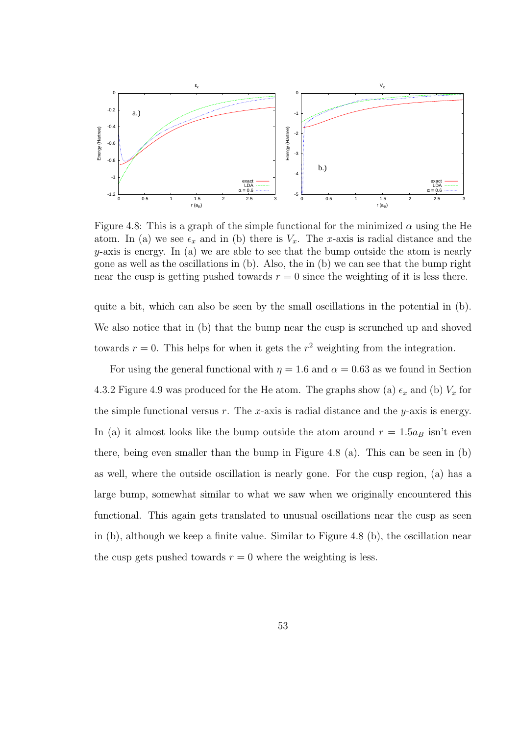Figure 4.8: This is a graph of the simple functional for the minimized $\alpha$ using the He atom. In (a) we see $\epsilon_x$ and in (b) there is $V_x$. The $x$-axis is radial distance and the $y$-axis is energy. In (a) we are able to see that the bump outside the atom is nearly gone as well as the oscillations in (b). Also, the in (b) we can see that the bump right near the cusp is getting pushed towards $r = 0$ since the weighting of it is less there.

quite a bit, which can also be seen by the small oscillations in the potential in (b). We also notice that in (b) that the bump near the cusp is scrunched up and shoved towards $r = 0$. This helps for when it gets the $r^2$ weighting from the integration.

For using the general functional with $\eta = 1.6$ and $\alpha = 0.63$ as we found in Section 4.3.2 Figure 4.9 was produced for the He atom. The graphs show (a) $\epsilon_x$ and (b) $V_x$ for the simple functional versus $r$. The $x$-axis is radial distance and the $y$-axis is energy. In (a) it almost looks like the bump outside the atom around $r = 1.5a_B$ isn't even there, being even smaller than the bump in Figure 4.8 (a). This can be seen in (b) as well, where the outside oscillation is nearly gone. For the cusp region, (a) has a large bump, somewhat similar to what we saw when we originally encountered this functional. This again gets translated to unusual oscillations near the cusp as seen in (b), although we keep a finite value. Similar to Figure 4.8 (b), the oscillation near the cusp gets pushed towards $r = 0$ where the weighting is less.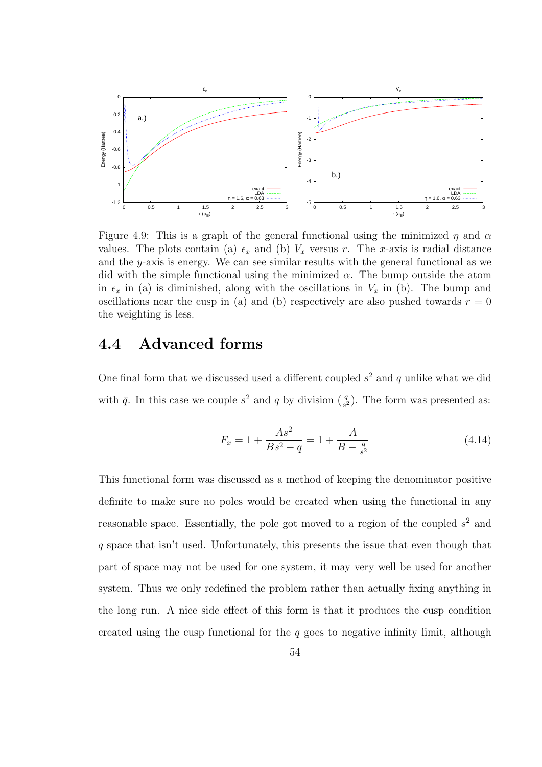Figure 4.9: This is a graph of the general functional using the minimized $\eta$ and $\alpha$ values. The plots contain (a) $\epsilon_x$ and (b) $V_x$ versus $r$. The $x$-axis is radial distance and the $y$-axis is energy. We can see similar results with the general functional as we did with the simple functional using the minimized $\alpha$. The bump outside the atom in $\epsilon_x$ in (a) is diminished, along with the oscillations in $V_x$ in (b). The bump and oscillations near the cusp in (a) and (b) respectively are also pushed towards $r = 0$ the weighting is less.

## 4.4 Advanced forms

One final form that we discussed used a different coupled $s^2$ and $q$ unlike what we did with $\bar{q}$. In this case we couple $s^2$ and $q$ by division ($\frac{q}{s^2}$). The form was presented as:

$$F_x = 1 + \frac{As^2}{Bs^2 - q} = 1 + \frac{A}{B - \frac{q}{s^2}} \tag{4.14}$$

This functional form was discussed as a method of keeping the denominator positive definite to make sure no poles would be created when using the functional in any reasonable space. Essentially, the pole got moved to a region of the coupled $s^2$ and $q$ space that isn't used. Unfortunately, this presents the issue that even though that part of space may not be used for one system, it may very well be used for another system. Thus we only redefined the problem rather than actually fixing anything in the long run. A nice side effect of this form is that it produces the cusp condition created using the cusp functional for the $q$ goes to negative infinity limit, although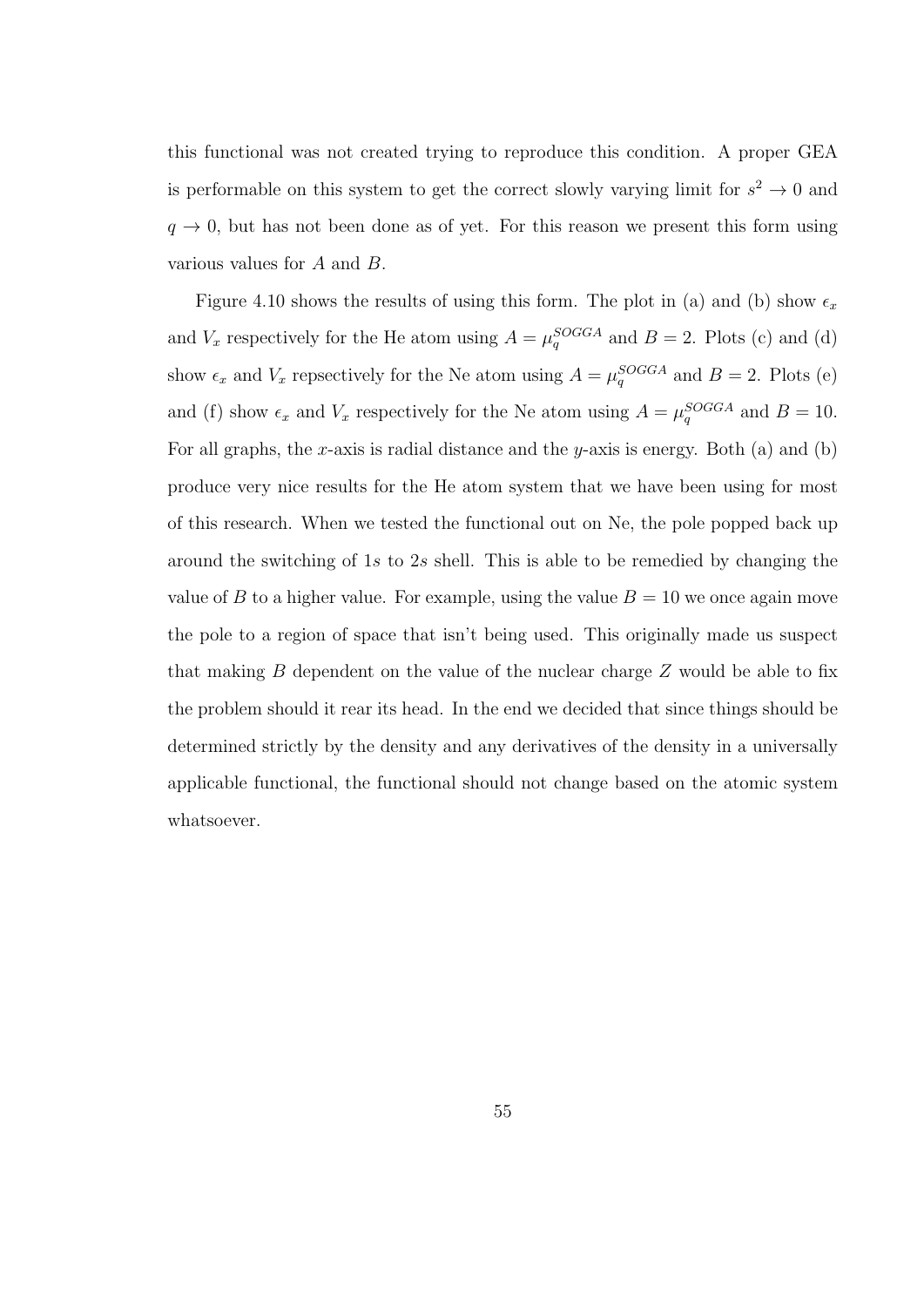this functional was not created trying to reproduce this condition. A proper GEA is performable on this system to get the correct slowly varying limit for $s^2 \to 0$ and $q \to 0$, but has not been done as of yet. For this reason we present this form using various values for $A$ and $B$.

Figure 4.10 shows the results of using this form. The plot in (a) and (b) show $\epsilon_x$ and $V_x$ respectively for the He atom using $A = \mu_q^{SOGGA}$ and $B = 2$. Plots (c) and (d) show $\epsilon_x$ and $V_x$ repsectively for the Ne atom using $A = \mu_q^{SOGGA}$ and $B = 2$. Plots (e) and (f) show $\epsilon_x$ and $V_x$ respectively for the Ne atom using $A = \mu_q^{SOGGA}$ and $B = 10$. For all graphs, the $x$-axis is radial distance and the $y$-axis is energy. Both (a) and (b) produce very nice results for the He atom system that we have been using for most of this research. When we tested the functional out on Ne, the pole popped back up around the switching of 1$s$ to 2$s$ shell. This is able to be remedied by changing the value of $B$ to a higher value. For example, using the value $B = 10$ we once again move the pole to a region of space that isn't being used. This originally made us suspect that making $B$ dependent on the value of the nuclear charge $Z$ would be able to fix the problem should it rear its head. In the end we decided that since things should be determined strictly by the density and any derivatives of the density in a universally applicable functional, the functional should not change based on the atomic system whatsoever.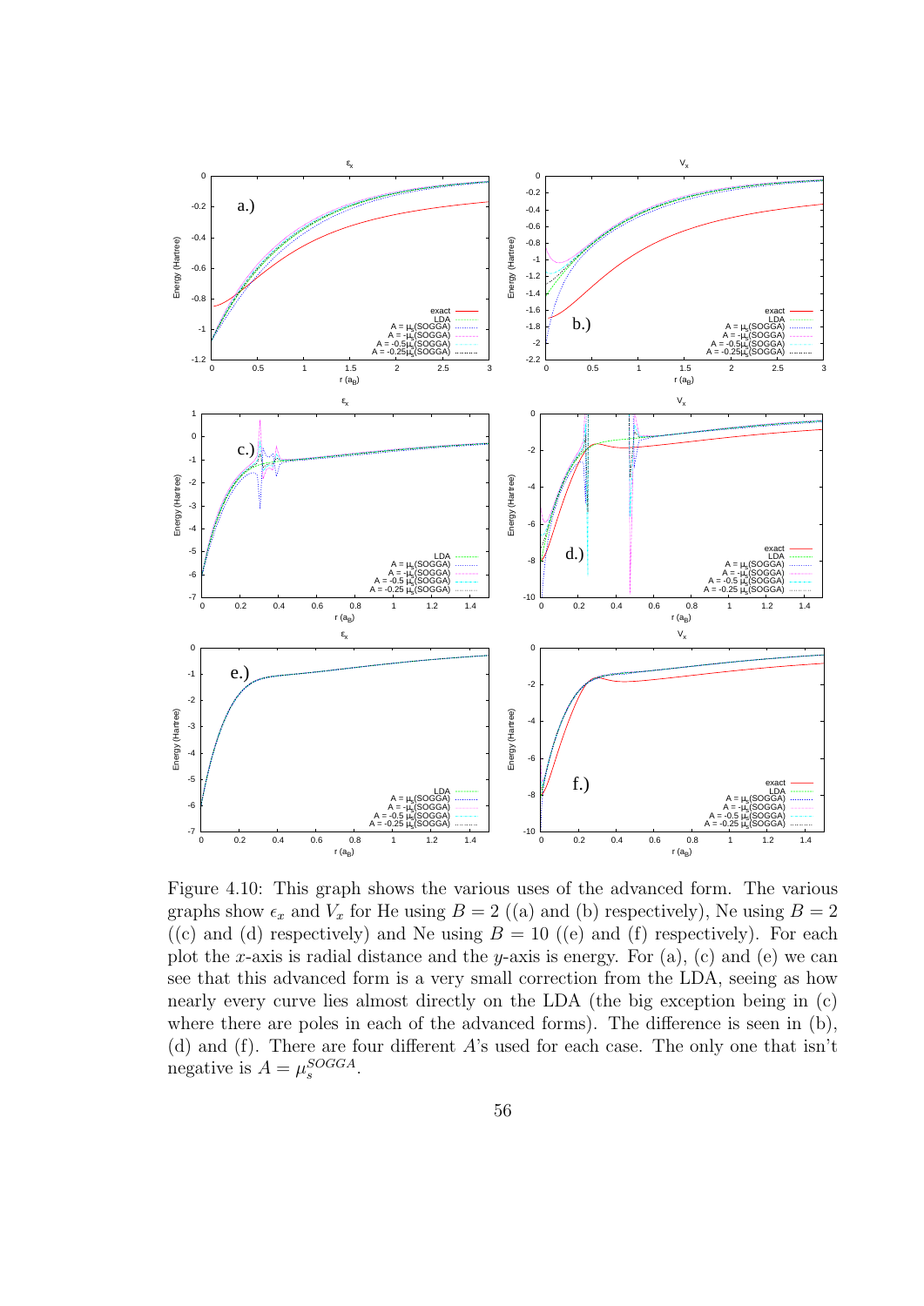Figure 4.10: This graph shows the various uses of the advanced form. The various graphs show $\epsilon_x$ and $V_x$ for He using $B = 2$ ((a) and (b) respectively), Ne using $B = 2$ ((c) and (d) respectively) and Ne using $B = 10$ ((e) and (f) respectively). For each plot the $x$-axis is radial distance and the $y$-axis is energy. For (a), (c) and (e) we can see that this advanced form is a very small correction from the LDA, seeing as how nearly every curve lies almost directly on the LDA (the big exception being in (c) where there are poles in each of the advanced forms). The difference is seen in (b), (d) and (f). There are four different $A$'s used for each case. The only one that isn't negative is $A = \mu_s^{SOGGA}$.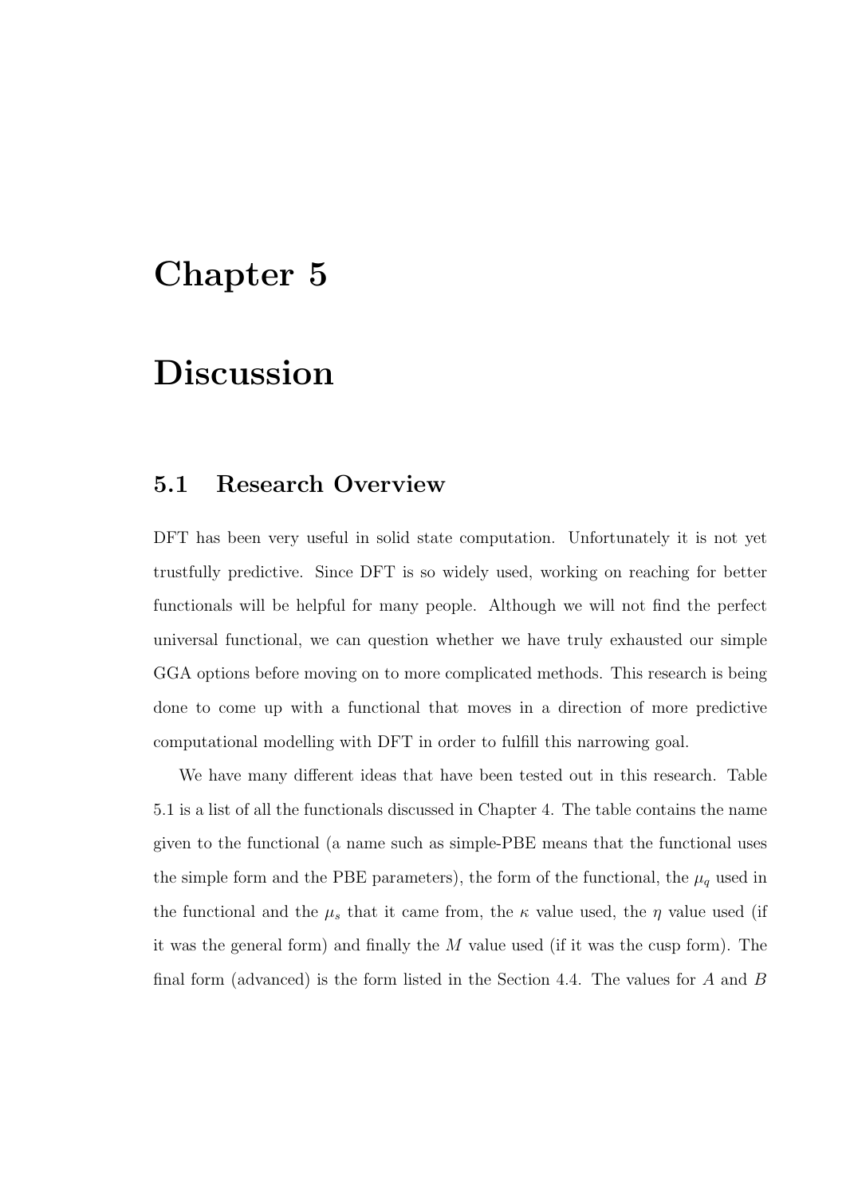# Chapter 5

# Discussion

## 5.1 Research Overview

DFT has been very useful in solid state computation. Unfortunately it is not yet trustfully predictive. Since DFT is so widely used, working on reaching for better functionals will be helpful for many people. Although we will not find the perfect universal functional, we can question whether we have truly exhausted our simple GGA options before moving on to more complicated methods. This research is being done to come up with a functional that moves in a direction of more predictive computational modelling with DFT in order to fulfill this narrowing goal.

We have many different ideas that have been tested out in this research. Table 5.1 is a list of all the functionals discussed in Chapter 4. The table contains the name given to the functional (a name such as simple-PBE means that the functional uses the simple form and the PBE parameters), the form of the functional, the $\mu_q$ used in the functional and the $\mu_s$ that it came from, the $\kappa$ value used, the $\eta$ value used (if it was the general form) and finally the $M$ value used (if it was the cusp form). The final form (advanced) is the form listed in the Section 4.4. The values for $A$ and $B$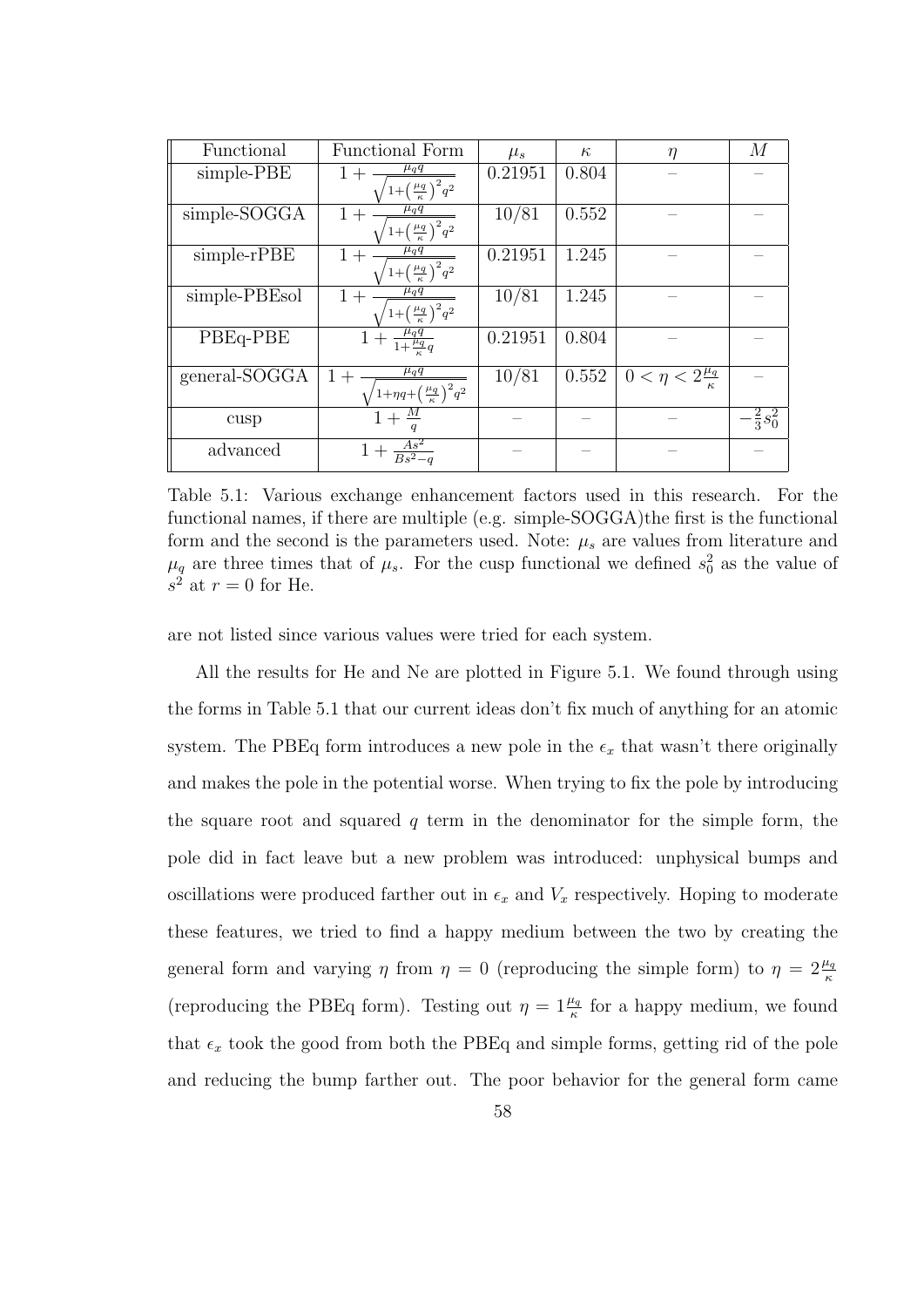| Functional | Functional Form | $\mu_s$ | $\kappa$ | $\eta$ | $M$ |
|---|---|---|---|---|---|
| simple-PBE | $1+\frac{\mu_q q}{\sqrt{1+\left(\frac{\mu_q}{\kappa}\right)^2 q^2}}$ | 0.21951 | 0.804 | – | – |
| simple-SOGGA | $1+\frac{\mu_q q}{\sqrt{1+\left(\frac{\mu_q}{\kappa}\right)^2 q^2}}$ | 10/81 | 0.552 | – | – |
| simple-rPBE | $1+\frac{\mu_q q}{\sqrt{1+\left(\frac{\mu_q}{\kappa}\right)^2 q^2}}$ | 0.21951 | 1.245 | – | – |
| simple-PBEsol | $1+\frac{\mu_q q}{\sqrt{1+\left(\frac{\mu_q}{\kappa}\right)^2 q^2}}$ | 10/81 | 1.245 | – | – |
| PBEq-PBE | $1+\frac{\mu_q q}{1+\frac{\mu_q}{\kappa}q}$ | 0.21951 | 0.804 | – | – |
| general-SOGGA | $1+\frac{\mu_q q}{\sqrt{1+\eta q+\left(\frac{\mu_q}{\kappa}\right)^2 q^2}}$ | 10/81 | 0.552 | $0<\eta<2\frac{\mu_q}{\kappa}$ | – |
| cusp | $1+\frac{M}{q}$ | – | – | – | $-\frac{2}{3}s_0^2$ |
| advanced | $1+\frac{As^2}{Bs^2-q}$ | – | – | – | – |

Table 5.1: Various exchange enhancement factors used in this research. For the functional names, if there are multiple (e.g. simple-SOGGA)the first is the functional form and the second is the parameters used. Note: $\mu_s$ are values from literature and $\mu_q$ are three times that of $\mu_s$. For the cusp functional we defined $s_0^2$ as the value of $s^2$ at $r=0$ for He.

are not listed since various values were tried for each system.

All the results for He and Ne are plotted in Figure 5.1. We found through using the forms in Table 5.1 that our current ideas don't fix much of anything for an atomic system. The PBEq form introduces a new pole in the $\epsilon_x$ that wasn't there originally and makes the pole in the potential worse. When trying to fix the pole by introducing the square root and squared $q$ term in the denominator for the simple form, the pole did in fact leave but a new problem was introduced: unphysical bumps and oscillations were produced farther out in $\epsilon_x$ and $V_x$ respectively. Hoping to moderate these features, we tried to find a happy medium between the two by creating the general form and varying $\eta$ from $\eta = 0$ (reproducing the simple form) to $\eta = 2\frac{\mu_q}{\kappa}$ (reproducing the PBEq form). Testing out $\eta = 1\frac{\mu_q}{\kappa}$ for a happy medium, we found that $\epsilon_x$ took the good from both the PBEq and simple forms, getting rid of the pole and reducing the bump farther out. The poor behavior for the general form came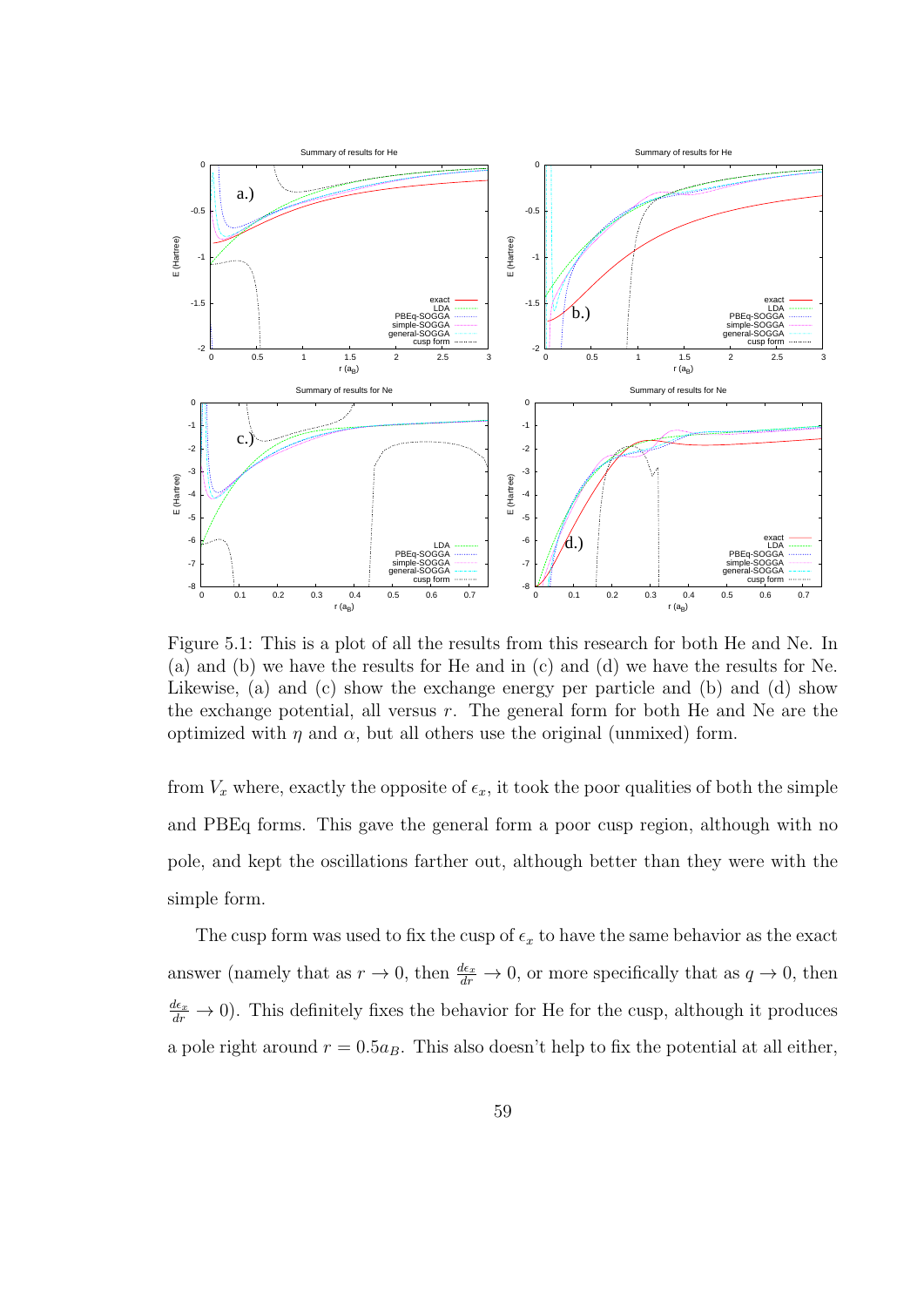Figure 5.1: This is a plot of all the results from this research for both He and Ne. In (a) and (b) we have the results for He and in (c) and (d) we have the results for Ne. Likewise, (a) and (c) show the exchange energy per particle and (b) and (d) show the exchange potential, all versus $r$. The general form for both He and Ne are the optimized with $\eta$ and $\alpha$, but all others use the original (unmixed) form.

from $V_x$ where, exactly the opposite of $\epsilon_x$, it took the poor qualities of both the simple and PBEq forms. This gave the general form a poor cusp region, although with no pole, and kept the oscillations farther out, although better than they were with the simple form.

The cusp form was used to fix the cusp of $\epsilon_x$ to have the same behavior as the exact answer (namely that as $r \to 0$, then $\frac{d\epsilon_x}{dr} \to 0$, or more specifically that as $q \to 0$, then $\frac{d\epsilon_x}{dr} \to 0$). This definitely fixes the behavior for He for the cusp, although it produces a pole right around $r = 0.5a_B$. This also doesn't help to fix the potential at all either,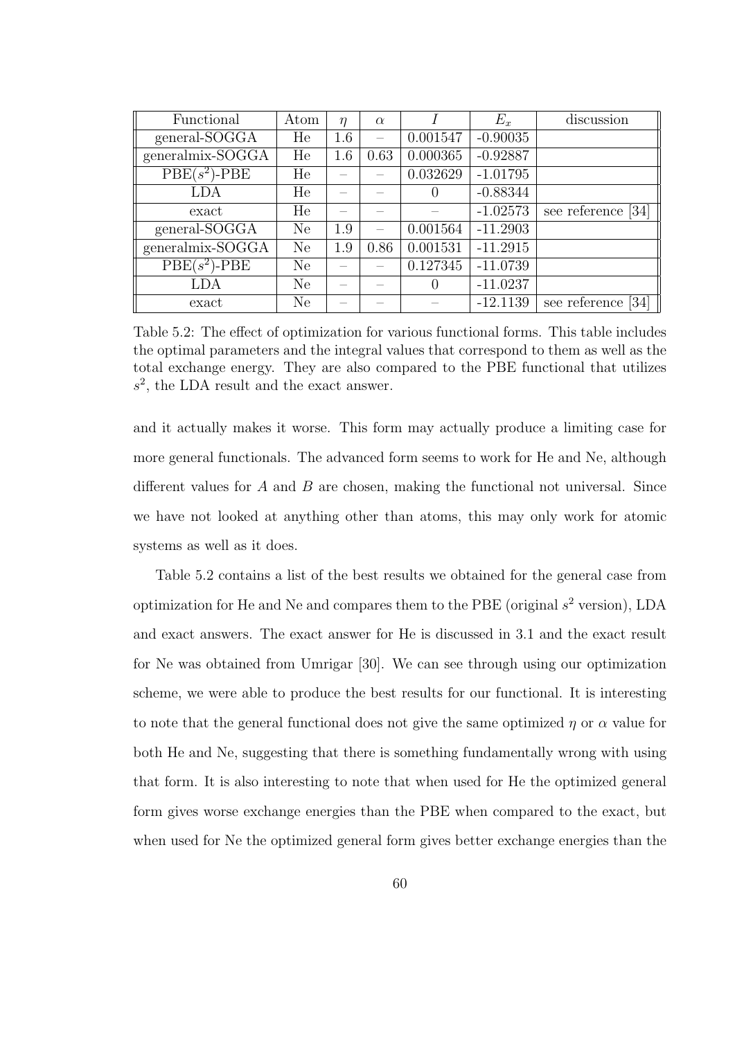| Functional | Atom | $\eta$ | $\alpha$ | $I$ | $E_x$ | discussion |
|---|---|---|---|---|---|---|
| general-SOGGA | He | 1.6 | – | 0.001547 | -0.90035 | |
| generalmix-SOGGA | He | 1.6 | 0.63 | 0.000365 | -0.92887 | |
| PBE($s^2$)-PBE | He | – | – | 0.032629 | -1.01795 | |
| LDA | He | – | – | 0 | -0.88344 | |
| exact | He | – | – | – | -1.02573 | see reference [34] |
| general-SOGGA | Ne | 1.9 | – | 0.001564 | -11.2903 | |
| generalmix-SOGGA | Ne | 1.9 | 0.86 | 0.001531 | -11.2915 | |
| PBE($s^2$)-PBE | Ne | – | – | 0.127345 | -11.0739 | |
| LDA | Ne | – | – | 0 | -11.0237 | |
| exact | Ne | – | – | – | -12.1139 | see reference [34] |

Table 5.2: The effect of optimization for various functional forms. This table includes the optimal parameters and the integral values that correspond to them as well as the total exchange energy. They are also compared to the PBE functional that utilizes $s^2$, the LDA result and the exact answer.

and it actually makes it worse. This form may actually produce a limiting case for more general functionals. The advanced form seems to work for He and Ne, although different values for $A$ and $B$ are chosen, making the functional not universal. Since we have not looked at anything other than atoms, this may only work for atomic systems as well as it does.

Table 5.2 contains a list of the best results we obtained for the general case from optimization for He and Ne and compares them to the PBE (original $s^2$ version), LDA and exact answers. The exact answer for He is discussed in 3.1 and the exact result for Ne was obtained from Umrigar [30]. We can see through using our optimization scheme, we were able to produce the best results for our functional. It is interesting to note that the general functional does not give the same optimized $\eta$ or $\alpha$ value for both He and Ne, suggesting that there is something fundamentally wrong with using that form. It is also interesting to note that when used for He the optimized general form gives worse exchange energies than the PBE when compared to the exact, but when used for Ne the optimized general form gives better exchange energies than the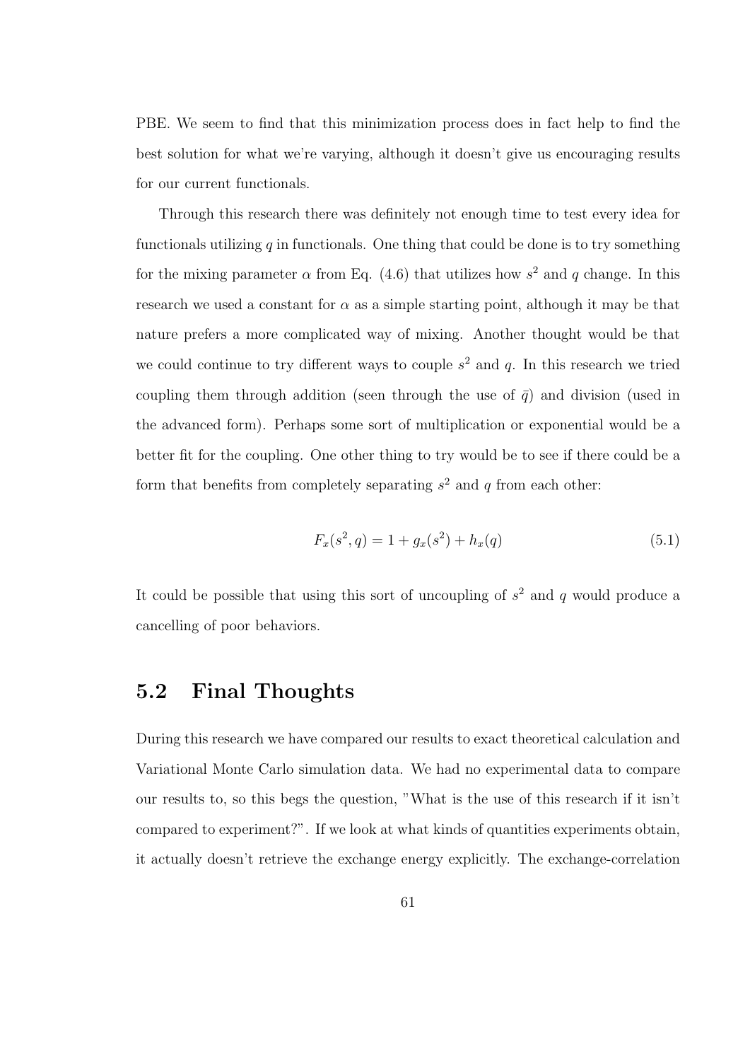PBE. We seem to find that this minimization process does in fact help to find the best solution for what we're varying, although it doesn't give us encouraging results for our current functionals.

Through this research there was definitely not enough time to test every idea for functionals utilizing $q$ in functionals. One thing that could be done is to try something for the mixing parameter $\alpha$ from Eq. (4.6) that utilizes how $s^2$ and $q$ change. In this research we used a constant for $\alpha$ as a simple starting point, although it may be that nature prefers a more complicated way of mixing. Another thought would be that we could continue to try different ways to couple $s^2$ and $q$. In this research we tried coupling them through addition (seen through the use of $\bar{q}$) and division (used in the advanced form). Perhaps some sort of multiplication or exponential would be a better fit for the coupling. One other thing to try would be to see if there could be a form that benefits from completely separating $s^2$ and $q$ from each other:

$$F_x(s^2, q) = 1 + g_x(s^2) + h_x(q) \tag{5.1}$$

It could be possible that using this sort of uncoupling of $s^2$ and $q$ would produce a cancelling of poor behaviors.

## 5.2 Final Thoughts

During this research we have compared our results to exact theoretical calculation and Variational Monte Carlo simulation data. We had no experimental data to compare our results to, so this begs the question, "What is the use of this research if it isn't compared to experiment?". If we look at what kinds of quantities experiments obtain, it actually doesn't retrieve the exchange energy explicitly. The exchange-correlation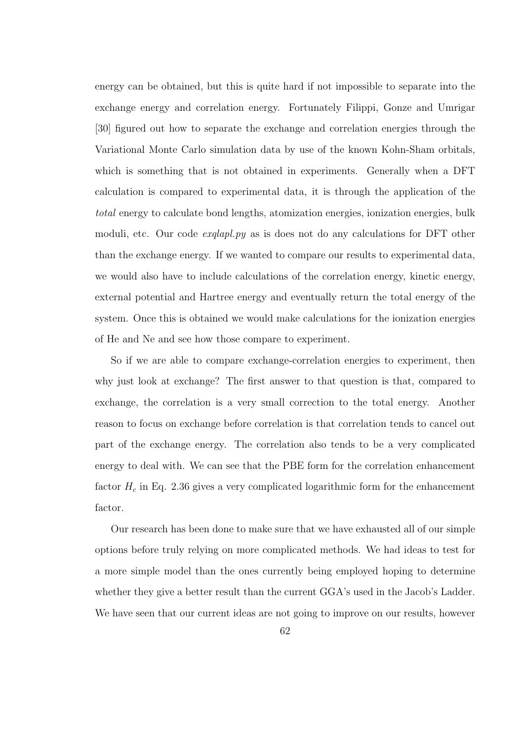energy can be obtained, but this is quite hard if not impossible to separate into the exchange energy and correlation energy. Fortunately Filippi, Gonze and Umrigar [30] figured out how to separate the exchange and correlation energies through the Variational Monte Carlo simulation data by use of the known Kohn-Sham orbitals, which is something that is not obtained in experiments. Generally when a DFT calculation is compared to experimental data, it is through the application of the *total* energy to calculate bond lengths, atomization energies, ionization energies, bulk moduli, etc. Our code *exqlapl.py* as is does not do any calculations for DFT other than the exchange energy. If we wanted to compare our results to experimental data, we would also have to include calculations of the correlation energy, kinetic energy, external potential and Hartree energy and eventually return the total energy of the system. Once this is obtained we would make calculations for the ionization energies of He and Ne and see how those compare to experiment.

So if we are able to compare exchange-correlation energies to experiment, then why just look at exchange? The first answer to that question is that, compared to exchange, the correlation is a very small correction to the total energy. Another reason to focus on exchange before correlation is that correlation tends to cancel out part of the exchange energy. The correlation also tends to be a very complicated energy to deal with. We can see that the PBE form for the correlation enhancement factor $H_c$ in Eq. 2.36 gives a very complicated logarithmic form for the enhancement factor.

Our research has been done to make sure that we have exhausted all of our simple options before truly relying on more complicated methods. We had ideas to test for a more simple model than the ones currently being employed hoping to determine whether they give a better result than the current GGA's used in the Jacob's Ladder. We have seen that our current ideas are not going to improve on our results, however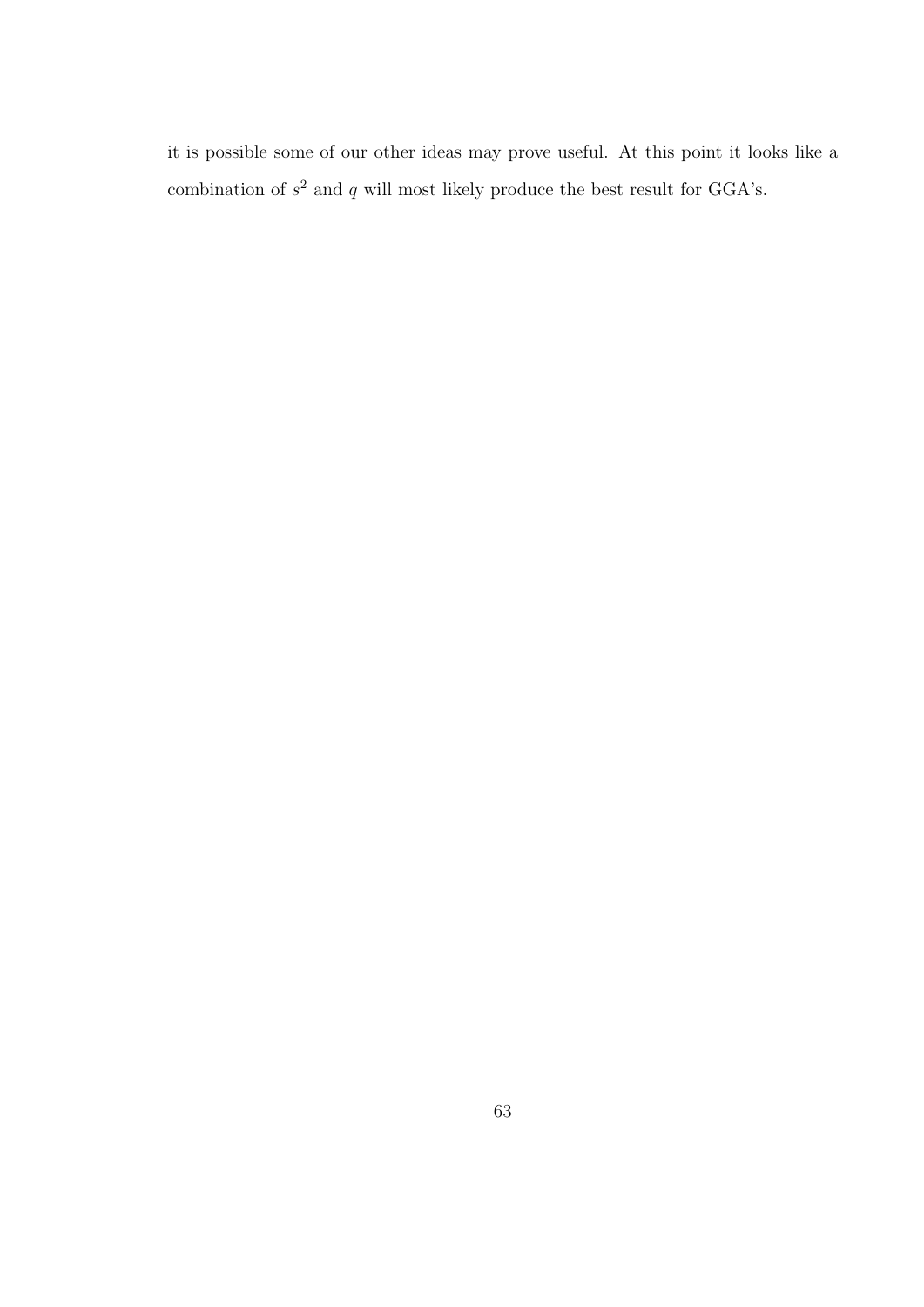it is possible some of our other ideas may prove useful. At this point it looks like a combination of $s^2$ and $q$ will most likely produce the best result for GGA's.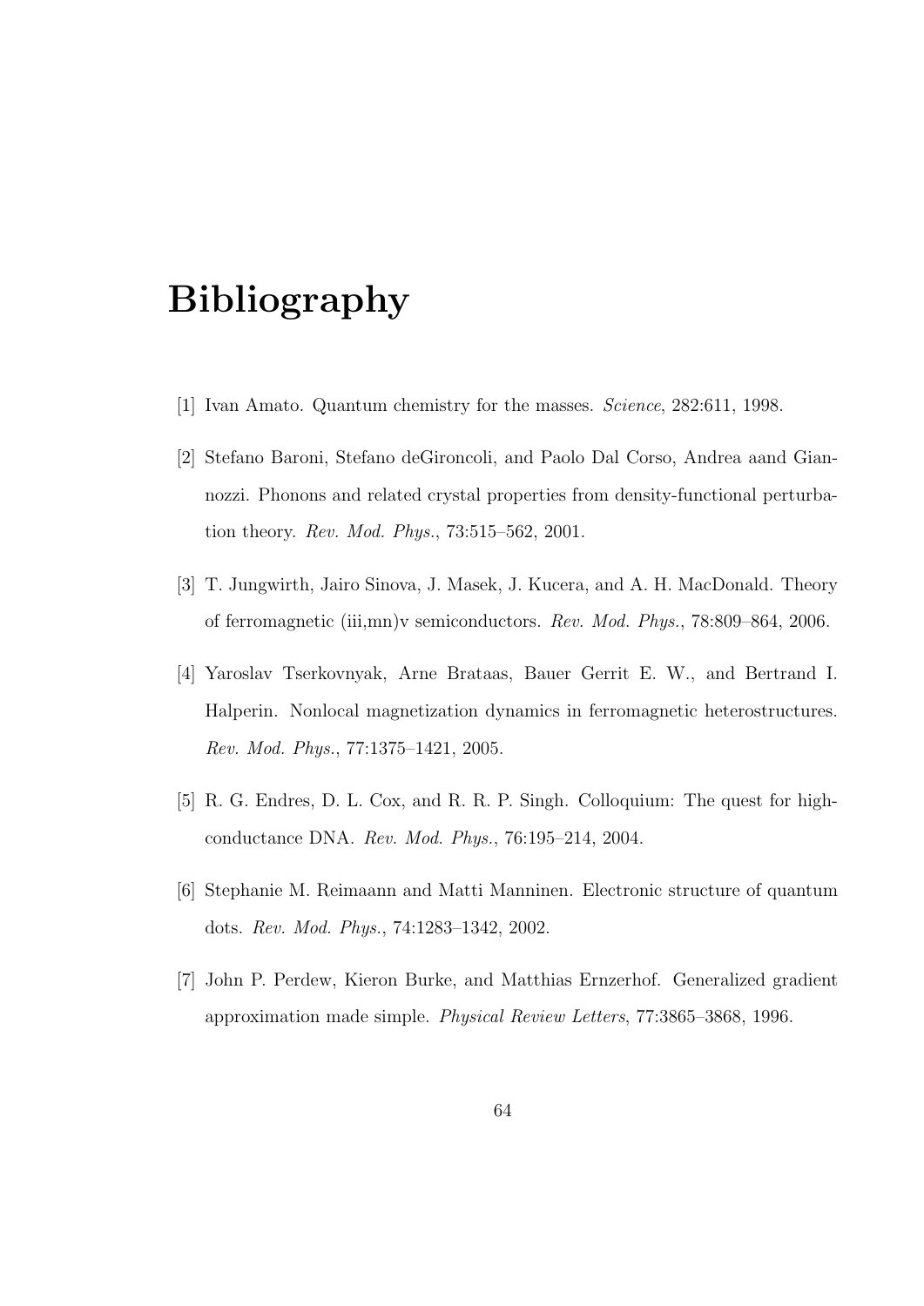# Bibliography

[1] Ivan Amato. Quantum chemistry for the masses. *Science*, 282:611, 1998.

[2] Stefano Baroni, Stefano deGironcoli, and Paolo Dal Corso, Andrea aand Giannozzi. Phonons and related crystal properties from density-functional perturbation theory. *Rev. Mod. Phys.*, 73:515–562, 2001.

[3] T. Jungwirth, Jairo Sinova, J. Masek, J. Kucera, and A. H. MacDonald. Theory of ferromagnetic (iii,mn)v semiconductors. *Rev. Mod. Phys.*, 78:809–864, 2006.

[4] Yaroslav Tserkovnyak, Arne Brataas, Bauer Gerrit E. W., and Bertrand I. Halperin. Nonlocal magnetization dynamics in ferromagnetic heterostructures. *Rev. Mod. Phys.*, 77:1375–1421, 2005.

[5] R. G. Endres, D. L. Cox, and R. R. P. Singh. Colloquium: The quest for high-conductance DNA. *Rev. Mod. Phys.*, 76:195–214, 2004.

[6] Stephanie M. Reimaann and Matti Manninen. Electronic structure of quantum dots. *Rev. Mod. Phys.*, 74:1283–1342, 2002.

[7] John P. Perdew, Kieron Burke, and Matthias Ernzerhof. Generalized gradient approximation made simple. *Physical Review Letters*, 77:3865–3868, 1996.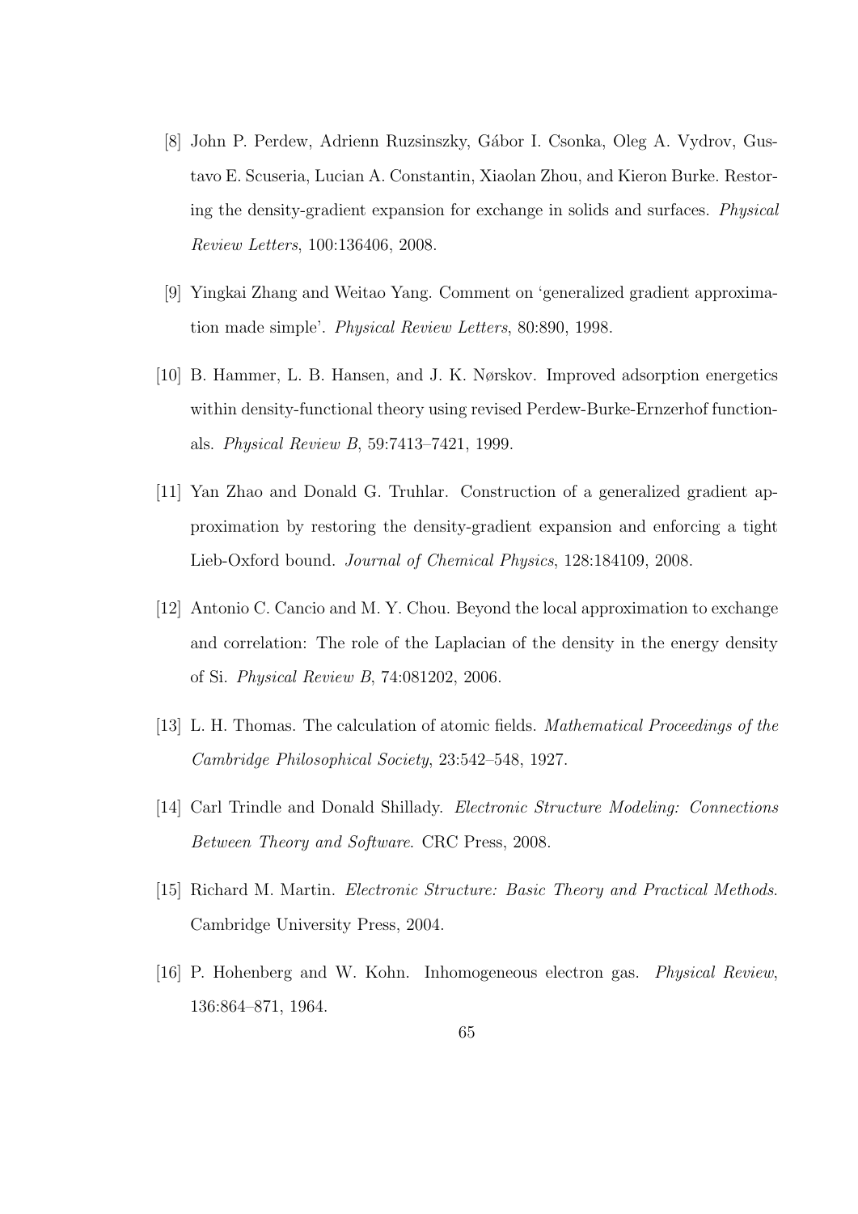[8] John P. Perdew, Adrienn Ruzsinszky, Gábor I. Csonka, Oleg A. Vydrov, Gustavo E. Scuseria, Lucian A. Constantin, Xiaolan Zhou, and Kieron Burke. Restoring the density-gradient expansion for exchange in solids and surfaces. *Physical Review Letters*, 100:136406, 2008.

[9] Yingkai Zhang and Weitao Yang. Comment on 'generalized gradient approximation made simple'. *Physical Review Letters*, 80:890, 1998.

[10] B. Hammer, L. B. Hansen, and J. K. Nørskov. Improved adsorption energetics within density-functional theory using revised Perdew-Burke-Ernzerhof functionals. *Physical Review B*, 59:7413–7421, 1999.

[11] Yan Zhao and Donald G. Truhlar. Construction of a generalized gradient approximation by restoring the density-gradient expansion and enforcing a tight Lieb-Oxford bound. *Journal of Chemical Physics*, 128:184109, 2008.

[12] Antonio C. Cancio and M. Y. Chou. Beyond the local approximation to exchange and correlation: The role of the Laplacian of the density in the energy density of Si. *Physical Review B*, 74:081202, 2006.

[13] L. H. Thomas. The calculation of atomic fields. *Mathematical Proceedings of the Cambridge Philosophical Society*, 23:542–548, 1927.

[14] Carl Trindle and Donald Shillady. *Electronic Structure Modeling: Connections Between Theory and Software*. CRC Press, 2008.

[15] Richard M. Martin. *Electronic Structure: Basic Theory and Practical Methods*. Cambridge University Press, 2004.

[16] P. Hohenberg and W. Kohn. Inhomogeneous electron gas. *Physical Review*, 136:864–871, 1964.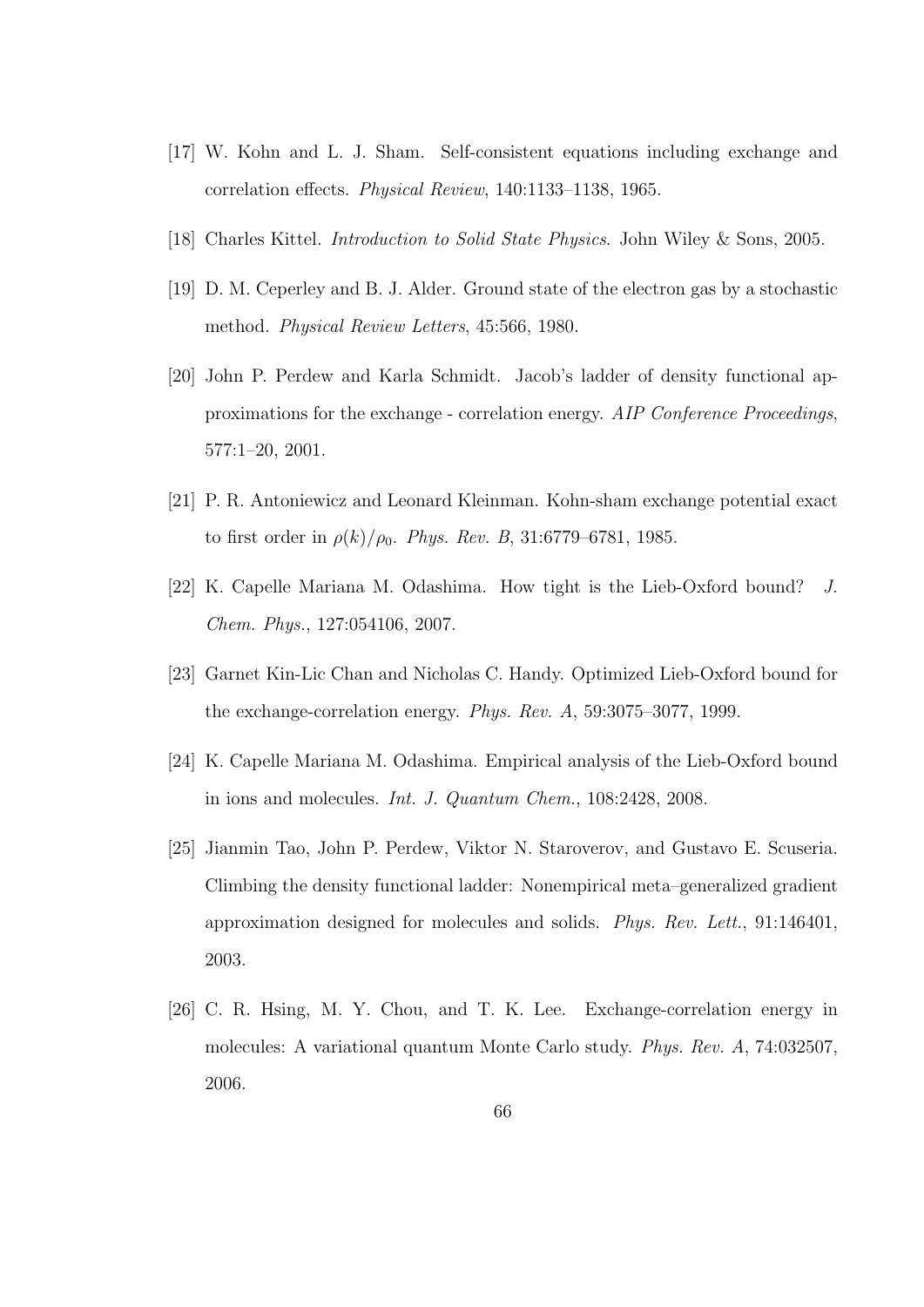[17] W. Kohn and L. J. Sham. Self-consistent equations including exchange and correlation effects. *Physical Review*, 140:1133–1138, 1965.

[18] Charles Kittel. *Introduction to Solid State Physics*. John Wiley & Sons, 2005.

[19] D. M. Ceperley and B. J. Alder. Ground state of the electron gas by a stochastic method. *Physical Review Letters*, 45:566, 1980.

[20] John P. Perdew and Karla Schmidt. Jacob's ladder of density functional approximations for the exchange - correlation energy. *AIP Conference Proceedings*, 577:1–20, 2001.

[21] P. R. Antoniewicz and Leonard Kleinman. Kohn-sham exchange potential exact to first order in $\rho(k)/\rho_0$. *Phys. Rev. B*, 31:6779–6781, 1985.

[22] K. Capelle Mariana M. Odashima. How tight is the Lieb-Oxford bound? *J. Chem. Phys.*, 127:054106, 2007.

[23] Garnet Kin-Lic Chan and Nicholas C. Handy. Optimized Lieb-Oxford bound for the exchange-correlation energy. *Phys. Rev. A*, 59:3075–3077, 1999.

[24] K. Capelle Mariana M. Odashima. Empirical analysis of the Lieb-Oxford bound in ions and molecules. *Int. J. Quantum Chem.*, 108:2428, 2008.

[25] Jianmin Tao, John P. Perdew, Viktor N. Staroverov, and Gustavo E. Scuseria. Climbing the density functional ladder: Nonempirical meta–generalized gradient approximation designed for molecules and solids. *Phys. Rev. Lett.*, 91:146401, 2003.

[26] C. R. Hsing, M. Y. Chou, and T. K. Lee. Exchange-correlation energy in molecules: A variational quantum Monte Carlo study. *Phys. Rev. A*, 74:032507, 2006.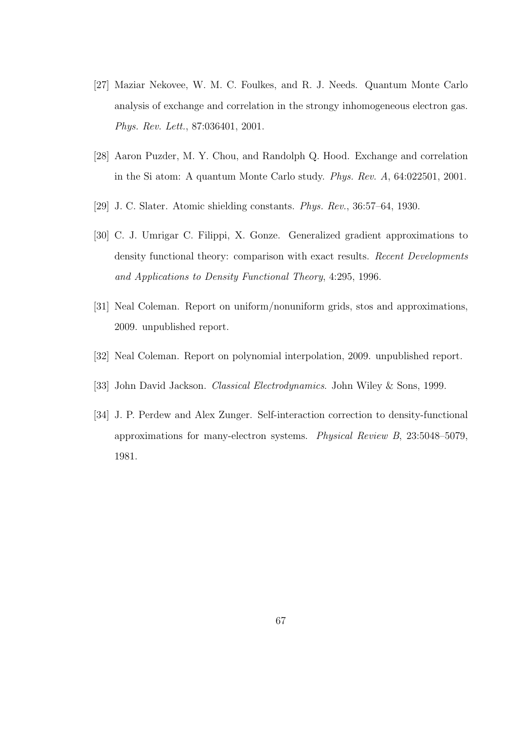[27] Maziar Nekovee, W. M. C. Foulkes, and R. J. Needs. Quantum Monte Carlo analysis of exchange and correlation in the strongy inhomogeneous electron gas. *Phys. Rev. Lett.*, 87:036401, 2001.

[28] Aaron Puzder, M. Y. Chou, and Randolph Q. Hood. Exchange and correlation in the Si atom: A quantum Monte Carlo study. *Phys. Rev. A*, 64:022501, 2001.

[29] J. C. Slater. Atomic shielding constants. *Phys. Rev.*, 36:57–64, 1930.

[30] C. J. Umrigar C. Filippi, X. Gonze. Generalized gradient approximations to density functional theory: comparison with exact results. *Recent Developments and Applications to Density Functional Theory*, 4:295, 1996.

[31] Neal Coleman. Report on uniform/nonuniform grids, stos and approximations, 2009. unpublished report.

[32] Neal Coleman. Report on polynomial interpolation, 2009. unpublished report.

[33] John David Jackson. *Classical Electrodynamics*. John Wiley & Sons, 1999.

[34] J. P. Perdew and Alex Zunger. Self-interaction correction to density-functional approximations for many-electron systems. *Physical Review B*, 23:5048–5079, 1981.